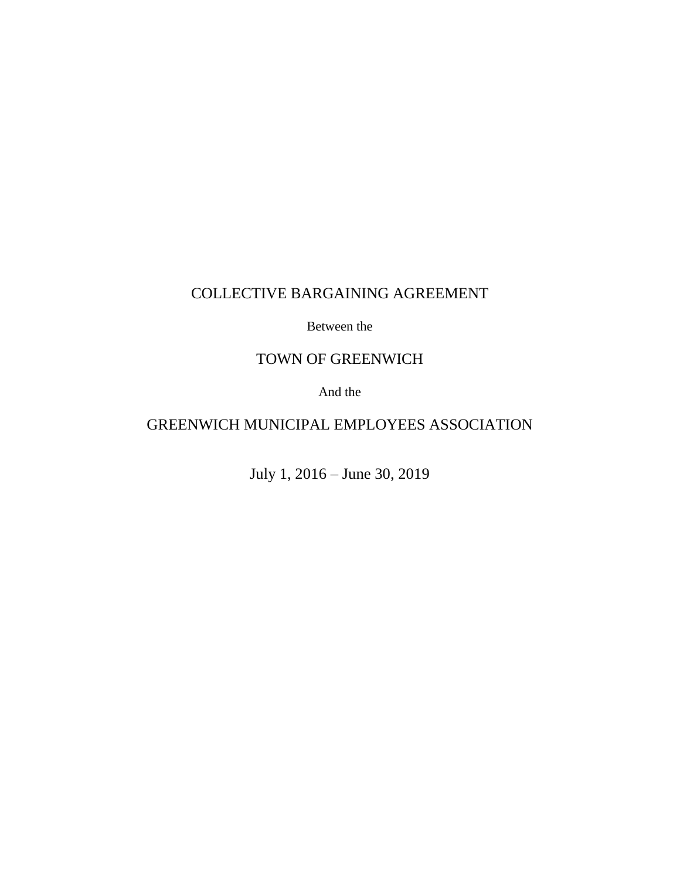# COLLECTIVE BARGAINING AGREEMENT

Between the

## TOWN OF GREENWICH

And the

## GREENWICH MUNICIPAL EMPLOYEES ASSOCIATION

July 1, 2016 – June 30, 2019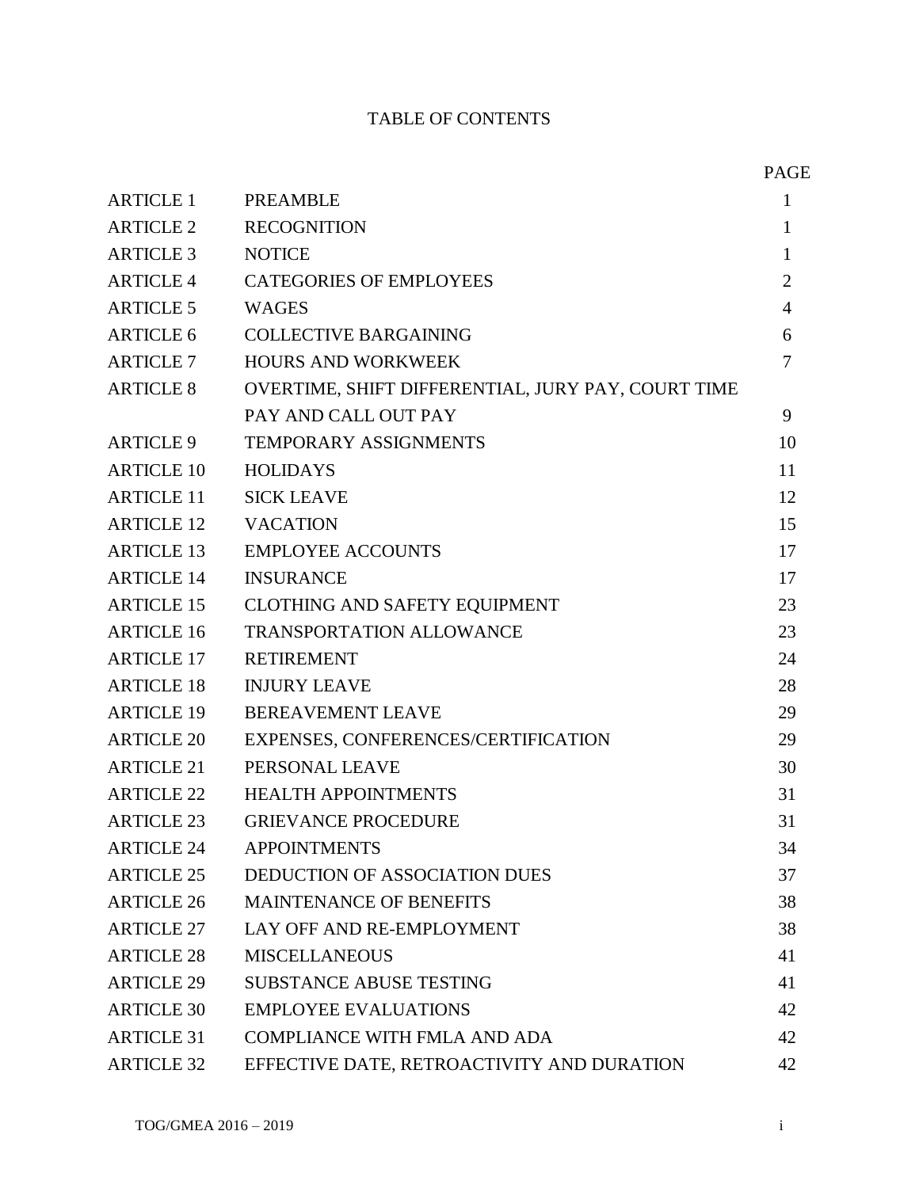# TABLE OF CONTENTS

| | | PAGE |
|---|---|---|
| ARTICLE 1 | PREAMBLE | 1 |
| ARTICLE 2 | RECOGNITION | 1 |
| ARTICLE 3 | NOTICE | 1 |
| ARTICLE 4 | CATEGORIES OF EMPLOYEES | 2 |
| ARTICLE 5 | WAGES | 4 |
| ARTICLE 6 | COLLECTIVE BARGAINING | 6 |
| ARTICLE 7 | HOURS AND WORKWEEK | 7 |
| ARTICLE 8 | OVERTIME, SHIFT DIFFERENTIAL, JURY PAY, COURT TIME PAY AND CALL OUT PAY | 9 |
| ARTICLE 9 | TEMPORARY ASSIGNMENTS | 10 |
| ARTICLE 10 | HOLIDAYS | 11 |
| ARTICLE 11 | SICK LEAVE | 12 |
| ARTICLE 12 | VACATION | 15 |
| ARTICLE 13 | EMPLOYEE ACCOUNTS | 17 |
| ARTICLE 14 | INSURANCE | 17 |
| ARTICLE 15 | CLOTHING AND SAFETY EQUIPMENT | 23 |
| ARTICLE 16 | TRANSPORTATION ALLOWANCE | 23 |
| ARTICLE 17 | RETIREMENT | 24 |
| ARTICLE 18 | INJURY LEAVE | 28 |
| ARTICLE 19 | BEREAVEMENT LEAVE | 29 |
| ARTICLE 20 | EXPENSES, CONFERENCES/CERTIFICATION | 29 |
| ARTICLE 21 | PERSONAL LEAVE | 30 |
| ARTICLE 22 | HEALTH APPOINTMENTS | 31 |
| ARTICLE 23 | GRIEVANCE PROCEDURE | 31 |
| ARTICLE 24 | APPOINTMENTS | 34 |
| ARTICLE 25 | DEDUCTION OF ASSOCIATION DUES | 37 |
| ARTICLE 26 | MAINTENANCE OF BENEFITS | 38 |
| ARTICLE 27 | LAY OFF AND RE-EMPLOYMENT | 38 |
| ARTICLE 28 | MISCELLANEOUS | 41 |
| ARTICLE 29 | SUBSTANCE ABUSE TESTING | 41 |
| ARTICLE 30 | EMPLOYEE EVALUATIONS | 42 |
| ARTICLE 31 | COMPLIANCE WITH FMLA AND ADA | 42 |
| ARTICLE 32 | EFFECTIVE DATE, RETROACTIVITY AND DURATION | 42 |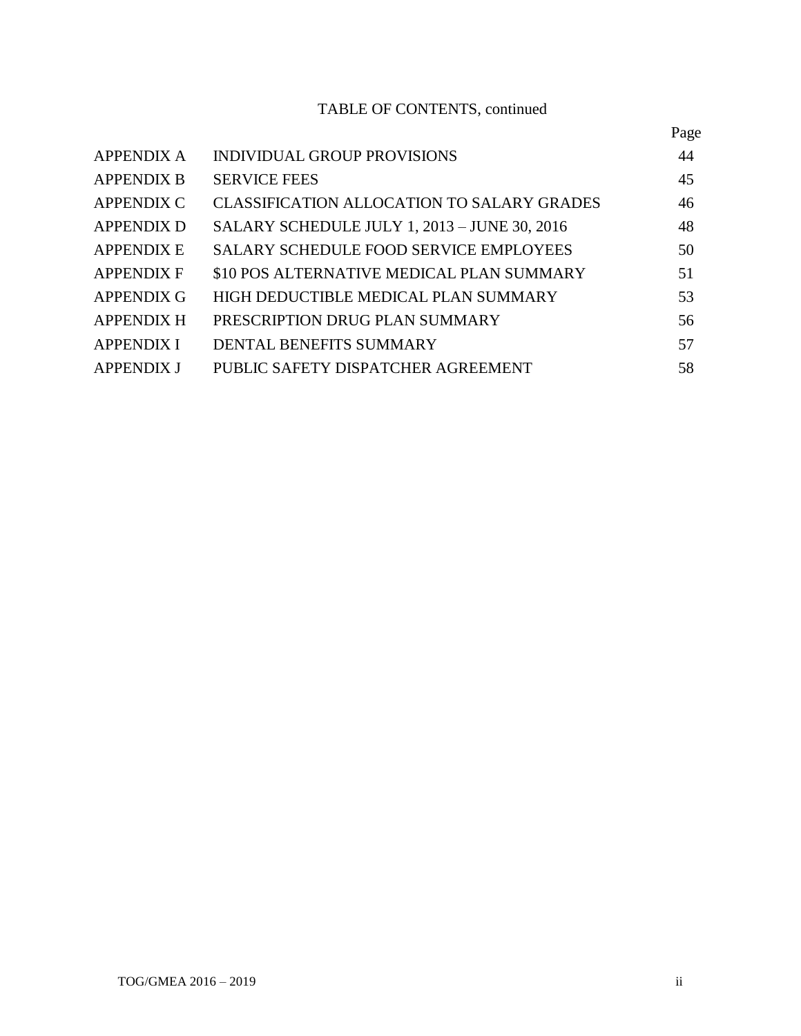TABLE OF CONTENTS, continued

| | | Page |
|---|---|---|
| APPENDIX A | INDIVIDUAL GROUP PROVISIONS | 44 |
| APPENDIX B | SERVICE FEES | 45 |
| APPENDIX C | CLASSIFICATION ALLOCATION TO SALARY GRADES | 46 |
| APPENDIX D | SALARY SCHEDULE JULY 1, 2013 – JUNE 30, 2016 | 48 |
| APPENDIX E | SALARY SCHEDULE FOOD SERVICE EMPLOYEES | 50 |
| APPENDIX F | $10 POS ALTERNATIVE MEDICAL PLAN SUMMARY | 51 |
| APPENDIX G | HIGH DEDUCTIBLE MEDICAL PLAN SUMMARY | 53 |
| APPENDIX H | PRESCRIPTION DRUG PLAN SUMMARY | 56 |
| APPENDIX I | DENTAL BENEFITS SUMMARY | 57 |
| APPENDIX J | PUBLIC SAFETY DISPATCHER AGREEMENT | 58 |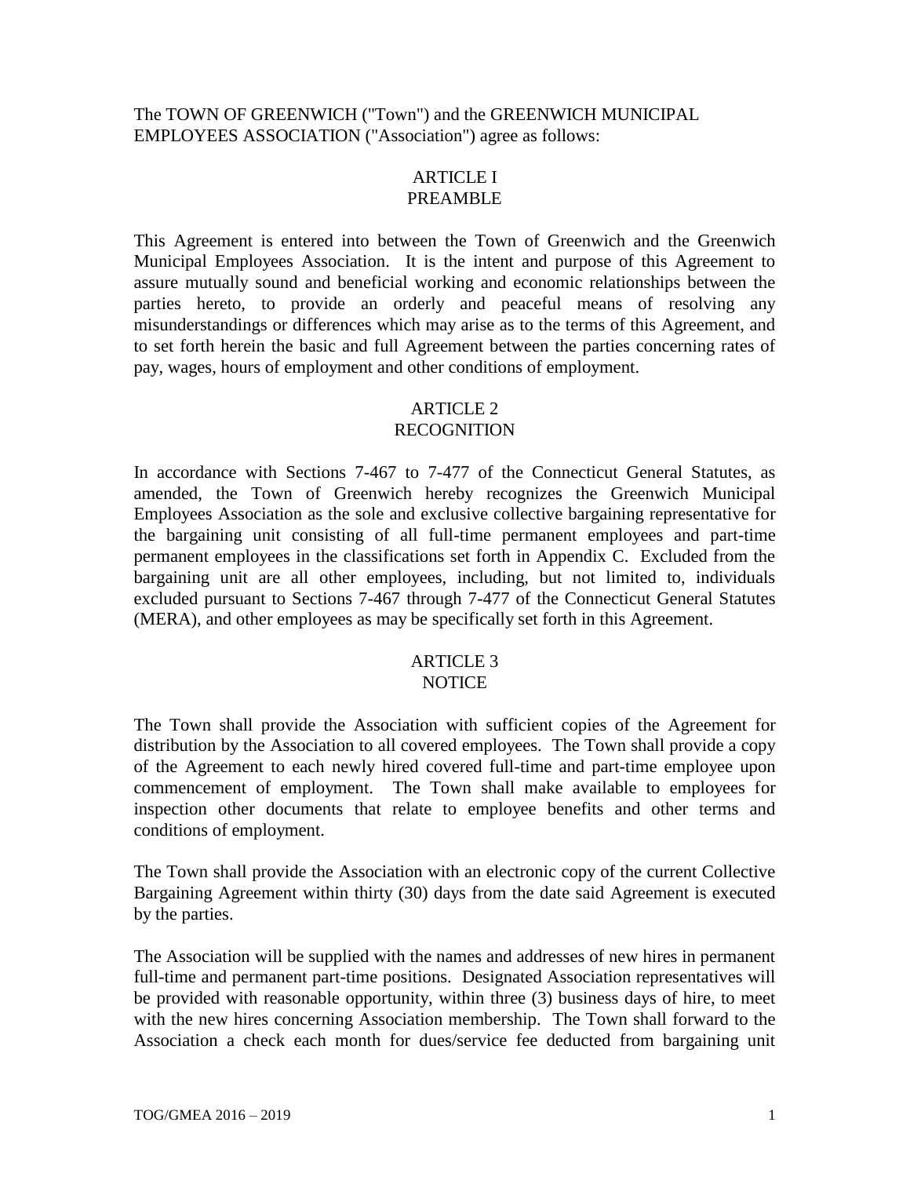The TOWN OF GREENWICH ("Town") and the GREENWICH MUNICIPAL EMPLOYEES ASSOCIATION ("Association") agree as follows:

## ARTICLE I
## PREAMBLE

This Agreement is entered into between the Town of Greenwich and the Greenwich Municipal Employees Association. It is the intent and purpose of this Agreement to assure mutually sound and beneficial working and economic relationships between the parties hereto, to provide an orderly and peaceful means of resolving any misunderstandings or differences which may arise as to the terms of this Agreement, and to set forth herein the basic and full Agreement between the parties concerning rates of pay, wages, hours of employment and other conditions of employment.

## ARTICLE 2
## RECOGNITION

In accordance with Sections 7-467 to 7-477 of the Connecticut General Statutes, as amended, the Town of Greenwich hereby recognizes the Greenwich Municipal Employees Association as the sole and exclusive collective bargaining representative for the bargaining unit consisting of all full-time permanent employees and part-time permanent employees in the classifications set forth in Appendix C. Excluded from the bargaining unit are all other employees, including, but not limited to, individuals excluded pursuant to Sections 7-467 through 7-477 of the Connecticut General Statutes (MERA), and other employees as may be specifically set forth in this Agreement.

## ARTICLE 3
## NOTICE

The Town shall provide the Association with sufficient copies of the Agreement for distribution by the Association to all covered employees. The Town shall provide a copy of the Agreement to each newly hired covered full-time and part-time employee upon commencement of employment. The Town shall make available to employees for inspection other documents that relate to employee benefits and other terms and conditions of employment.

The Town shall provide the Association with an electronic copy of the current Collective Bargaining Agreement within thirty (30) days from the date said Agreement is executed by the parties.

The Association will be supplied with the names and addresses of new hires in permanent full-time and permanent part-time positions. Designated Association representatives will be provided with reasonable opportunity, within three (3) business days of hire, to meet with the new hires concerning Association membership. The Town shall forward to the Association a check each month for dues/service fee deducted from bargaining unit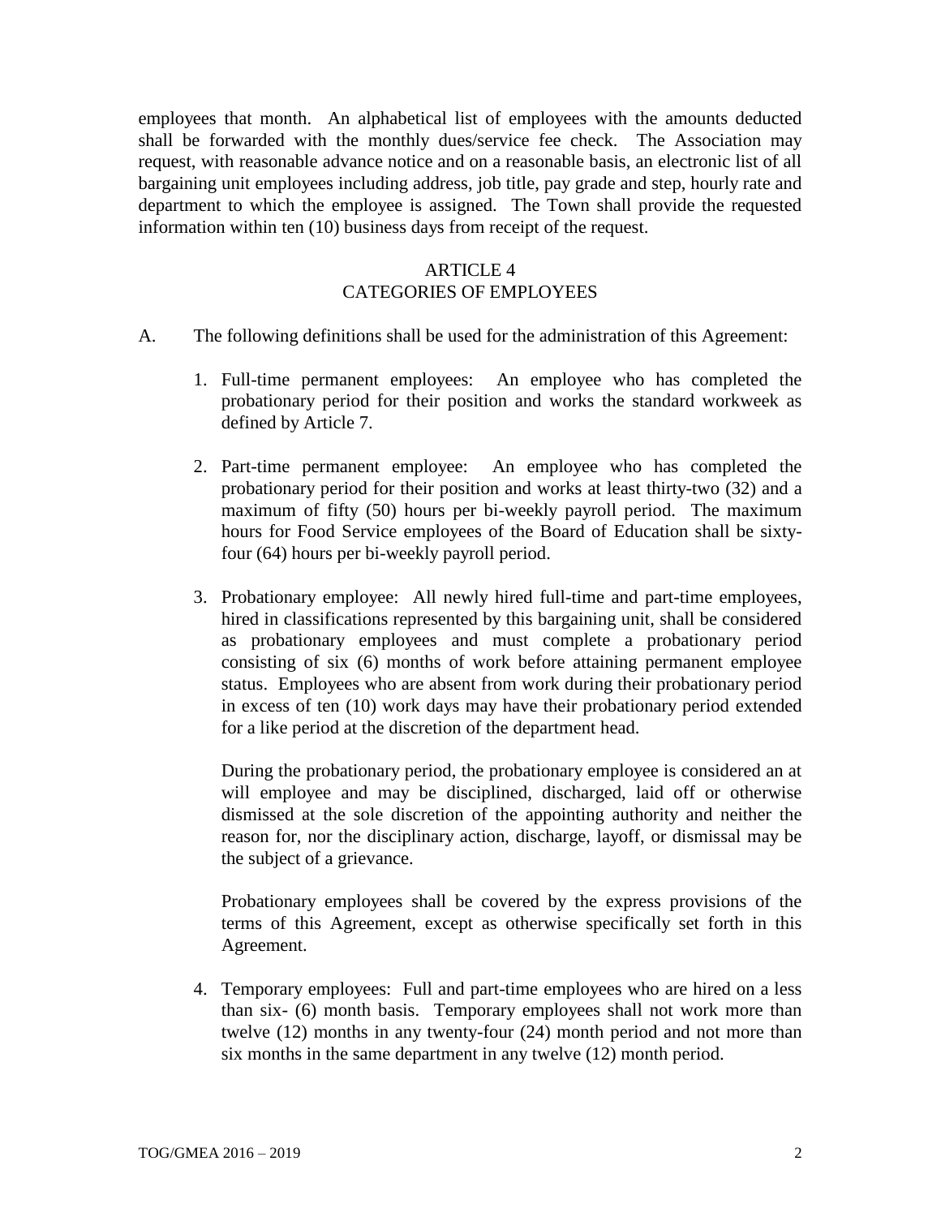employees that month. An alphabetical list of employees with the amounts deducted shall be forwarded with the monthly dues/service fee check. The Association may request, with reasonable advance notice and on a reasonable basis, an electronic list of all bargaining unit employees including address, job title, pay grade and step, hourly rate and department to which the employee is assigned. The Town shall provide the requested information within ten (10) business days from receipt of the request.

## ARTICLE 4
## CATEGORIES OF EMPLOYEES

A. The following definitions shall be used for the administration of this Agreement:

1. Full-time permanent employees: An employee who has completed the probationary period for their position and works the standard workweek as defined by Article 7.

2. Part-time permanent employee: An employee who has completed the probationary period for their position and works at least thirty-two (32) and a maximum of fifty (50) hours per bi-weekly payroll period. The maximum hours for Food Service employees of the Board of Education shall be sixty-four (64) hours per bi-weekly payroll period.

3. Probationary employee: All newly hired full-time and part-time employees, hired in classifications represented by this bargaining unit, shall be considered as probationary employees and must complete a probationary period consisting of six (6) months of work before attaining permanent employee status. Employees who are absent from work during their probationary period in excess of ten (10) work days may have their probationary period extended for a like period at the discretion of the department head.

   During the probationary period, the probationary employee is considered an at will employee and may be disciplined, discharged, laid off or otherwise dismissed at the sole discretion of the appointing authority and neither the reason for, nor the disciplinary action, discharge, layoff, or dismissal may be the subject of a grievance.

   Probationary employees shall be covered by the express provisions of the terms of this Agreement, except as otherwise specifically set forth in this Agreement.

4. Temporary employees: Full and part-time employees who are hired on a less than six- (6) month basis. Temporary employees shall not work more than twelve (12) months in any twenty-four (24) month period and not more than six months in the same department in any twelve (12) month period.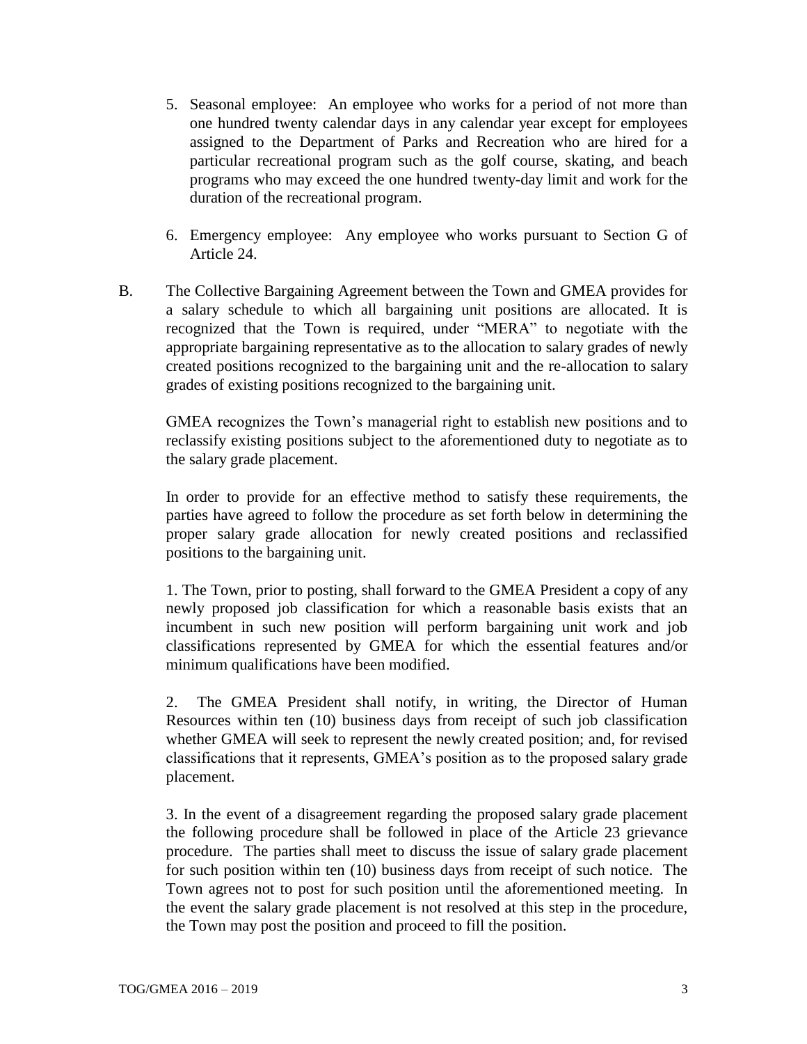5. Seasonal employee: An employee who works for a period of not more than one hundred twenty calendar days in any calendar year except for employees assigned to the Department of Parks and Recreation who are hired for a particular recreational program such as the golf course, skating, and beach programs who may exceed the one hundred twenty-day limit and work for the duration of the recreational program.

6. Emergency employee: Any employee who works pursuant to Section G of Article 24.

B. The Collective Bargaining Agreement between the Town and GMEA provides for a salary schedule to which all bargaining unit positions are allocated. It is recognized that the Town is required, under "MERA" to negotiate with the appropriate bargaining representative as to the allocation to salary grades of newly created positions recognized to the bargaining unit and the re-allocation to salary grades of existing positions recognized to the bargaining unit.

GMEA recognizes the Town's managerial right to establish new positions and to reclassify existing positions subject to the aforementioned duty to negotiate as to the salary grade placement.

In order to provide for an effective method to satisfy these requirements, the parties have agreed to follow the procedure as set forth below in determining the proper salary grade allocation for newly created positions and reclassified positions to the bargaining unit.

1. The Town, prior to posting, shall forward to the GMEA President a copy of any newly proposed job classification for which a reasonable basis exists that an incumbent in such new position will perform bargaining unit work and job classifications represented by GMEA for which the essential features and/or minimum qualifications have been modified.

2. The GMEA President shall notify, in writing, the Director of Human Resources within ten (10) business days from receipt of such job classification whether GMEA will seek to represent the newly created position; and, for revised classifications that it represents, GMEA's position as to the proposed salary grade placement.

3. In the event of a disagreement regarding the proposed salary grade placement the following procedure shall be followed in place of the Article 23 grievance procedure. The parties shall meet to discuss the issue of salary grade placement for such position within ten (10) business days from receipt of such notice. The Town agrees not to post for such position until the aforementioned meeting. In the event the salary grade placement is not resolved at this step in the procedure, the Town may post the position and proceed to fill the position.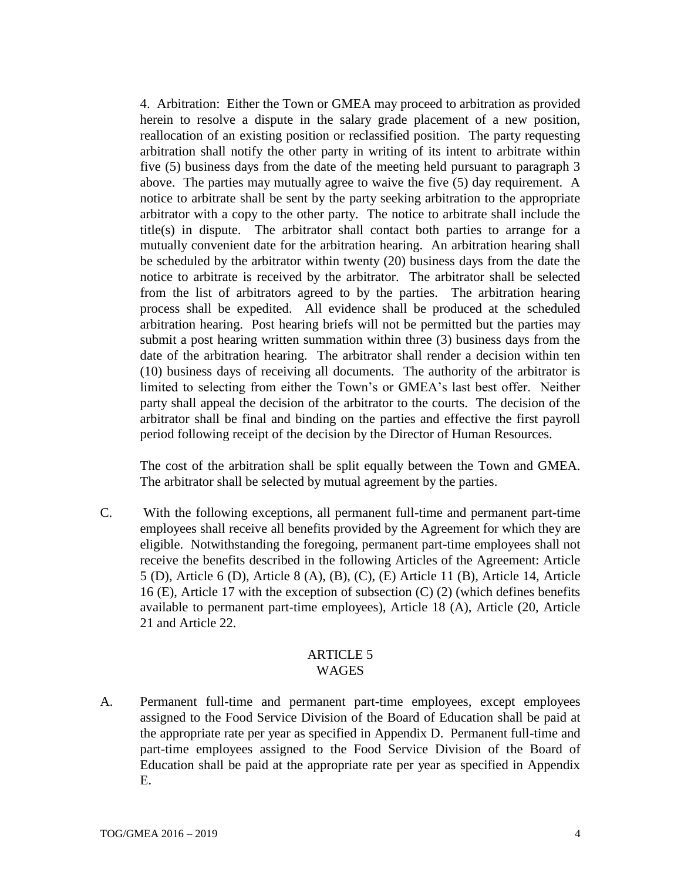4. Arbitration: Either the Town or GMEA may proceed to arbitration as provided herein to resolve a dispute in the salary grade placement of a new position, reallocation of an existing position or reclassified position. The party requesting arbitration shall notify the other party in writing of its intent to arbitrate within five (5) business days from the date of the meeting held pursuant to paragraph 3 above. The parties may mutually agree to waive the five (5) day requirement. A notice to arbitrate shall be sent by the party seeking arbitration to the appropriate arbitrator with a copy to the other party. The notice to arbitrate shall include the title(s) in dispute. The arbitrator shall contact both parties to arrange for a mutually convenient date for the arbitration hearing. An arbitration hearing shall be scheduled by the arbitrator within twenty (20) business days from the date the notice to arbitrate is received by the arbitrator. The arbitrator shall be selected from the list of arbitrators agreed to by the parties. The arbitration hearing process shall be expedited. All evidence shall be produced at the scheduled arbitration hearing. Post hearing briefs will not be permitted but the parties may submit a post hearing written summation within three (3) business days from the date of the arbitration hearing. The arbitrator shall render a decision within ten (10) business days of receiving all documents. The authority of the arbitrator is limited to selecting from either the Town's or GMEA's last best offer. Neither party shall appeal the decision of the arbitrator to the courts. The decision of the arbitrator shall be final and binding on the parties and effective the first payroll period following receipt of the decision by the Director of Human Resources.

The cost of the arbitration shall be split equally between the Town and GMEA. The arbitrator shall be selected by mutual agreement by the parties.

C. With the following exceptions, all permanent full-time and permanent part-time employees shall receive all benefits provided by the Agreement for which they are eligible. Notwithstanding the foregoing, permanent part-time employees shall not receive the benefits described in the following Articles of the Agreement: Article 5 (D), Article 6 (D), Article 8 (A), (B), (C), (E) Article 11 (B), Article 14, Article 16 (E), Article 17 with the exception of subsection (C) (2) (which defines benefits available to permanent part-time employees), Article 18 (A), Article (20, Article 21 and Article 22.

## ARTICLE 5
## WAGES

A. Permanent full-time and permanent part-time employees, except employees assigned to the Food Service Division of the Board of Education shall be paid at the appropriate rate per year as specified in Appendix D. Permanent full-time and part-time employees assigned to the Food Service Division of the Board of Education shall be paid at the appropriate rate per year as specified in Appendix E.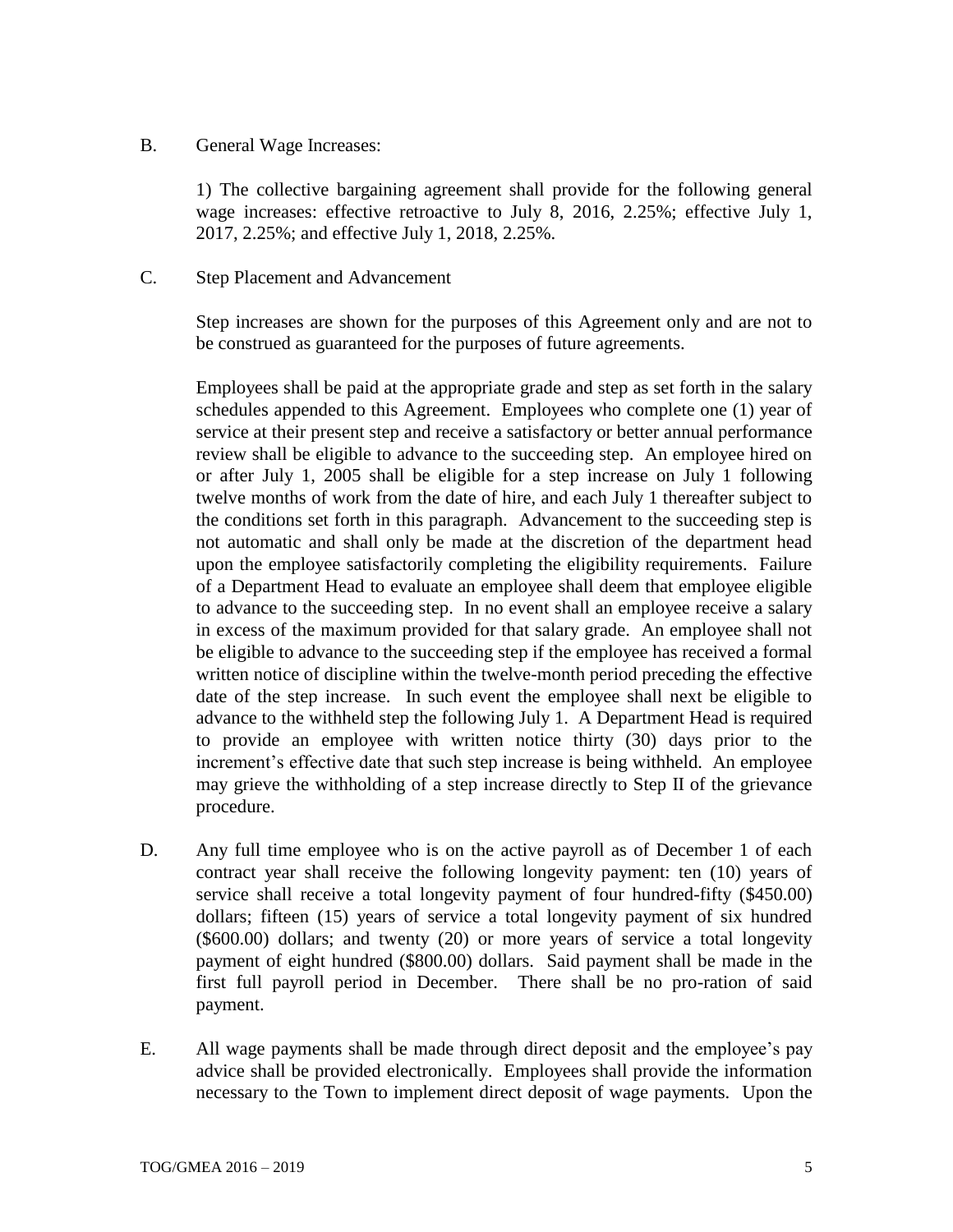B. General Wage Increases:

1) The collective bargaining agreement shall provide for the following general wage increases: effective retroactive to July 8, 2016, 2.25%; effective July 1, 2017, 2.25%; and effective July 1, 2018, 2.25%.

C. Step Placement and Advancement

Step increases are shown for the purposes of this Agreement only and are not to be construed as guaranteed for the purposes of future agreements.

Employees shall be paid at the appropriate grade and step as set forth in the salary schedules appended to this Agreement. Employees who complete one (1) year of service at their present step and receive a satisfactory or better annual performance review shall be eligible to advance to the succeeding step. An employee hired on or after July 1, 2005 shall be eligible for a step increase on July 1 following twelve months of work from the date of hire, and each July 1 thereafter subject to the conditions set forth in this paragraph. Advancement to the succeeding step is not automatic and shall only be made at the discretion of the department head upon the employee satisfactorily completing the eligibility requirements. Failure of a Department Head to evaluate an employee shall deem that employee eligible to advance to the succeeding step. In no event shall an employee receive a salary in excess of the maximum provided for that salary grade. An employee shall not be eligible to advance to the succeeding step if the employee has received a formal written notice of discipline within the twelve-month period preceding the effective date of the step increase. In such event the employee shall next be eligible to advance to the withheld step the following July 1. A Department Head is required to provide an employee with written notice thirty (30) days prior to the increment's effective date that such step increase is being withheld. An employee may grieve the withholding of a step increase directly to Step II of the grievance procedure.

D. Any full time employee who is on the active payroll as of December 1 of each contract year shall receive the following longevity payment: ten (10) years of service shall receive a total longevity payment of four hundred-fifty ($450.00) dollars; fifteen (15) years of service a total longevity payment of six hundred ($600.00) dollars; and twenty (20) or more years of service a total longevity payment of eight hundred ($800.00) dollars. Said payment shall be made in the first full payroll period in December. There shall be no pro-ration of said payment.

E. All wage payments shall be made through direct deposit and the employee's pay advice shall be provided electronically. Employees shall provide the information necessary to the Town to implement direct deposit of wage payments. Upon the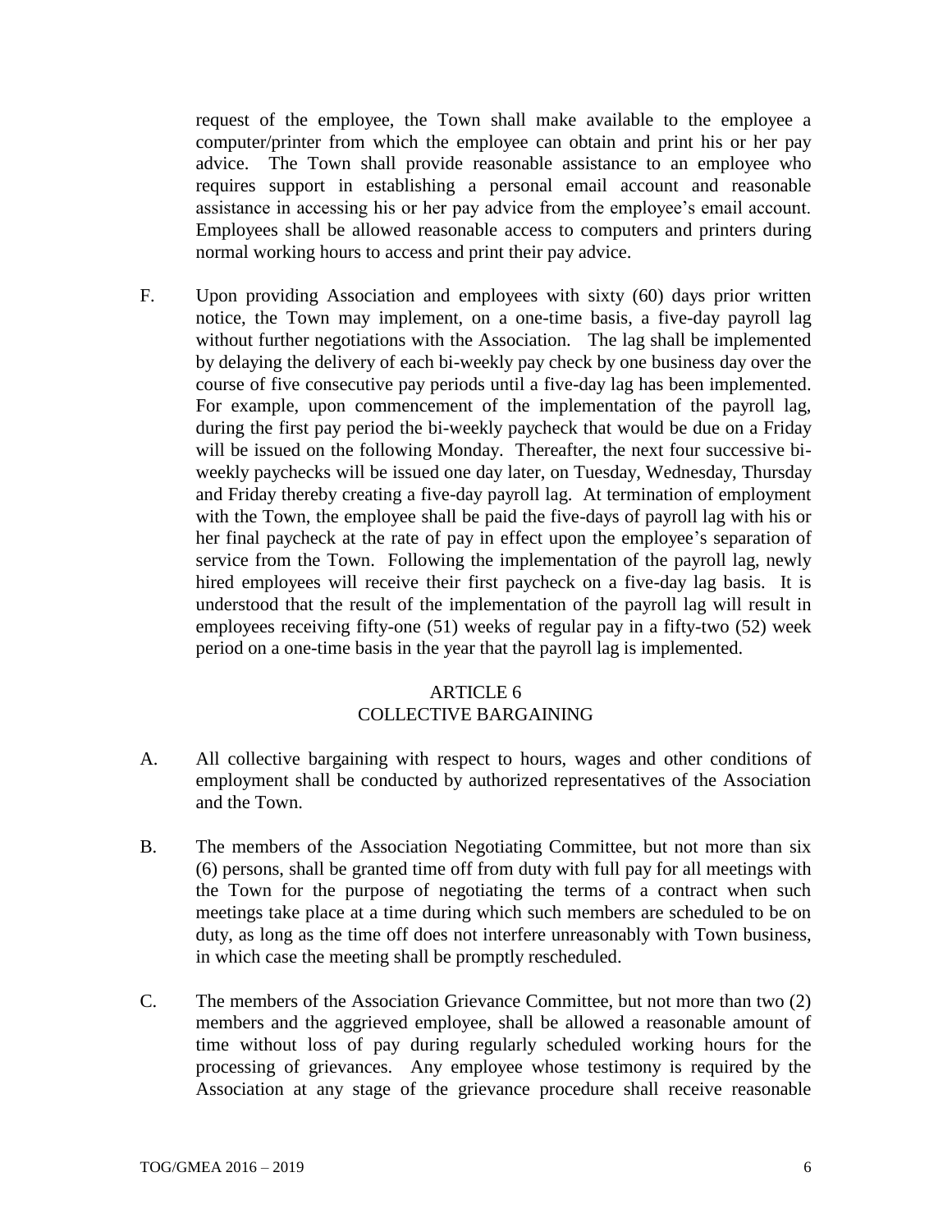request of the employee, the Town shall make available to the employee a computer/printer from which the employee can obtain and print his or her pay advice. The Town shall provide reasonable assistance to an employee who requires support in establishing a personal email account and reasonable assistance in accessing his or her pay advice from the employee's email account. Employees shall be allowed reasonable access to computers and printers during normal working hours to access and print their pay advice.

F. Upon providing Association and employees with sixty (60) days prior written notice, the Town may implement, on a one-time basis, a five-day payroll lag without further negotiations with the Association. The lag shall be implemented by delaying the delivery of each bi-weekly pay check by one business day over the course of five consecutive pay periods until a five-day lag has been implemented. For example, upon commencement of the implementation of the payroll lag, during the first pay period the bi-weekly paycheck that would be due on a Friday will be issued on the following Monday. Thereafter, the next four successive bi-weekly paychecks will be issued one day later, on Tuesday, Wednesday, Thursday and Friday thereby creating a five-day payroll lag. At termination of employment with the Town, the employee shall be paid the five-days of payroll lag with his or her final paycheck at the rate of pay in effect upon the employee's separation of service from the Town. Following the implementation of the payroll lag, newly hired employees will receive their first paycheck on a five-day lag basis. It is understood that the result of the implementation of the payroll lag will result in employees receiving fifty-one (51) weeks of regular pay in a fifty-two (52) week period on a one-time basis in the year that the payroll lag is implemented.

## ARTICLE 6
## COLLECTIVE BARGAINING

A. All collective bargaining with respect to hours, wages and other conditions of employment shall be conducted by authorized representatives of the Association and the Town.

B. The members of the Association Negotiating Committee, but not more than six (6) persons, shall be granted time off from duty with full pay for all meetings with the Town for the purpose of negotiating the terms of a contract when such meetings take place at a time during which such members are scheduled to be on duty, as long as the time off does not interfere unreasonably with Town business, in which case the meeting shall be promptly rescheduled.

C. The members of the Association Grievance Committee, but not more than two (2) members and the aggrieved employee, shall be allowed a reasonable amount of time without loss of pay during regularly scheduled working hours for the processing of grievances. Any employee whose testimony is required by the Association at any stage of the grievance procedure shall receive reasonable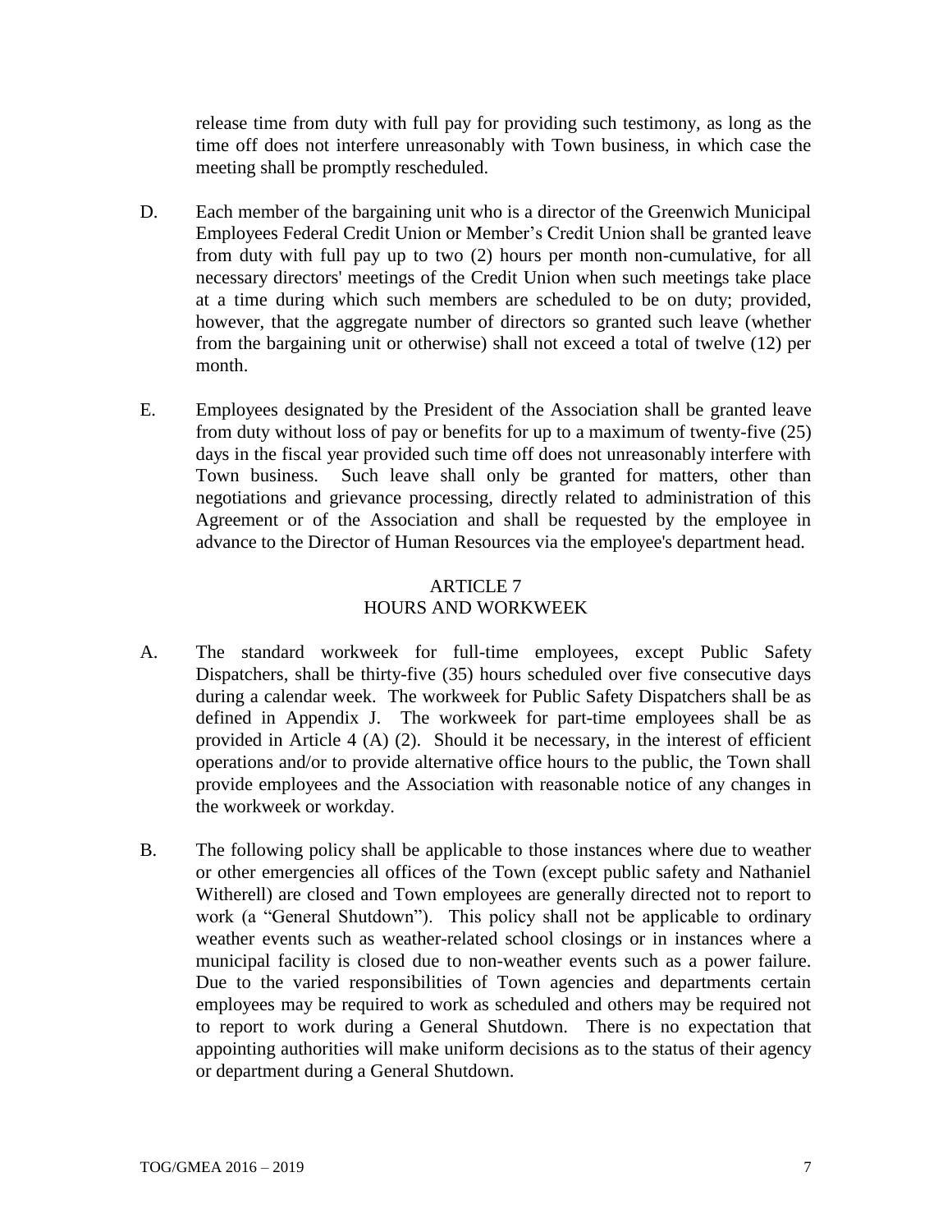release time from duty with full pay for providing such testimony, as long as the time off does not interfere unreasonably with Town business, in which case the meeting shall be promptly rescheduled.

D. Each member of the bargaining unit who is a director of the Greenwich Municipal Employees Federal Credit Union or Member's Credit Union shall be granted leave from duty with full pay up to two (2) hours per month non-cumulative, for all necessary directors' meetings of the Credit Union when such meetings take place at a time during which such members are scheduled to be on duty; provided, however, that the aggregate number of directors so granted such leave (whether from the bargaining unit or otherwise) shall not exceed a total of twelve (12) per month.

E. Employees designated by the President of the Association shall be granted leave from duty without loss of pay or benefits for up to a maximum of twenty-five (25) days in the fiscal year provided such time off does not unreasonably interfere with Town business. Such leave shall only be granted for matters, other than negotiations and grievance processing, directly related to administration of this Agreement or of the Association and shall be requested by the employee in advance to the Director of Human Resources via the employee's department head.

## ARTICLE 7
## HOURS AND WORKWEEK

A. The standard workweek for full-time employees, except Public Safety Dispatchers, shall be thirty-five (35) hours scheduled over five consecutive days during a calendar week. The workweek for Public Safety Dispatchers shall be as defined in Appendix J. The workweek for part-time employees shall be as provided in Article 4 (A) (2). Should it be necessary, in the interest of efficient operations and/or to provide alternative office hours to the public, the Town shall provide employees and the Association with reasonable notice of any changes in the workweek or workday.

B. The following policy shall be applicable to those instances where due to weather or other emergencies all offices of the Town (except public safety and Nathaniel Witherell) are closed and Town employees are generally directed not to report to work (a "General Shutdown"). This policy shall not be applicable to ordinary weather events such as weather-related school closings or in instances where a municipal facility is closed due to non-weather events such as a power failure. Due to the varied responsibilities of Town agencies and departments certain employees may be required to work as scheduled and others may be required not to report to work during a General Shutdown. There is no expectation that appointing authorities will make uniform decisions as to the status of their agency or department during a General Shutdown.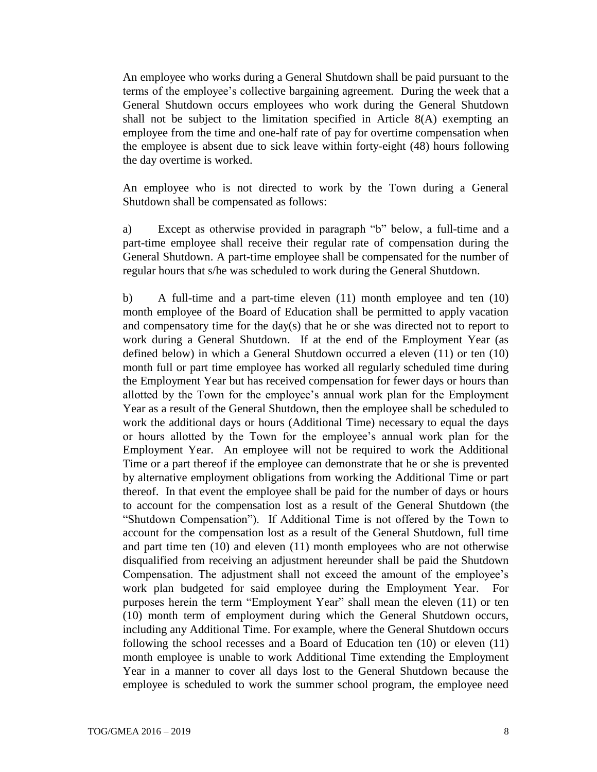An employee who works during a General Shutdown shall be paid pursuant to the terms of the employee's collective bargaining agreement. During the week that a General Shutdown occurs employees who work during the General Shutdown shall not be subject to the limitation specified in Article 8(A) exempting an employee from the time and one-half rate of pay for overtime compensation when the employee is absent due to sick leave within forty-eight (48) hours following the day overtime is worked.

An employee who is not directed to work by the Town during a General Shutdown shall be compensated as follows:

a) Except as otherwise provided in paragraph "b" below, a full-time and a part-time employee shall receive their regular rate of compensation during the General Shutdown. A part-time employee shall be compensated for the number of regular hours that s/he was scheduled to work during the General Shutdown.

b) A full-time and a part-time eleven (11) month employee and ten (10) month employee of the Board of Education shall be permitted to apply vacation and compensatory time for the day(s) that he or she was directed not to report to work during a General Shutdown. If at the end of the Employment Year (as defined below) in which a General Shutdown occurred a eleven (11) or ten (10) month full or part time employee has worked all regularly scheduled time during the Employment Year but has received compensation for fewer days or hours than allotted by the Town for the employee's annual work plan for the Employment Year as a result of the General Shutdown, then the employee shall be scheduled to work the additional days or hours (Additional Time) necessary to equal the days or hours allotted by the Town for the employee's annual work plan for the Employment Year. An employee will not be required to work the Additional Time or a part thereof if the employee can demonstrate that he or she is prevented by alternative employment obligations from working the Additional Time or part thereof. In that event the employee shall be paid for the number of days or hours to account for the compensation lost as a result of the General Shutdown (the "Shutdown Compensation"). If Additional Time is not offered by the Town to account for the compensation lost as a result of the General Shutdown, full time and part time ten (10) and eleven (11) month employees who are not otherwise disqualified from receiving an adjustment hereunder shall be paid the Shutdown Compensation. The adjustment shall not exceed the amount of the employee's work plan budgeted for said employee during the Employment Year. For purposes herein the term "Employment Year" shall mean the eleven (11) or ten (10) month term of employment during which the General Shutdown occurs, including any Additional Time. For example, where the General Shutdown occurs following the school recesses and a Board of Education ten (10) or eleven (11) month employee is unable to work Additional Time extending the Employment Year in a manner to cover all days lost to the General Shutdown because the employee is scheduled to work the summer school program, the employee need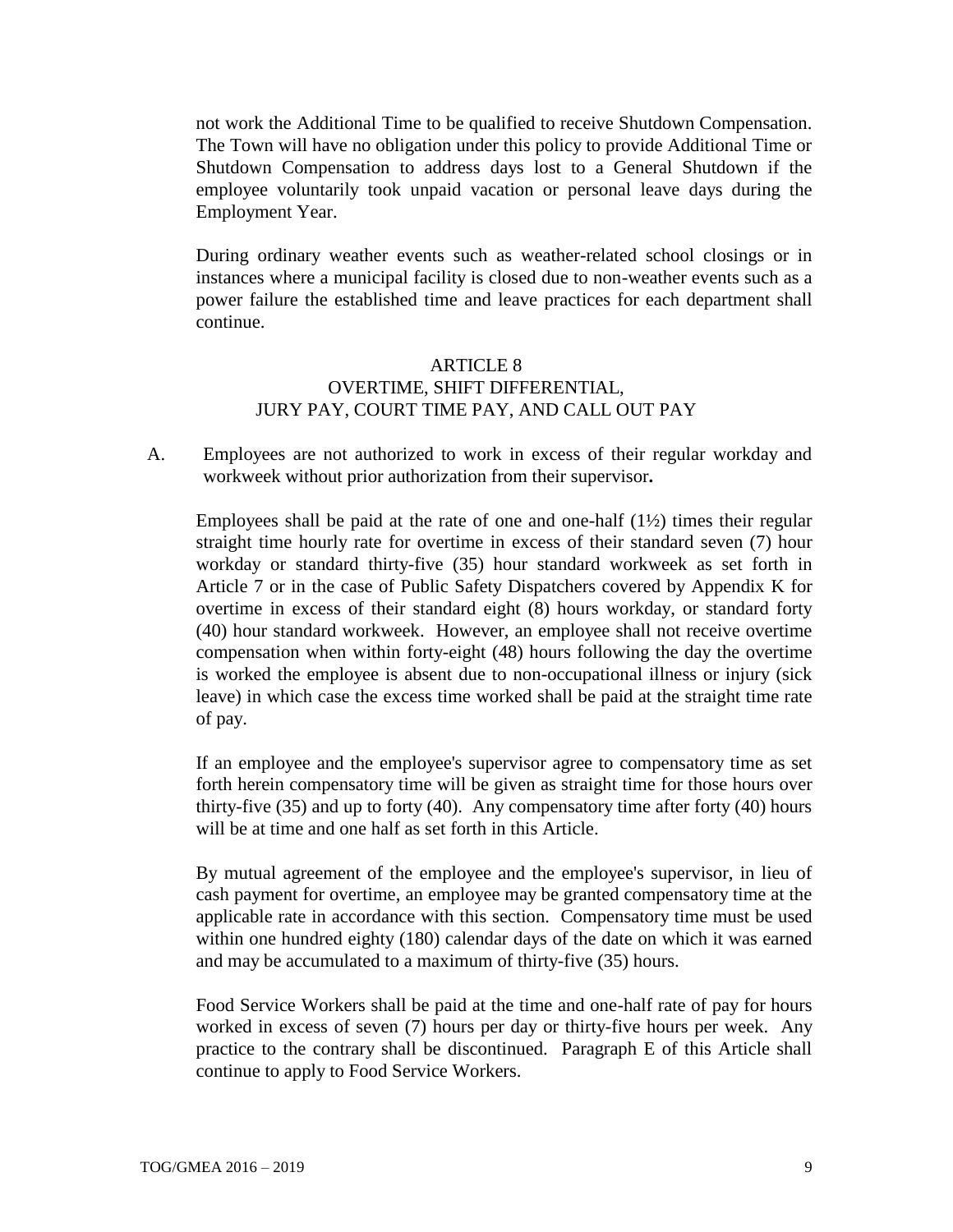not work the Additional Time to be qualified to receive Shutdown Compensation. The Town will have no obligation under this policy to provide Additional Time or Shutdown Compensation to address days lost to a General Shutdown if the employee voluntarily took unpaid vacation or personal leave days during the Employment Year.

During ordinary weather events such as weather-related school closings or in instances where a municipal facility is closed due to non-weather events such as a power failure the established time and leave practices for each department shall continue.

## ARTICLE 8
## OVERTIME, SHIFT DIFFERENTIAL, JURY PAY, COURT TIME PAY, AND CALL OUT PAY

A. Employees are not authorized to work in excess of their regular workday and workweek without prior authorization from their supervisor**.**

Employees shall be paid at the rate of one and one-half (1½) times their regular straight time hourly rate for overtime in excess of their standard seven (7) hour workday or standard thirty-five (35) hour standard workweek as set forth in Article 7 or in the case of Public Safety Dispatchers covered by Appendix K for overtime in excess of their standard eight (8) hours workday, or standard forty (40) hour standard workweek. However, an employee shall not receive overtime compensation when within forty-eight (48) hours following the day the overtime is worked the employee is absent due to non-occupational illness or injury (sick leave) in which case the excess time worked shall be paid at the straight time rate of pay.

If an employee and the employee's supervisor agree to compensatory time as set forth herein compensatory time will be given as straight time for those hours over thirty-five (35) and up to forty (40). Any compensatory time after forty (40) hours will be at time and one half as set forth in this Article.

By mutual agreement of the employee and the employee's supervisor, in lieu of cash payment for overtime, an employee may be granted compensatory time at the applicable rate in accordance with this section. Compensatory time must be used within one hundred eighty (180) calendar days of the date on which it was earned and may be accumulated to a maximum of thirty-five (35) hours.

Food Service Workers shall be paid at the time and one-half rate of pay for hours worked in excess of seven (7) hours per day or thirty-five hours per week. Any practice to the contrary shall be discontinued. Paragraph E of this Article shall continue to apply to Food Service Workers.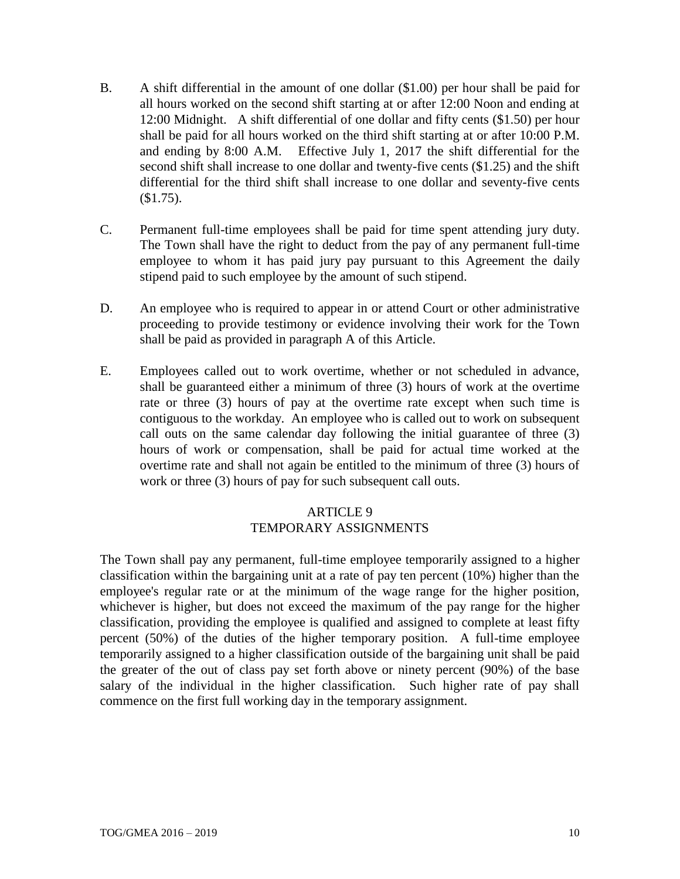B. A shift differential in the amount of one dollar ($1.00) per hour shall be paid for all hours worked on the second shift starting at or after 12:00 Noon and ending at 12:00 Midnight. A shift differential of one dollar and fifty cents ($1.50) per hour shall be paid for all hours worked on the third shift starting at or after 10:00 P.M. and ending by 8:00 A.M. Effective July 1, 2017 the shift differential for the second shift shall increase to one dollar and twenty-five cents ($1.25) and the shift differential for the third shift shall increase to one dollar and seventy-five cents ($1.75).

C. Permanent full-time employees shall be paid for time spent attending jury duty. The Town shall have the right to deduct from the pay of any permanent full-time employee to whom it has paid jury pay pursuant to this Agreement the daily stipend paid to such employee by the amount of such stipend.

D. An employee who is required to appear in or attend Court or other administrative proceeding to provide testimony or evidence involving their work for the Town shall be paid as provided in paragraph A of this Article.

E. Employees called out to work overtime, whether or not scheduled in advance, shall be guaranteed either a minimum of three (3) hours of work at the overtime rate or three (3) hours of pay at the overtime rate except when such time is contiguous to the workday. An employee who is called out to work on subsequent call outs on the same calendar day following the initial guarantee of three (3) hours of work or compensation, shall be paid for actual time worked at the overtime rate and shall not again be entitled to the minimum of three (3) hours of work or three (3) hours of pay for such subsequent call outs.

## ARTICLE 9
## TEMPORARY ASSIGNMENTS

The Town shall pay any permanent, full-time employee temporarily assigned to a higher classification within the bargaining unit at a rate of pay ten percent (10%) higher than the employee's regular rate or at the minimum of the wage range for the higher position, whichever is higher, but does not exceed the maximum of the pay range for the higher classification, providing the employee is qualified and assigned to complete at least fifty percent (50%) of the duties of the higher temporary position. A full-time employee temporarily assigned to a higher classification outside of the bargaining unit shall be paid the greater of the out of class pay set forth above or ninety percent (90%) of the base salary of the individual in the higher classification. Such higher rate of pay shall commence on the first full working day in the temporary assignment.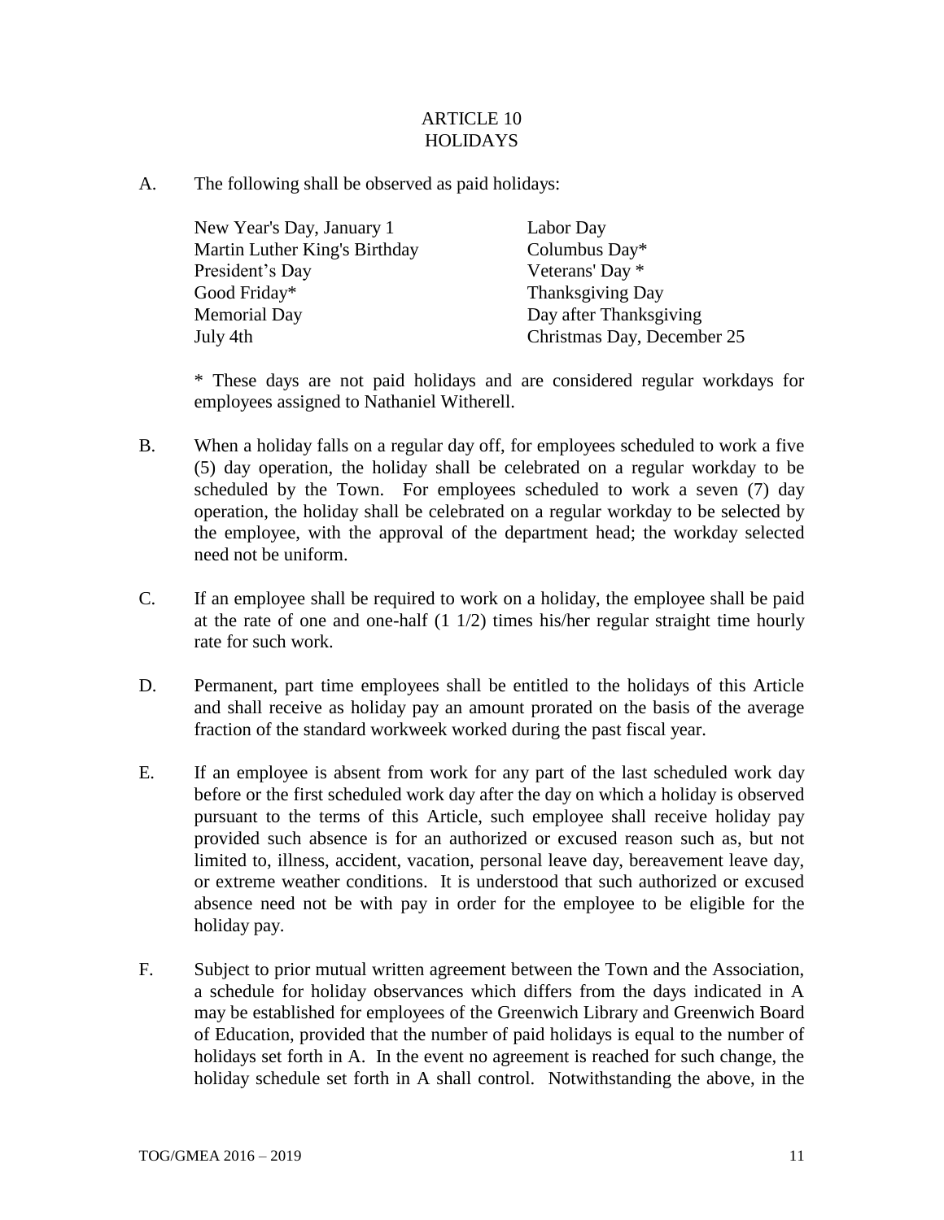# ARTICLE 10
# HOLIDAYS

A. The following shall be observed as paid holidays:

| | |
|---|---|
| New Year's Day, January 1 | Labor Day |
| Martin Luther King's Birthday | Columbus Day* |
| President's Day | Veterans' Day * |
| Good Friday* | Thanksgiving Day |
| Memorial Day | Day after Thanksgiving |
| July 4th | Christmas Day, December 25 |

\* These days are not paid holidays and are considered regular workdays for employees assigned to Nathaniel Witherell.

B. When a holiday falls on a regular day off, for employees scheduled to work a five (5) day operation, the holiday shall be celebrated on a regular workday to be scheduled by the Town. For employees scheduled to work a seven (7) day operation, the holiday shall be celebrated on a regular workday to be selected by the employee, with the approval of the department head; the workday selected need not be uniform.

C. If an employee shall be required to work on a holiday, the employee shall be paid at the rate of one and one-half (1 1/2) times his/her regular straight time hourly rate for such work.

D. Permanent, part time employees shall be entitled to the holidays of this Article and shall receive as holiday pay an amount prorated on the basis of the average fraction of the standard workweek worked during the past fiscal year.

E. If an employee is absent from work for any part of the last scheduled work day before or the first scheduled work day after the day on which a holiday is observed pursuant to the terms of this Article, such employee shall receive holiday pay provided such absence is for an authorized or excused reason such as, but not limited to, illness, accident, vacation, personal leave day, bereavement leave day, or extreme weather conditions. It is understood that such authorized or excused absence need not be with pay in order for the employee to be eligible for the holiday pay.

F. Subject to prior mutual written agreement between the Town and the Association, a schedule for holiday observances which differs from the days indicated in A may be established for employees of the Greenwich Library and Greenwich Board of Education, provided that the number of paid holidays is equal to the number of holidays set forth in A. In the event no agreement is reached for such change, the holiday schedule set forth in A shall control. Notwithstanding the above, in the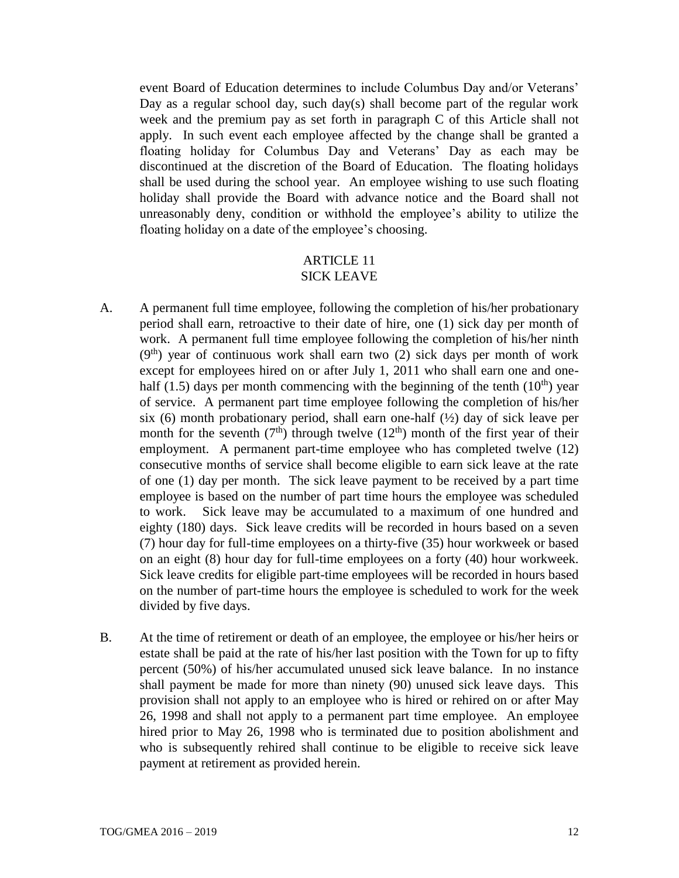event Board of Education determines to include Columbus Day and/or Veterans' Day as a regular school day, such day(s) shall become part of the regular work week and the premium pay as set forth in paragraph C of this Article shall not apply. In such event each employee affected by the change shall be granted a floating holiday for Columbus Day and Veterans' Day as each may be discontinued at the discretion of the Board of Education. The floating holidays shall be used during the school year. An employee wishing to use such floating holiday shall provide the Board with advance notice and the Board shall not unreasonably deny, condition or withhold the employee's ability to utilize the floating holiday on a date of the employee's choosing.

## ARTICLE 11
## SICK LEAVE

A. A permanent full time employee, following the completion of his/her probationary period shall earn, retroactive to their date of hire, one (1) sick day per month of work. A permanent full time employee following the completion of his/her ninth (9th) year of continuous work shall earn two (2) sick days per month of work except for employees hired on or after July 1, 2011 who shall earn one and one-half (1.5) days per month commencing with the beginning of the tenth (10th) year of service. A permanent part time employee following the completion of his/her six (6) month probationary period, shall earn one-half (½) day of sick leave per month for the seventh (7th) through twelve (12th) month of the first year of their employment. A permanent part-time employee who has completed twelve (12) consecutive months of service shall become eligible to earn sick leave at the rate of one (1) day per month. The sick leave payment to be received by a part time employee is based on the number of part time hours the employee was scheduled to work. Sick leave may be accumulated to a maximum of one hundred and eighty (180) days. Sick leave credits will be recorded in hours based on a seven (7) hour day for full-time employees on a thirty-five (35) hour workweek or based on an eight (8) hour day for full-time employees on a forty (40) hour workweek. Sick leave credits for eligible part-time employees will be recorded in hours based on the number of part-time hours the employee is scheduled to work for the week divided by five days.

B. At the time of retirement or death of an employee, the employee or his/her heirs or estate shall be paid at the rate of his/her last position with the Town for up to fifty percent (50%) of his/her accumulated unused sick leave balance. In no instance shall payment be made for more than ninety (90) unused sick leave days. This provision shall not apply to an employee who is hired or rehired on or after May 26, 1998 and shall not apply to a permanent part time employee. An employee hired prior to May 26, 1998 who is terminated due to position abolishment and who is subsequently rehired shall continue to be eligible to receive sick leave payment at retirement as provided herein.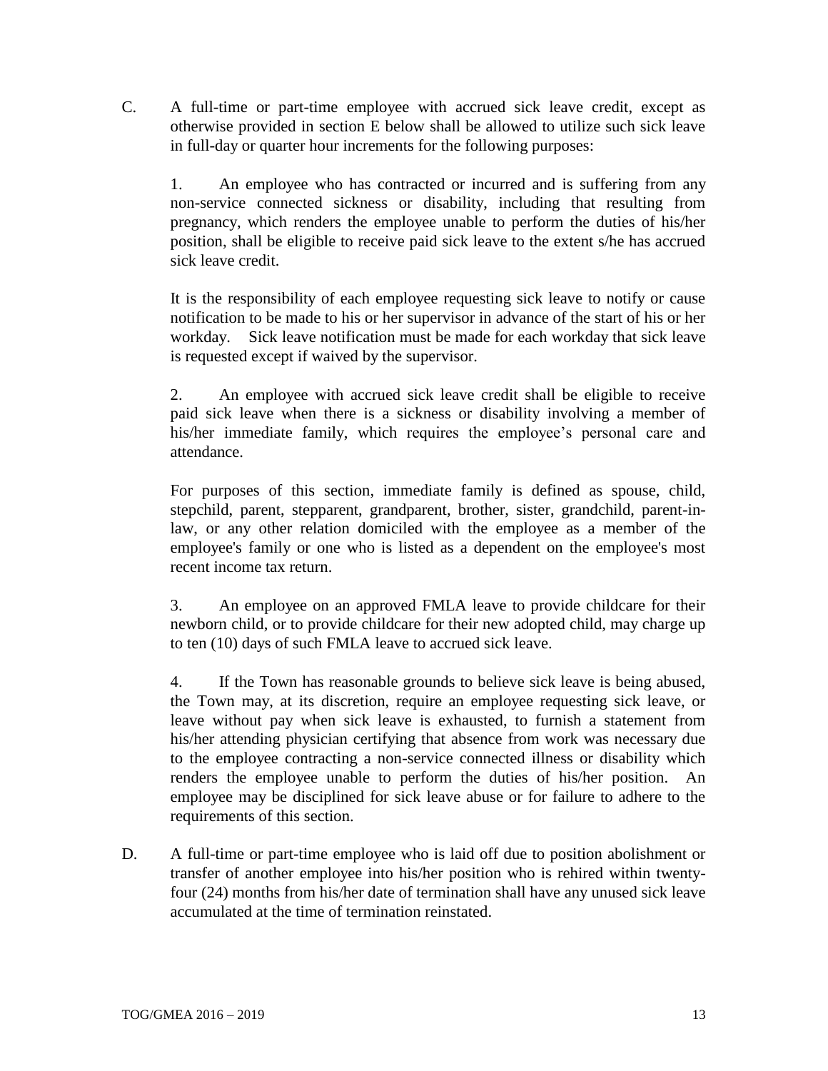C. A full-time or part-time employee with accrued sick leave credit, except as otherwise provided in section E below shall be allowed to utilize such sick leave in full-day or quarter hour increments for the following purposes:

1. An employee who has contracted or incurred and is suffering from any non-service connected sickness or disability, including that resulting from pregnancy, which renders the employee unable to perform the duties of his/her position, shall be eligible to receive paid sick leave to the extent s/he has accrued sick leave credit.

It is the responsibility of each employee requesting sick leave to notify or cause notification to be made to his or her supervisor in advance of the start of his or her workday. Sick leave notification must be made for each workday that sick leave is requested except if waived by the supervisor.

2. An employee with accrued sick leave credit shall be eligible to receive paid sick leave when there is a sickness or disability involving a member of his/her immediate family, which requires the employee's personal care and attendance.

For purposes of this section, immediate family is defined as spouse, child, stepchild, parent, stepparent, grandparent, brother, sister, grandchild, parent-in-law, or any other relation domiciled with the employee as a member of the employee's family or one who is listed as a dependent on the employee's most recent income tax return.

3. An employee on an approved FMLA leave to provide childcare for their newborn child, or to provide childcare for their new adopted child, may charge up to ten (10) days of such FMLA leave to accrued sick leave.

4. If the Town has reasonable grounds to believe sick leave is being abused, the Town may, at its discretion, require an employee requesting sick leave, or leave without pay when sick leave is exhausted, to furnish a statement from his/her attending physician certifying that absence from work was necessary due to the employee contracting a non-service connected illness or disability which renders the employee unable to perform the duties of his/her position. An employee may be disciplined for sick leave abuse or for failure to adhere to the requirements of this section.

D. A full-time or part-time employee who is laid off due to position abolishment or transfer of another employee into his/her position who is rehired within twenty-four (24) months from his/her date of termination shall have any unused sick leave accumulated at the time of termination reinstated.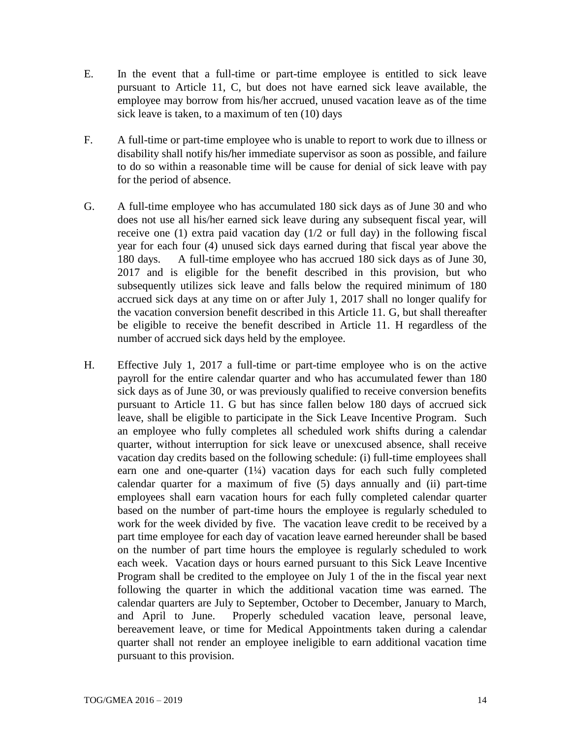E. In the event that a full-time or part-time employee is entitled to sick leave pursuant to Article 11, C, but does not have earned sick leave available, the employee may borrow from his/her accrued, unused vacation leave as of the time sick leave is taken, to a maximum of ten (10) days

F. A full-time or part-time employee who is unable to report to work due to illness or disability shall notify his/her immediate supervisor as soon as possible, and failure to do so within a reasonable time will be cause for denial of sick leave with pay for the period of absence.

G. A full-time employee who has accumulated 180 sick days as of June 30 and who does not use all his/her earned sick leave during any subsequent fiscal year, will receive one (1) extra paid vacation day (1/2 or full day) in the following fiscal year for each four (4) unused sick days earned during that fiscal year above the 180 days. A full-time employee who has accrued 180 sick days as of June 30, 2017 and is eligible for the benefit described in this provision, but who subsequently utilizes sick leave and falls below the required minimum of 180 accrued sick days at any time on or after July 1, 2017 shall no longer qualify for the vacation conversion benefit described in this Article 11. G, but shall thereafter be eligible to receive the benefit described in Article 11. H regardless of the number of accrued sick days held by the employee.

H. Effective July 1, 2017 a full-time or part-time employee who is on the active payroll for the entire calendar quarter and who has accumulated fewer than 180 sick days as of June 30, or was previously qualified to receive conversion benefits pursuant to Article 11. G but has since fallen below 180 days of accrued sick leave, shall be eligible to participate in the Sick Leave Incentive Program. Such an employee who fully completes all scheduled work shifts during a calendar quarter, without interruption for sick leave or unexcused absence, shall receive vacation day credits based on the following schedule: (i) full-time employees shall earn one and one-quarter (1¼) vacation days for each such fully completed calendar quarter for a maximum of five (5) days annually and (ii) part-time employees shall earn vacation hours for each fully completed calendar quarter based on the number of part-time hours the employee is regularly scheduled to work for the week divided by five. The vacation leave credit to be received by a part time employee for each day of vacation leave earned hereunder shall be based on the number of part time hours the employee is regularly scheduled to work each week. Vacation days or hours earned pursuant to this Sick Leave Incentive Program shall be credited to the employee on July 1 of the in the fiscal year next following the quarter in which the additional vacation time was earned. The calendar quarters are July to September, October to December, January to March, and April to June. Properly scheduled vacation leave, personal leave, bereavement leave, or time for Medical Appointments taken during a calendar quarter shall not render an employee ineligible to earn additional vacation time pursuant to this provision.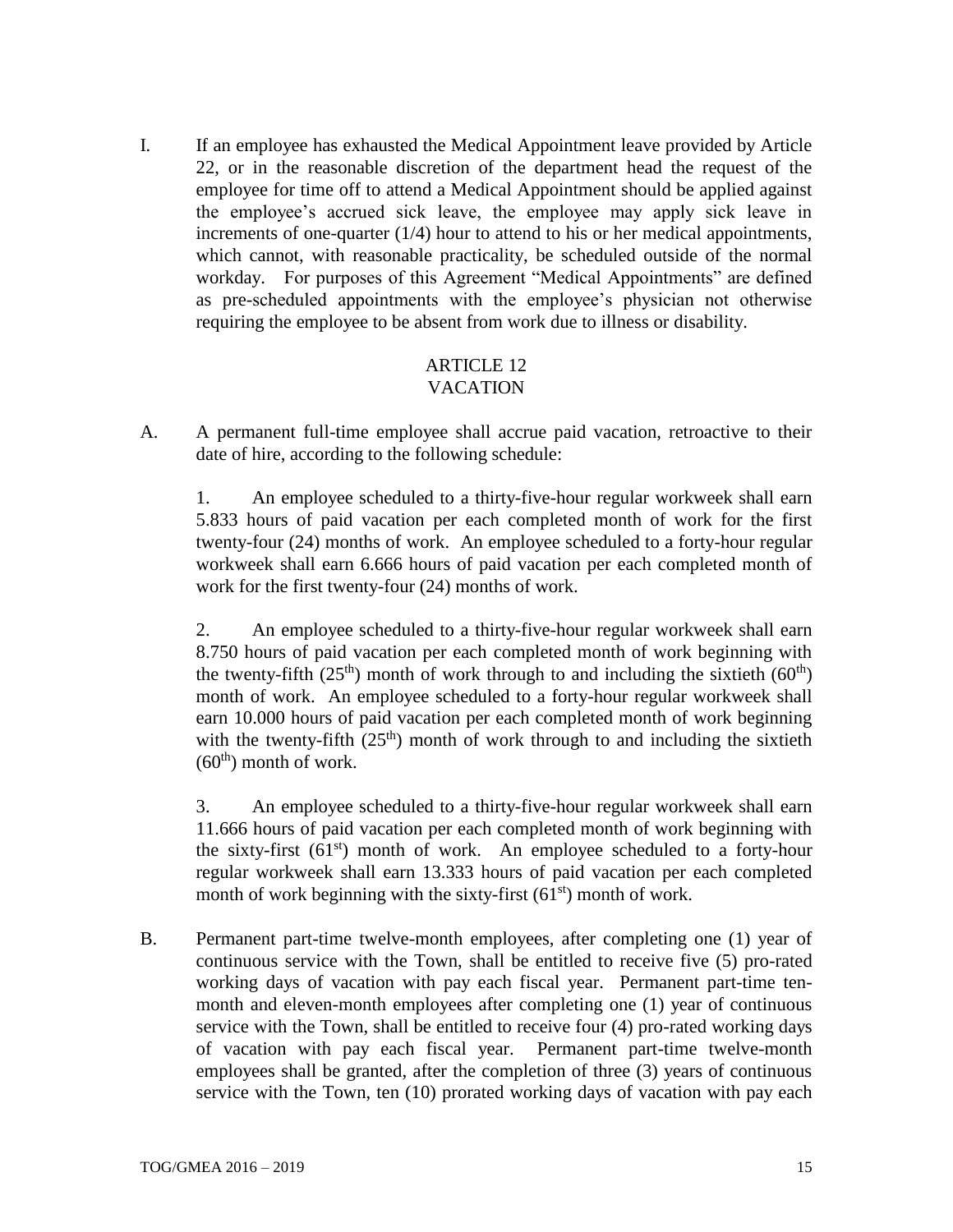I. If an employee has exhausted the Medical Appointment leave provided by Article 22, or in the reasonable discretion of the department head the request of the employee for time off to attend a Medical Appointment should be applied against the employee's accrued sick leave, the employee may apply sick leave in increments of one-quarter (1/4) hour to attend to his or her medical appointments, which cannot, with reasonable practicality, be scheduled outside of the normal workday. For purposes of this Agreement "Medical Appointments" are defined as pre-scheduled appointments with the employee's physician not otherwise requiring the employee to be absent from work due to illness or disability.

## ARTICLE 12
## VACATION

A. A permanent full-time employee shall accrue paid vacation, retroactive to their date of hire, according to the following schedule:

1. An employee scheduled to a thirty-five-hour regular workweek shall earn 5.833 hours of paid vacation per each completed month of work for the first twenty-four (24) months of work. An employee scheduled to a forty-hour regular workweek shall earn 6.666 hours of paid vacation per each completed month of work for the first twenty-four (24) months of work.

2. An employee scheduled to a thirty-five-hour regular workweek shall earn 8.750 hours of paid vacation per each completed month of work beginning with the twenty-fifth (25th) month of work through to and including the sixtieth (60th) month of work. An employee scheduled to a forty-hour regular workweek shall earn 10.000 hours of paid vacation per each completed month of work beginning with the twenty-fifth (25th) month of work through to and including the sixtieth (60th) month of work.

3. An employee scheduled to a thirty-five-hour regular workweek shall earn 11.666 hours of paid vacation per each completed month of work beginning with the sixty-first (61st) month of work. An employee scheduled to a forty-hour regular workweek shall earn 13.333 hours of paid vacation per each completed month of work beginning with the sixty-first (61st) month of work.

B. Permanent part-time twelve-month employees, after completing one (1) year of continuous service with the Town, shall be entitled to receive five (5) pro-rated working days of vacation with pay each fiscal year. Permanent part-time ten-month and eleven-month employees after completing one (1) year of continuous service with the Town, shall be entitled to receive four (4) pro-rated working days of vacation with pay each fiscal year. Permanent part-time twelve-month employees shall be granted, after the completion of three (3) years of continuous service with the Town, ten (10) prorated working days of vacation with pay each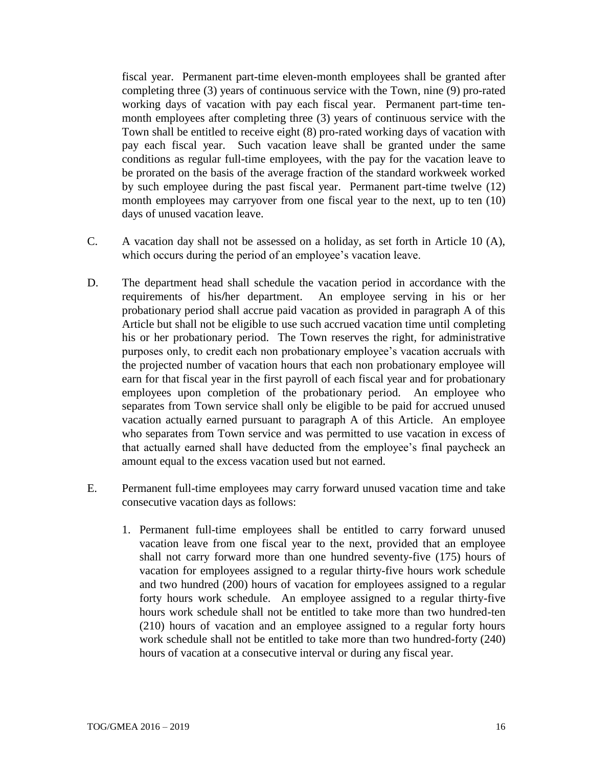fiscal year. Permanent part-time eleven-month employees shall be granted after completing three (3) years of continuous service with the Town, nine (9) pro-rated working days of vacation with pay each fiscal year. Permanent part-time ten-month employees after completing three (3) years of continuous service with the Town shall be entitled to receive eight (8) pro-rated working days of vacation with pay each fiscal year. Such vacation leave shall be granted under the same conditions as regular full-time employees, with the pay for the vacation leave to be prorated on the basis of the average fraction of the standard workweek worked by such employee during the past fiscal year. Permanent part-time twelve (12) month employees may carryover from one fiscal year to the next, up to ten (10) days of unused vacation leave.

C. A vacation day shall not be assessed on a holiday, as set forth in Article 10 (A), which occurs during the period of an employee's vacation leave.

D. The department head shall schedule the vacation period in accordance with the requirements of his/her department. An employee serving in his or her probationary period shall accrue paid vacation as provided in paragraph A of this Article but shall not be eligible to use such accrued vacation time until completing his or her probationary period. The Town reserves the right, for administrative purposes only, to credit each non probationary employee's vacation accruals with the projected number of vacation hours that each non probationary employee will earn for that fiscal year in the first payroll of each fiscal year and for probationary employees upon completion of the probationary period. An employee who separates from Town service shall only be eligible to be paid for accrued unused vacation actually earned pursuant to paragraph A of this Article. An employee who separates from Town service and was permitted to use vacation in excess of that actually earned shall have deducted from the employee's final paycheck an amount equal to the excess vacation used but not earned.

E. Permanent full-time employees may carry forward unused vacation time and take consecutive vacation days as follows:

1. Permanent full-time employees shall be entitled to carry forward unused vacation leave from one fiscal year to the next, provided that an employee shall not carry forward more than one hundred seventy-five (175) hours of vacation for employees assigned to a regular thirty-five hours work schedule and two hundred (200) hours of vacation for employees assigned to a regular forty hours work schedule. An employee assigned to a regular thirty-five hours work schedule shall not be entitled to take more than two hundred-ten (210) hours of vacation and an employee assigned to a regular forty hours work schedule shall not be entitled to take more than two hundred-forty (240) hours of vacation at a consecutive interval or during any fiscal year.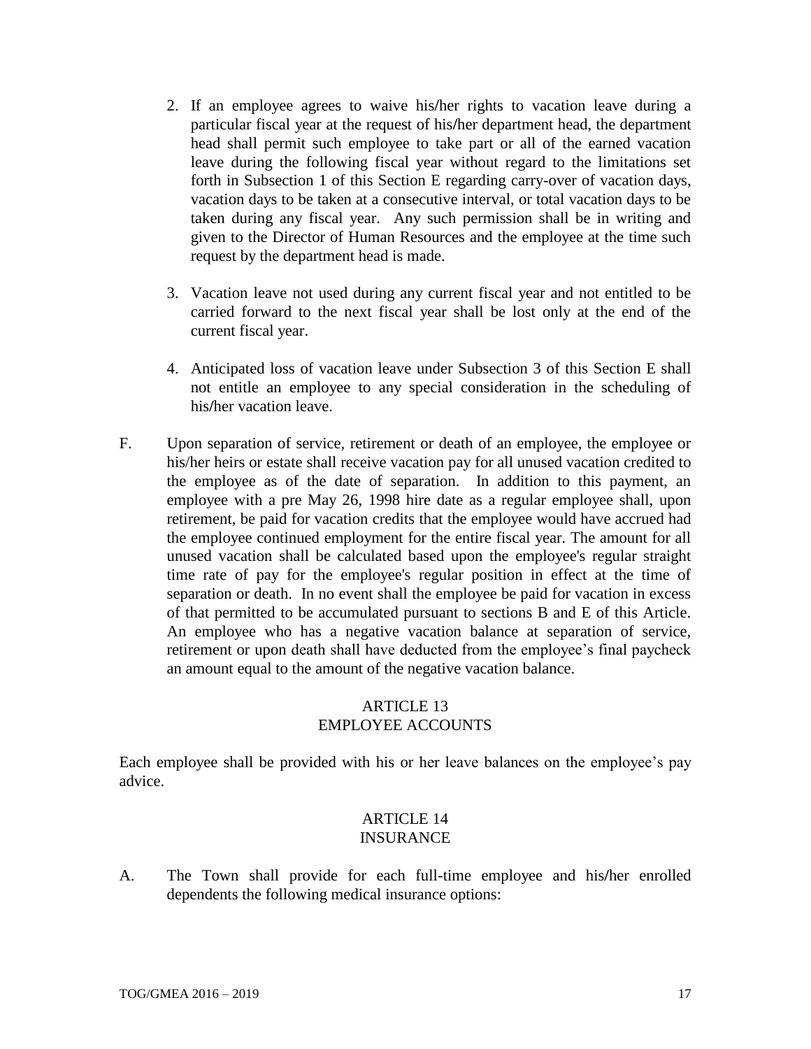2. If an employee agrees to waive his/her rights to vacation leave during a particular fiscal year at the request of his/her department head, the department head shall permit such employee to take part or all of the earned vacation leave during the following fiscal year without regard to the limitations set forth in Subsection 1 of this Section E regarding carry-over of vacation days, vacation days to be taken at a consecutive interval, or total vacation days to be taken during any fiscal year. Any such permission shall be in writing and given to the Director of Human Resources and the employee at the time such request by the department head is made.

3. Vacation leave not used during any current fiscal year and not entitled to be carried forward to the next fiscal year shall be lost only at the end of the current fiscal year.

4. Anticipated loss of vacation leave under Subsection 3 of this Section E shall not entitle an employee to any special consideration in the scheduling of his/her vacation leave.

F. Upon separation of service, retirement or death of an employee, the employee or his/her heirs or estate shall receive vacation pay for all unused vacation credited to the employee as of the date of separation. In addition to this payment, an employee with a pre May 26, 1998 hire date as a regular employee shall, upon retirement, be paid for vacation credits that the employee would have accrued had the employee continued employment for the entire fiscal year. The amount for all unused vacation shall be calculated based upon the employee's regular straight time rate of pay for the employee's regular position in effect at the time of separation or death. In no event shall the employee be paid for vacation in excess of that permitted to be accumulated pursuant to sections B and E of this Article. An employee who has a negative vacation balance at separation of service, retirement or upon death shall have deducted from the employee's final paycheck an amount equal to the amount of the negative vacation balance.

## ARTICLE 13
## EMPLOYEE ACCOUNTS

Each employee shall be provided with his or her leave balances on the employee's pay advice.

## ARTICLE 14
## INSURANCE

A. The Town shall provide for each full-time employee and his/her enrolled dependents the following medical insurance options: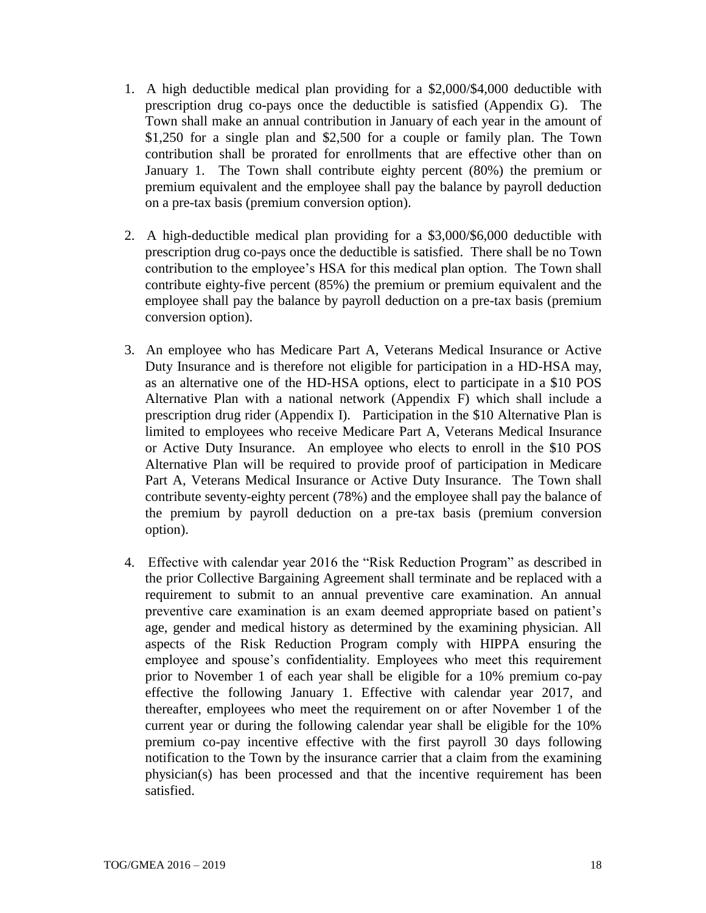1. A high deductible medical plan providing for a $2,000/$4,000 deductible with prescription drug co-pays once the deductible is satisfied (Appendix G). The Town shall make an annual contribution in January of each year in the amount of $1,250 for a single plan and $2,500 for a couple or family plan. The Town contribution shall be prorated for enrollments that are effective other than on January 1. The Town shall contribute eighty percent (80%) the premium or premium equivalent and the employee shall pay the balance by payroll deduction on a pre-tax basis (premium conversion option).

2. A high-deductible medical plan providing for a $3,000/$6,000 deductible with prescription drug co-pays once the deductible is satisfied. There shall be no Town contribution to the employee's HSA for this medical plan option. The Town shall contribute eighty-five percent (85%) the premium or premium equivalent and the employee shall pay the balance by payroll deduction on a pre-tax basis (premium conversion option).

3. An employee who has Medicare Part A, Veterans Medical Insurance or Active Duty Insurance and is therefore not eligible for participation in a HD-HSA may, as an alternative one of the HD-HSA options, elect to participate in a $10 POS Alternative Plan with a national network (Appendix F) which shall include a prescription drug rider (Appendix I). Participation in the $10 Alternative Plan is limited to employees who receive Medicare Part A, Veterans Medical Insurance or Active Duty Insurance. An employee who elects to enroll in the $10 POS Alternative Plan will be required to provide proof of participation in Medicare Part A, Veterans Medical Insurance or Active Duty Insurance. The Town shall contribute seventy-eighty percent (78%) and the employee shall pay the balance of the premium by payroll deduction on a pre-tax basis (premium conversion option).

4. Effective with calendar year 2016 the "Risk Reduction Program" as described in the prior Collective Bargaining Agreement shall terminate and be replaced with a requirement to submit to an annual preventive care examination. An annual preventive care examination is an exam deemed appropriate based on patient's age, gender and medical history as determined by the examining physician. All aspects of the Risk Reduction Program comply with HIPPA ensuring the employee and spouse's confidentiality. Employees who meet this requirement prior to November 1 of each year shall be eligible for a 10% premium co-pay effective the following January 1. Effective with calendar year 2017, and thereafter, employees who meet the requirement on or after November 1 of the current year or during the following calendar year shall be eligible for the 10% premium co-pay incentive effective with the first payroll 30 days following notification to the Town by the insurance carrier that a claim from the examining physician(s) has been processed and that the incentive requirement has been satisfied.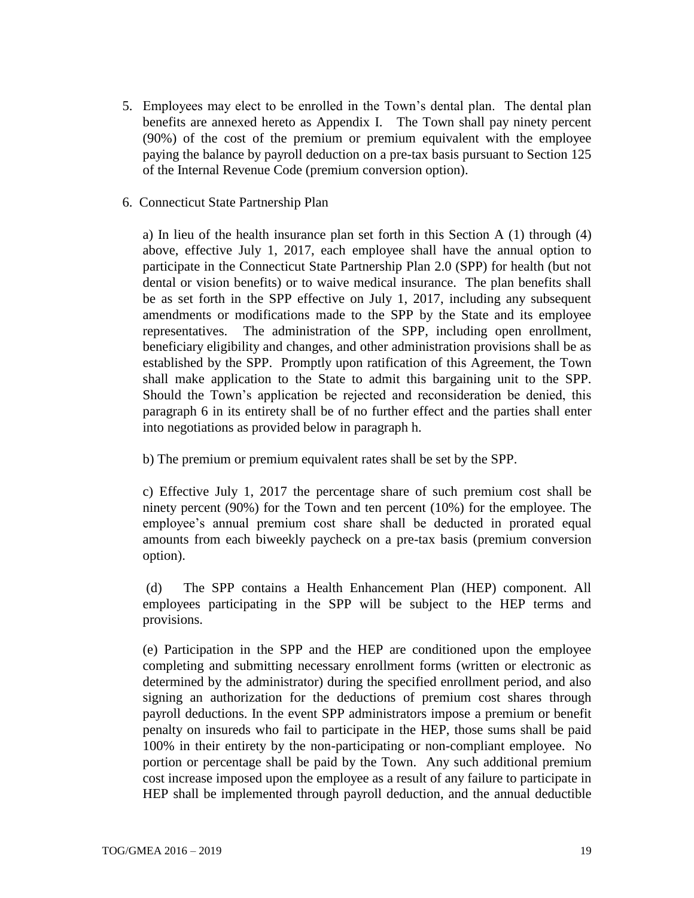5. Employees may elect to be enrolled in the Town's dental plan. The dental plan benefits are annexed hereto as Appendix I. The Town shall pay ninety percent (90%) of the cost of the premium or premium equivalent with the employee paying the balance by payroll deduction on a pre-tax basis pursuant to Section 125 of the Internal Revenue Code (premium conversion option).

6. Connecticut State Partnership Plan

   a) In lieu of the health insurance plan set forth in this Section A (1) through (4) above, effective July 1, 2017, each employee shall have the annual option to participate in the Connecticut State Partnership Plan 2.0 (SPP) for health (but not dental or vision benefits) or to waive medical insurance. The plan benefits shall be as set forth in the SPP effective on July 1, 2017, including any subsequent amendments or modifications made to the SPP by the State and its employee representatives. The administration of the SPP, including open enrollment, beneficiary eligibility and changes, and other administration provisions shall be as established by the SPP. Promptly upon ratification of this Agreement, the Town shall make application to the State to admit this bargaining unit to the SPP. Should the Town's application be rejected and reconsideration be denied, this paragraph 6 in its entirety shall be of no further effect and the parties shall enter into negotiations as provided below in paragraph h.

   b) The premium or premium equivalent rates shall be set by the SPP.

   c) Effective July 1, 2017 the percentage share of such premium cost shall be ninety percent (90%) for the Town and ten percent (10%) for the employee. The employee's annual premium cost share shall be deducted in prorated equal amounts from each biweekly paycheck on a pre-tax basis (premium conversion option).

   (d) The SPP contains a Health Enhancement Plan (HEP) component. All employees participating in the SPP will be subject to the HEP terms and provisions.

   (e) Participation in the SPP and the HEP are conditioned upon the employee completing and submitting necessary enrollment forms (written or electronic as determined by the administrator) during the specified enrollment period, and also signing an authorization for the deductions of premium cost shares through payroll deductions. In the event SPP administrators impose a premium or benefit penalty on insureds who fail to participate in the HEP, those sums shall be paid 100% in their entirety by the non-participating or non-compliant employee. No portion or percentage shall be paid by the Town. Any such additional premium cost increase imposed upon the employee as a result of any failure to participate in HEP shall be implemented through payroll deduction, and the annual deductible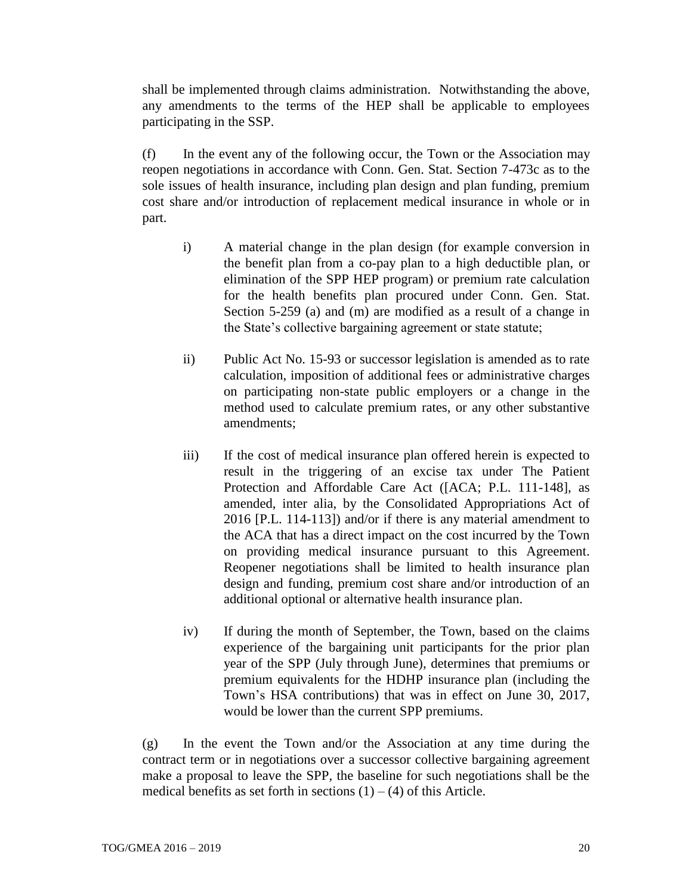shall be implemented through claims administration. Notwithstanding the above, any amendments to the terms of the HEP shall be applicable to employees participating in the SSP.

(f) In the event any of the following occur, the Town or the Association may reopen negotiations in accordance with Conn. Gen. Stat. Section 7-473c as to the sole issues of health insurance, including plan design and plan funding, premium cost share and/or introduction of replacement medical insurance in whole or in part.

i) A material change in the plan design (for example conversion in the benefit plan from a co-pay plan to a high deductible plan, or elimination of the SPP HEP program) or premium rate calculation for the health benefits plan procured under Conn. Gen. Stat. Section 5-259 (a) and (m) are modified as a result of a change in the State's collective bargaining agreement or state statute;

ii) Public Act No. 15-93 or successor legislation is amended as to rate calculation, imposition of additional fees or administrative charges on participating non-state public employers or a change in the method used to calculate premium rates, or any other substantive amendments;

iii) If the cost of medical insurance plan offered herein is expected to result in the triggering of an excise tax under The Patient Protection and Affordable Care Act ([ACA; P.L. 111-148], as amended, inter alia, by the Consolidated Appropriations Act of 2016 [P.L. 114-113]) and/or if there is any material amendment to the ACA that has a direct impact on the cost incurred by the Town on providing medical insurance pursuant to this Agreement. Reopener negotiations shall be limited to health insurance plan design and funding, premium cost share and/or introduction of an additional optional or alternative health insurance plan.

iv) If during the month of September, the Town, based on the claims experience of the bargaining unit participants for the prior plan year of the SPP (July through June), determines that premiums or premium equivalents for the HDHP insurance plan (including the Town's HSA contributions) that was in effect on June 30, 2017, would be lower than the current SPP premiums.

(g) In the event the Town and/or the Association at any time during the contract term or in negotiations over a successor collective bargaining agreement make a proposal to leave the SPP, the baseline for such negotiations shall be the medical benefits as set forth in sections (1) – (4) of this Article.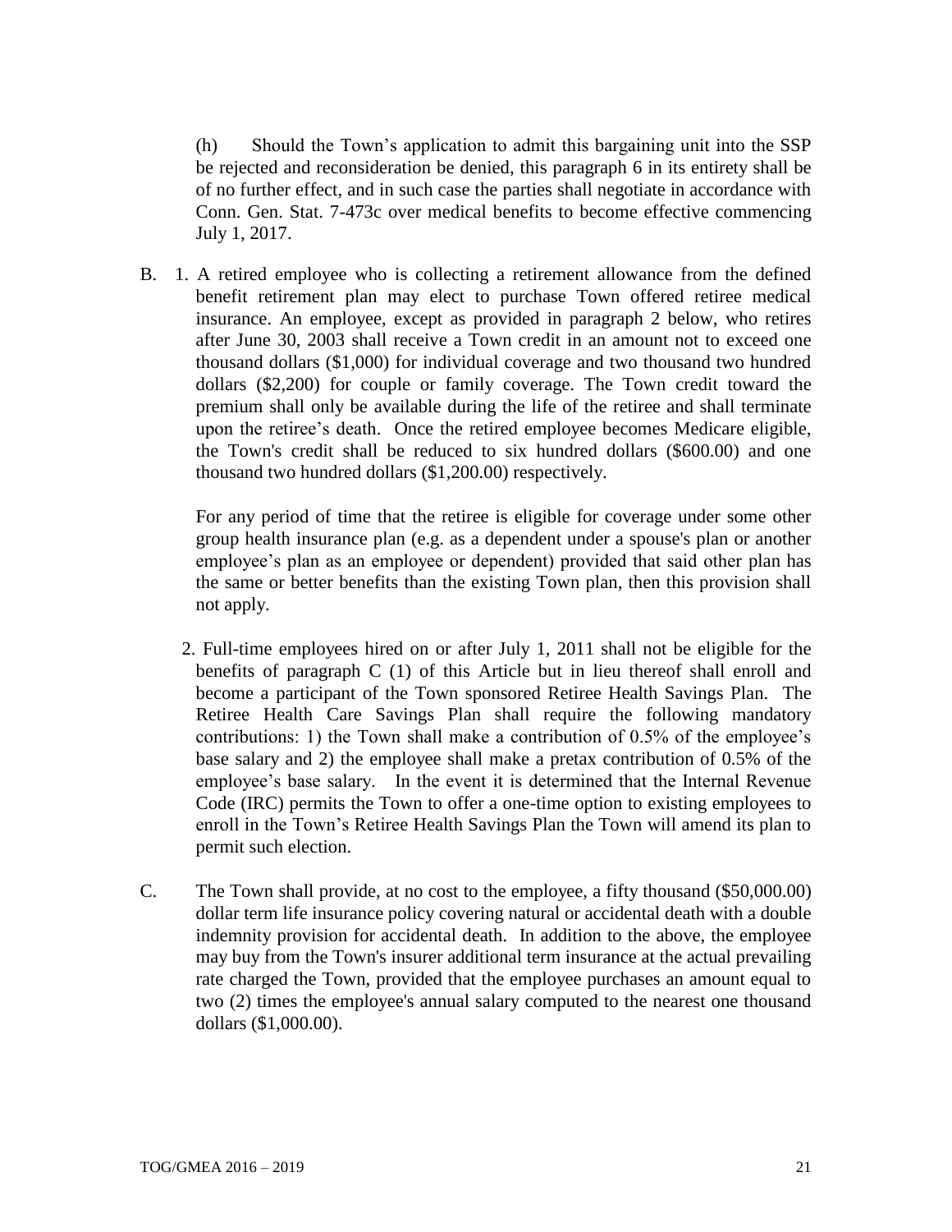(h) Should the Town's application to admit this bargaining unit into the SSP be rejected and reconsideration be denied, this paragraph 6 in its entirety shall be of no further effect, and in such case the parties shall negotiate in accordance with Conn. Gen. Stat. 7-473c over medical benefits to become effective commencing July 1, 2017.

B. 1. A retired employee who is collecting a retirement allowance from the defined benefit retirement plan may elect to purchase Town offered retiree medical insurance. An employee, except as provided in paragraph 2 below, who retires after June 30, 2003 shall receive a Town credit in an amount not to exceed one thousand dollars ($1,000) for individual coverage and two thousand two hundred dollars ($2,200) for couple or family coverage. The Town credit toward the premium shall only be available during the life of the retiree and shall terminate upon the retiree's death. Once the retired employee becomes Medicare eligible, the Town's credit shall be reduced to six hundred dollars ($600.00) and one thousand two hundred dollars ($1,200.00) respectively.

For any period of time that the retiree is eligible for coverage under some other group health insurance plan (e.g. as a dependent under a spouse's plan or another employee's plan as an employee or dependent) provided that said other plan has the same or better benefits than the existing Town plan, then this provision shall not apply.

2. Full-time employees hired on or after July 1, 2011 shall not be eligible for the benefits of paragraph C (1) of this Article but in lieu thereof shall enroll and become a participant of the Town sponsored Retiree Health Savings Plan. The Retiree Health Care Savings Plan shall require the following mandatory contributions: 1) the Town shall make a contribution of 0.5% of the employee's base salary and 2) the employee shall make a pretax contribution of 0.5% of the employee's base salary. In the event it is determined that the Internal Revenue Code (IRC) permits the Town to offer a one-time option to existing employees to enroll in the Town's Retiree Health Savings Plan the Town will amend its plan to permit such election.

C. The Town shall provide, at no cost to the employee, a fifty thousand ($50,000.00) dollar term life insurance policy covering natural or accidental death with a double indemnity provision for accidental death. In addition to the above, the employee may buy from the Town's insurer additional term insurance at the actual prevailing rate charged the Town, provided that the employee purchases an amount equal to two (2) times the employee's annual salary computed to the nearest one thousand dollars ($1,000.00).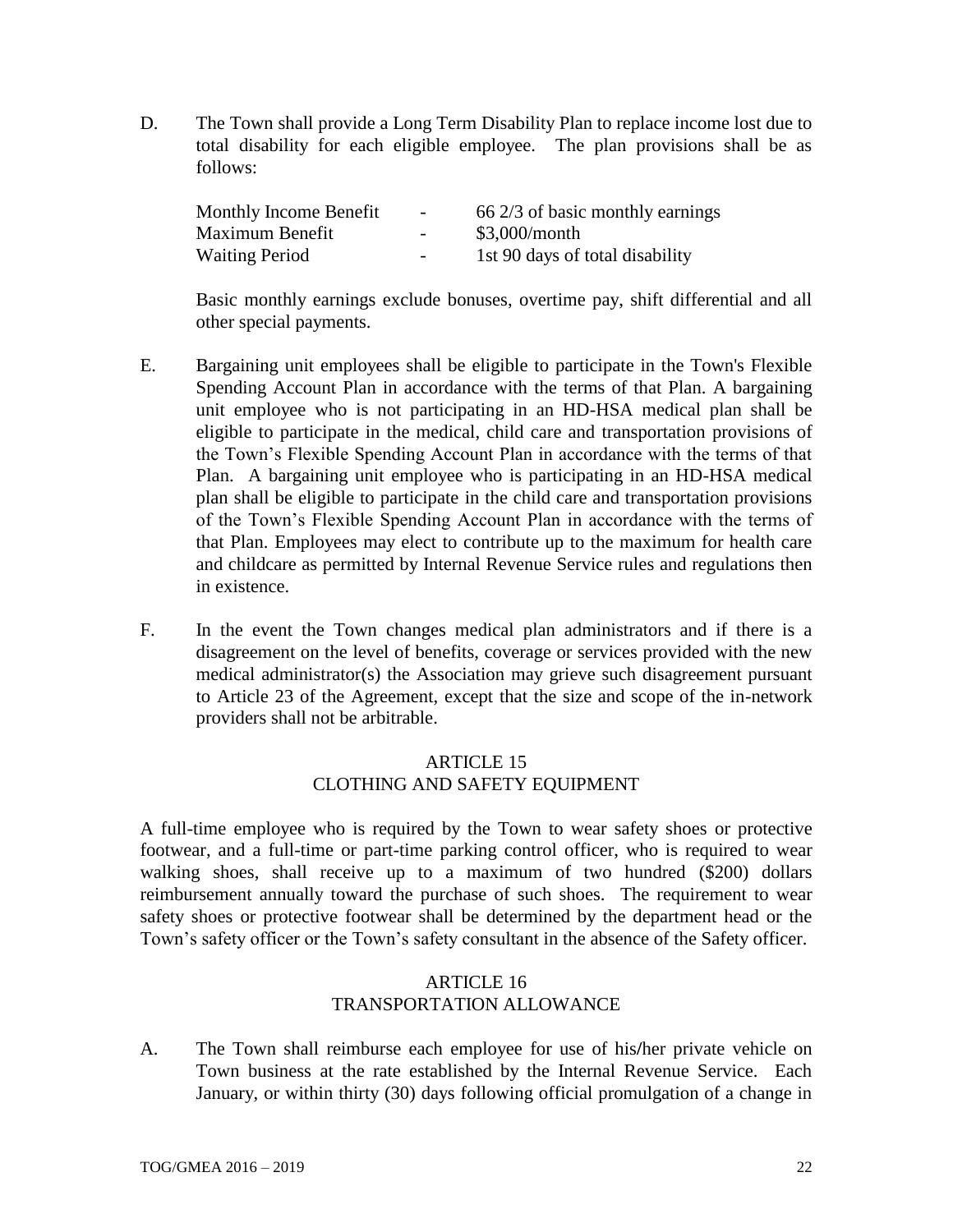D. The Town shall provide a Long Term Disability Plan to replace income lost due to total disability for each eligible employee. The plan provisions shall be as follows:

| | | |
|---|---|---|
| Monthly Income Benefit | - | 66 2/3 of basic monthly earnings |
| Maximum Benefit | - | $3,000/month |
| Waiting Period | - | 1st 90 days of total disability |

Basic monthly earnings exclude bonuses, overtime pay, shift differential and all other special payments.

E. Bargaining unit employees shall be eligible to participate in the Town's Flexible Spending Account Plan in accordance with the terms of that Plan. A bargaining unit employee who is not participating in an HD-HSA medical plan shall be eligible to participate in the medical, child care and transportation provisions of the Town's Flexible Spending Account Plan in accordance with the terms of that Plan. A bargaining unit employee who is participating in an HD-HSA medical plan shall be eligible to participate in the child care and transportation provisions of the Town's Flexible Spending Account Plan in accordance with the terms of that Plan. Employees may elect to contribute up to the maximum for health care and childcare as permitted by Internal Revenue Service rules and regulations then in existence.

F. In the event the Town changes medical plan administrators and if there is a disagreement on the level of benefits, coverage or services provided with the new medical administrator(s) the Association may grieve such disagreement pursuant to Article 23 of the Agreement, except that the size and scope of the in-network providers shall not be arbitrable.

## ARTICLE 15
## CLOTHING AND SAFETY EQUIPMENT

A full-time employee who is required by the Town to wear safety shoes or protective footwear, and a full-time or part-time parking control officer, who is required to wear walking shoes, shall receive up to a maximum of two hundred ($200) dollars reimbursement annually toward the purchase of such shoes. The requirement to wear safety shoes or protective footwear shall be determined by the department head or the Town's safety officer or the Town's safety consultant in the absence of the Safety officer.

## ARTICLE 16
## TRANSPORTATION ALLOWANCE

A. The Town shall reimburse each employee for use of his/her private vehicle on Town business at the rate established by the Internal Revenue Service. Each January, or within thirty (30) days following official promulgation of a change in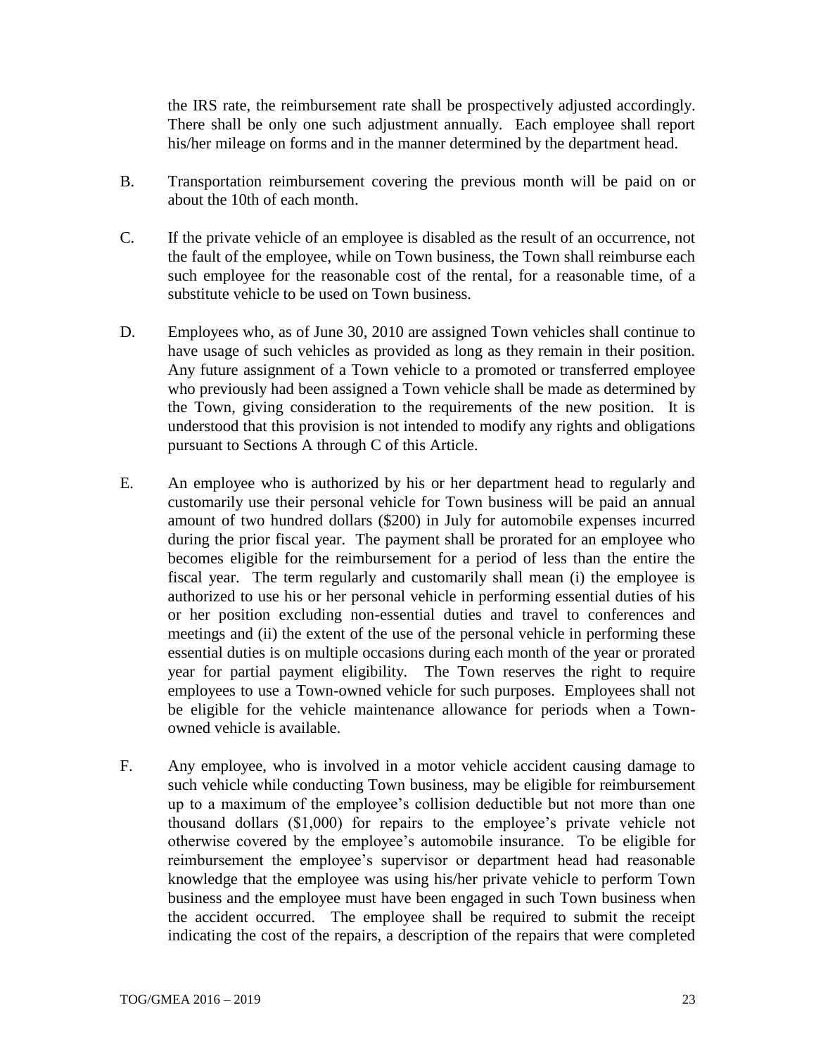the IRS rate, the reimbursement rate shall be prospectively adjusted accordingly. There shall be only one such adjustment annually. Each employee shall report his/her mileage on forms and in the manner determined by the department head.

B. Transportation reimbursement covering the previous month will be paid on or about the 10th of each month.

C. If the private vehicle of an employee is disabled as the result of an occurrence, not the fault of the employee, while on Town business, the Town shall reimburse each such employee for the reasonable cost of the rental, for a reasonable time, of a substitute vehicle to be used on Town business.

D. Employees who, as of June 30, 2010 are assigned Town vehicles shall continue to have usage of such vehicles as provided as long as they remain in their position. Any future assignment of a Town vehicle to a promoted or transferred employee who previously had been assigned a Town vehicle shall be made as determined by the Town, giving consideration to the requirements of the new position. It is understood that this provision is not intended to modify any rights and obligations pursuant to Sections A through C of this Article.

E. An employee who is authorized by his or her department head to regularly and customarily use their personal vehicle for Town business will be paid an annual amount of two hundred dollars ($200) in July for automobile expenses incurred during the prior fiscal year. The payment shall be prorated for an employee who becomes eligible for the reimbursement for a period of less than the entire the fiscal year. The term regularly and customarily shall mean (i) the employee is authorized to use his or her personal vehicle in performing essential duties of his or her position excluding non-essential duties and travel to conferences and meetings and (ii) the extent of the use of the personal vehicle in performing these essential duties is on multiple occasions during each month of the year or prorated year for partial payment eligibility. The Town reserves the right to require employees to use a Town-owned vehicle for such purposes. Employees shall not be eligible for the vehicle maintenance allowance for periods when a Town-owned vehicle is available.

F. Any employee, who is involved in a motor vehicle accident causing damage to such vehicle while conducting Town business, may be eligible for reimbursement up to a maximum of the employee's collision deductible but not more than one thousand dollars ($1,000) for repairs to the employee's private vehicle not otherwise covered by the employee's automobile insurance. To be eligible for reimbursement the employee's supervisor or department head had reasonable knowledge that the employee was using his/her private vehicle to perform Town business and the employee must have been engaged in such Town business when the accident occurred. The employee shall be required to submit the receipt indicating the cost of the repairs, a description of the repairs that were completed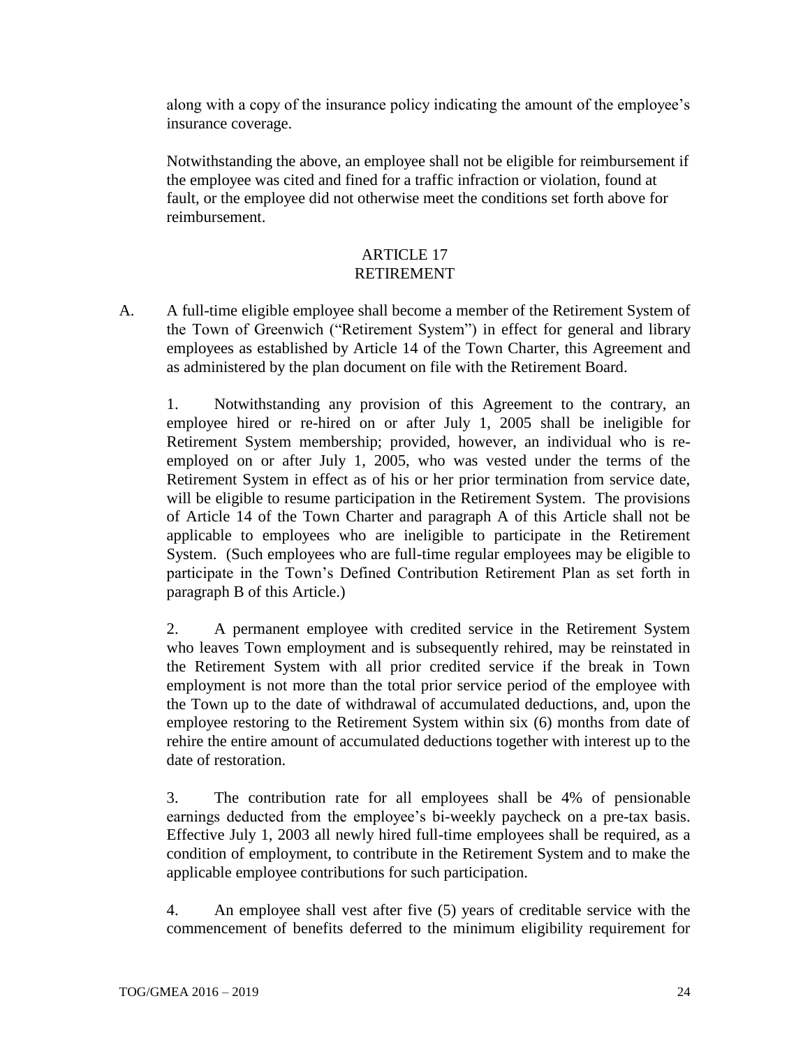along with a copy of the insurance policy indicating the amount of the employee's insurance coverage.

Notwithstanding the above, an employee shall not be eligible for reimbursement if the employee was cited and fined for a traffic infraction or violation, found at fault, or the employee did not otherwise meet the conditions set forth above for reimbursement.

## ARTICLE 17
## RETIREMENT

A. A full-time eligible employee shall become a member of the Retirement System of the Town of Greenwich ("Retirement System") in effect for general and library employees as established by Article 14 of the Town Charter, this Agreement and as administered by the plan document on file with the Retirement Board.

1. Notwithstanding any provision of this Agreement to the contrary, an employee hired or re-hired on or after July 1, 2005 shall be ineligible for Retirement System membership; provided, however, an individual who is re-employed on or after July 1, 2005, who was vested under the terms of the Retirement System in effect as of his or her prior termination from service date, will be eligible to resume participation in the Retirement System. The provisions of Article 14 of the Town Charter and paragraph A of this Article shall not be applicable to employees who are ineligible to participate in the Retirement System. (Such employees who are full-time regular employees may be eligible to participate in the Town's Defined Contribution Retirement Plan as set forth in paragraph B of this Article.)

2. A permanent employee with credited service in the Retirement System who leaves Town employment and is subsequently rehired, may be reinstated in the Retirement System with all prior credited service if the break in Town employment is not more than the total prior service period of the employee with the Town up to the date of withdrawal of accumulated deductions, and, upon the employee restoring to the Retirement System within six (6) months from date of rehire the entire amount of accumulated deductions together with interest up to the date of restoration.

3. The contribution rate for all employees shall be 4% of pensionable earnings deducted from the employee's bi-weekly paycheck on a pre-tax basis. Effective July 1, 2003 all newly hired full-time employees shall be required, as a condition of employment, to contribute in the Retirement System and to make the applicable employee contributions for such participation.

4. An employee shall vest after five (5) years of creditable service with the commencement of benefits deferred to the minimum eligibility requirement for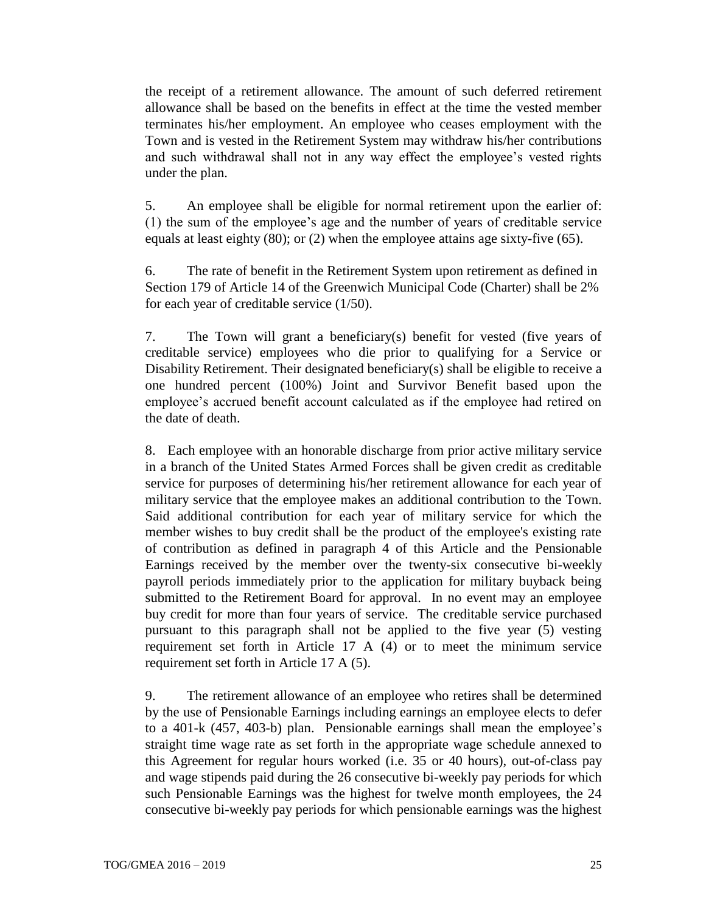the receipt of a retirement allowance. The amount of such deferred retirement allowance shall be based on the benefits in effect at the time the vested member terminates his/her employment. An employee who ceases employment with the Town and is vested in the Retirement System may withdraw his/her contributions and such withdrawal shall not in any way effect the employee's vested rights under the plan.

5. An employee shall be eligible for normal retirement upon the earlier of: (1) the sum of the employee's age and the number of years of creditable service equals at least eighty (80); or (2) when the employee attains age sixty-five (65).

6. The rate of benefit in the Retirement System upon retirement as defined in Section 179 of Article 14 of the Greenwich Municipal Code (Charter) shall be 2% for each year of creditable service (1/50).

7. The Town will grant a beneficiary(s) benefit for vested (five years of creditable service) employees who die prior to qualifying for a Service or Disability Retirement. Their designated beneficiary(s) shall be eligible to receive a one hundred percent (100%) Joint and Survivor Benefit based upon the employee's accrued benefit account calculated as if the employee had retired on the date of death.

8. Each employee with an honorable discharge from prior active military service in a branch of the United States Armed Forces shall be given credit as creditable service for purposes of determining his/her retirement allowance for each year of military service that the employee makes an additional contribution to the Town. Said additional contribution for each year of military service for which the member wishes to buy credit shall be the product of the employee's existing rate of contribution as defined in paragraph 4 of this Article and the Pensionable Earnings received by the member over the twenty-six consecutive bi-weekly payroll periods immediately prior to the application for military buyback being submitted to the Retirement Board for approval. In no event may an employee buy credit for more than four years of service. The creditable service purchased pursuant to this paragraph shall not be applied to the five year (5) vesting requirement set forth in Article 17 A (4) or to meet the minimum service requirement set forth in Article 17 A (5).

9. The retirement allowance of an employee who retires shall be determined by the use of Pensionable Earnings including earnings an employee elects to defer to a 401-k (457, 403-b) plan. Pensionable earnings shall mean the employee's straight time wage rate as set forth in the appropriate wage schedule annexed to this Agreement for regular hours worked (i.e. 35 or 40 hours), out-of-class pay and wage stipends paid during the 26 consecutive bi-weekly pay periods for which such Pensionable Earnings was the highest for twelve month employees, the 24 consecutive bi-weekly pay periods for which pensionable earnings was the highest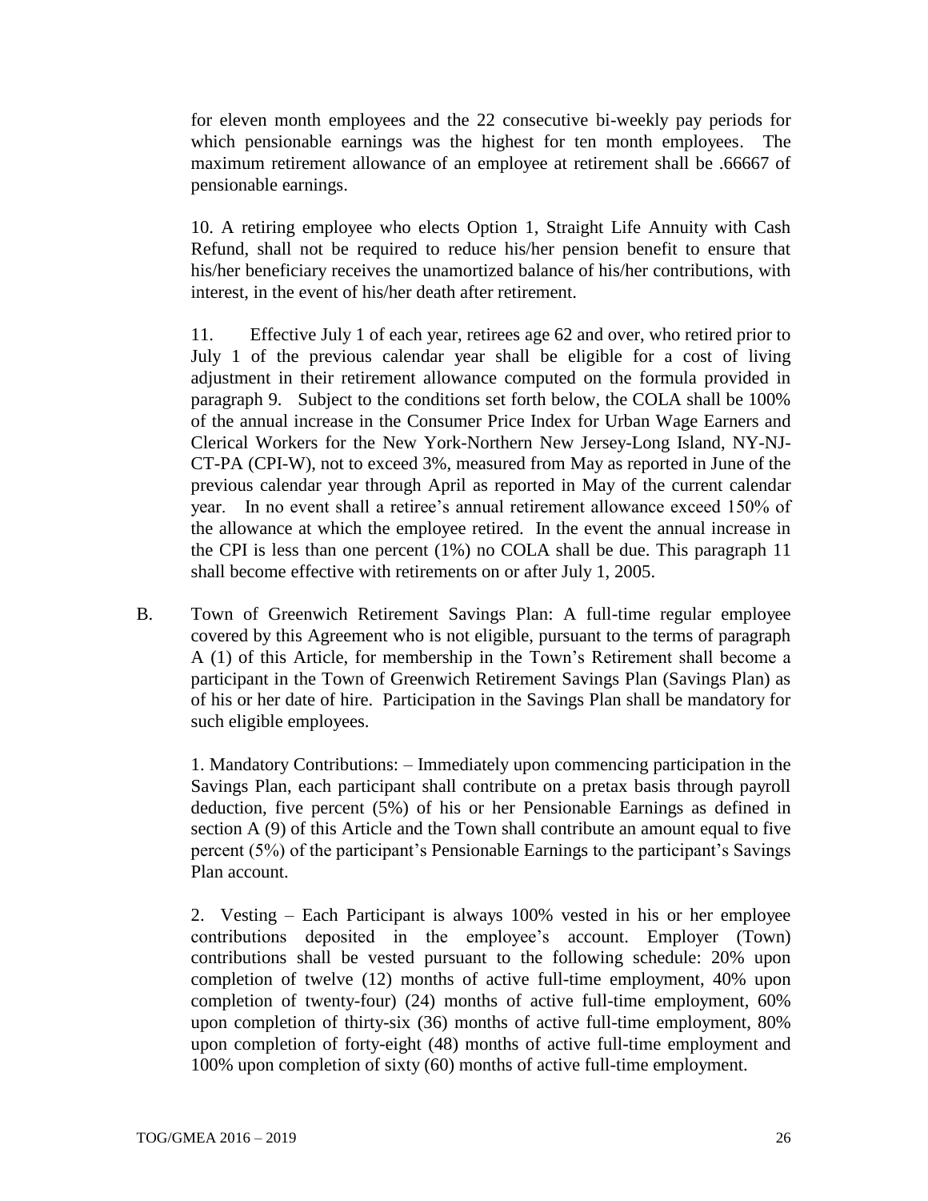for eleven month employees and the 22 consecutive bi-weekly pay periods for which pensionable earnings was the highest for ten month employees. The maximum retirement allowance of an employee at retirement shall be .66667 of pensionable earnings.

10. A retiring employee who elects Option 1, Straight Life Annuity with Cash Refund, shall not be required to reduce his/her pension benefit to ensure that his/her beneficiary receives the unamortized balance of his/her contributions, with interest, in the event of his/her death after retirement.

11. Effective July 1 of each year, retirees age 62 and over, who retired prior to July 1 of the previous calendar year shall be eligible for a cost of living adjustment in their retirement allowance computed on the formula provided in paragraph 9. Subject to the conditions set forth below, the COLA shall be 100% of the annual increase in the Consumer Price Index for Urban Wage Earners and Clerical Workers for the New York-Northern New Jersey-Long Island, NY-NJ-CT-PA (CPI-W), not to exceed 3%, measured from May as reported in June of the previous calendar year through April as reported in May of the current calendar year. In no event shall a retiree's annual retirement allowance exceed 150% of the allowance at which the employee retired. In the event the annual increase in the CPI is less than one percent (1%) no COLA shall be due. This paragraph 11 shall become effective with retirements on or after July 1, 2005.

B. Town of Greenwich Retirement Savings Plan: A full-time regular employee covered by this Agreement who is not eligible, pursuant to the terms of paragraph A (1) of this Article, for membership in the Town's Retirement shall become a participant in the Town of Greenwich Retirement Savings Plan (Savings Plan) as of his or her date of hire. Participation in the Savings Plan shall be mandatory for such eligible employees.

1. Mandatory Contributions: – Immediately upon commencing participation in the Savings Plan, each participant shall contribute on a pretax basis through payroll deduction, five percent (5%) of his or her Pensionable Earnings as defined in section A (9) of this Article and the Town shall contribute an amount equal to five percent (5%) of the participant's Pensionable Earnings to the participant's Savings Plan account.

2. Vesting – Each Participant is always 100% vested in his or her employee contributions deposited in the employee's account. Employer (Town) contributions shall be vested pursuant to the following schedule: 20% upon completion of twelve (12) months of active full-time employment, 40% upon completion of twenty-four) (24) months of active full-time employment, 60% upon completion of thirty-six (36) months of active full-time employment, 80% upon completion of forty-eight (48) months of active full-time employment and 100% upon completion of sixty (60) months of active full-time employment.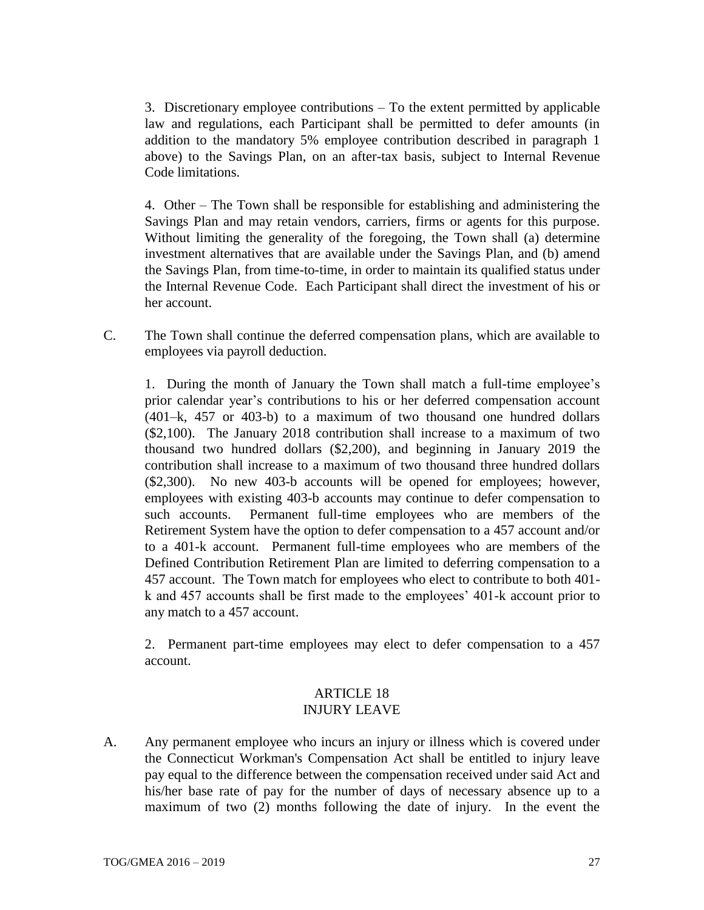3. Discretionary employee contributions – To the extent permitted by applicable law and regulations, each Participant shall be permitted to defer amounts (in addition to the mandatory 5% employee contribution described in paragraph 1 above) to the Savings Plan, on an after-tax basis, subject to Internal Revenue Code limitations.

4. Other – The Town shall be responsible for establishing and administering the Savings Plan and may retain vendors, carriers, firms or agents for this purpose. Without limiting the generality of the foregoing, the Town shall (a) determine investment alternatives that are available under the Savings Plan, and (b) amend the Savings Plan, from time-to-time, in order to maintain its qualified status under the Internal Revenue Code. Each Participant shall direct the investment of his or her account.

C. The Town shall continue the deferred compensation plans, which are available to employees via payroll deduction.

1. During the month of January the Town shall match a full-time employee's prior calendar year's contributions to his or her deferred compensation account (401–k, 457 or 403-b) to a maximum of two thousand one hundred dollars ($2,100). The January 2018 contribution shall increase to a maximum of two thousand two hundred dollars ($2,200), and beginning in January 2019 the contribution shall increase to a maximum of two thousand three hundred dollars ($2,300). No new 403-b accounts will be opened for employees; however, employees with existing 403-b accounts may continue to defer compensation to such accounts. Permanent full-time employees who are members of the Retirement System have the option to defer compensation to a 457 account and/or to a 401-k account. Permanent full-time employees who are members of the Defined Contribution Retirement Plan are limited to deferring compensation to a 457 account. The Town match for employees who elect to contribute to both 401-k and 457 accounts shall be first made to the employees' 401-k account prior to any match to a 457 account.

2. Permanent part-time employees may elect to defer compensation to a 457 account.

## ARTICLE 18
## INJURY LEAVE

A. Any permanent employee who incurs an injury or illness which is covered under the Connecticut Workman's Compensation Act shall be entitled to injury leave pay equal to the difference between the compensation received under said Act and his/her base rate of pay for the number of days of necessary absence up to a maximum of two (2) months following the date of injury. In the event the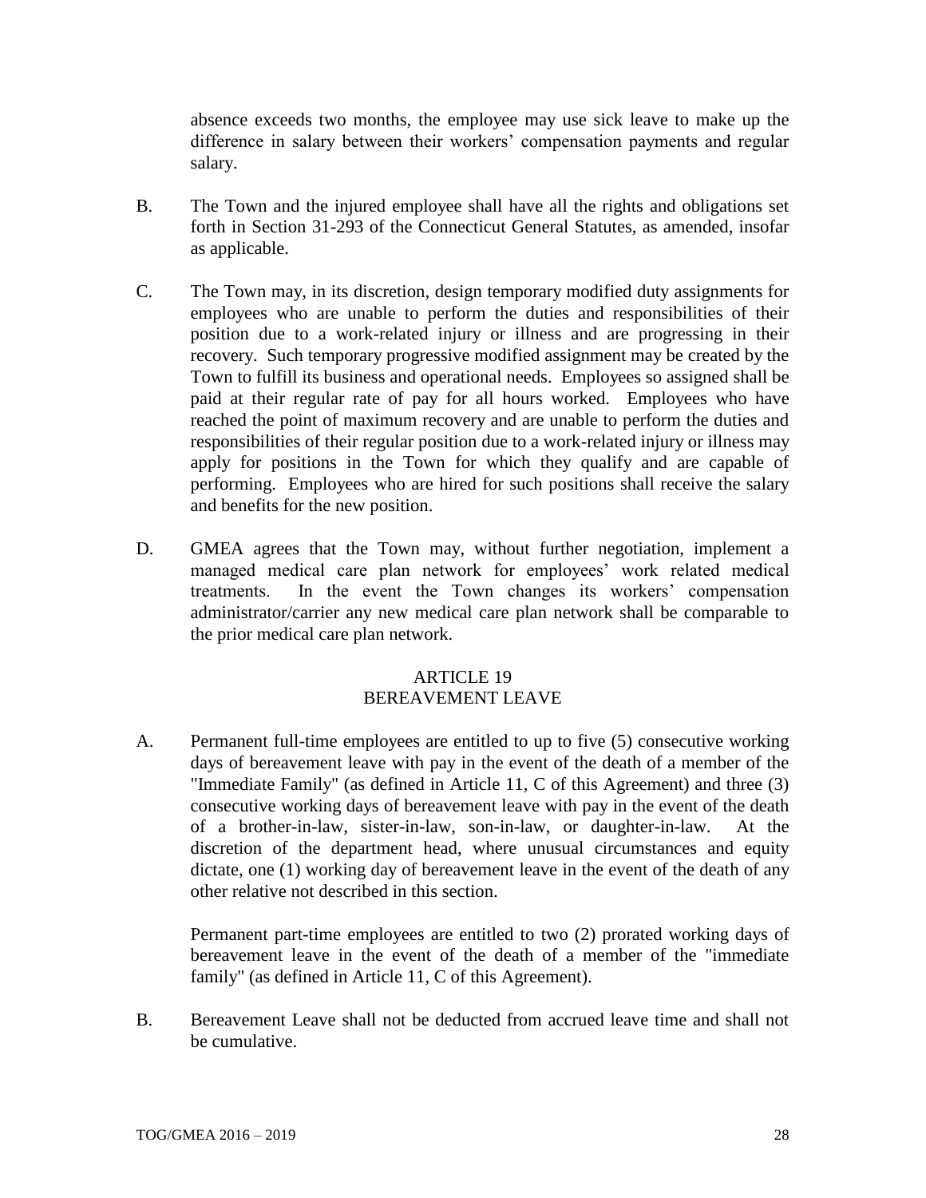absence exceeds two months, the employee may use sick leave to make up the difference in salary between their workers' compensation payments and regular salary.

B. The Town and the injured employee shall have all the rights and obligations set forth in Section 31-293 of the Connecticut General Statutes, as amended, insofar as applicable.

C. The Town may, in its discretion, design temporary modified duty assignments for employees who are unable to perform the duties and responsibilities of their position due to a work-related injury or illness and are progressing in their recovery. Such temporary progressive modified assignment may be created by the Town to fulfill its business and operational needs. Employees so assigned shall be paid at their regular rate of pay for all hours worked. Employees who have reached the point of maximum recovery and are unable to perform the duties and responsibilities of their regular position due to a work-related injury or illness may apply for positions in the Town for which they qualify and are capable of performing. Employees who are hired for such positions shall receive the salary and benefits for the new position.

D. GMEA agrees that the Town may, without further negotiation, implement a managed medical care plan network for employees' work related medical treatments. In the event the Town changes its workers' compensation administrator/carrier any new medical care plan network shall be comparable to the prior medical care plan network.

## ARTICLE 19
## BEREAVEMENT LEAVE

A. Permanent full-time employees are entitled to up to five (5) consecutive working days of bereavement leave with pay in the event of the death of a member of the "Immediate Family" (as defined in Article 11, C of this Agreement) and three (3) consecutive working days of bereavement leave with pay in the event of the death of a brother-in-law, sister-in-law, son-in-law, or daughter-in-law. At the discretion of the department head, where unusual circumstances and equity dictate, one (1) working day of bereavement leave in the event of the death of any other relative not described in this section.

Permanent part-time employees are entitled to two (2) prorated working days of bereavement leave in the event of the death of a member of the "immediate family" (as defined in Article 11, C of this Agreement).

B. Bereavement Leave shall not be deducted from accrued leave time and shall not be cumulative.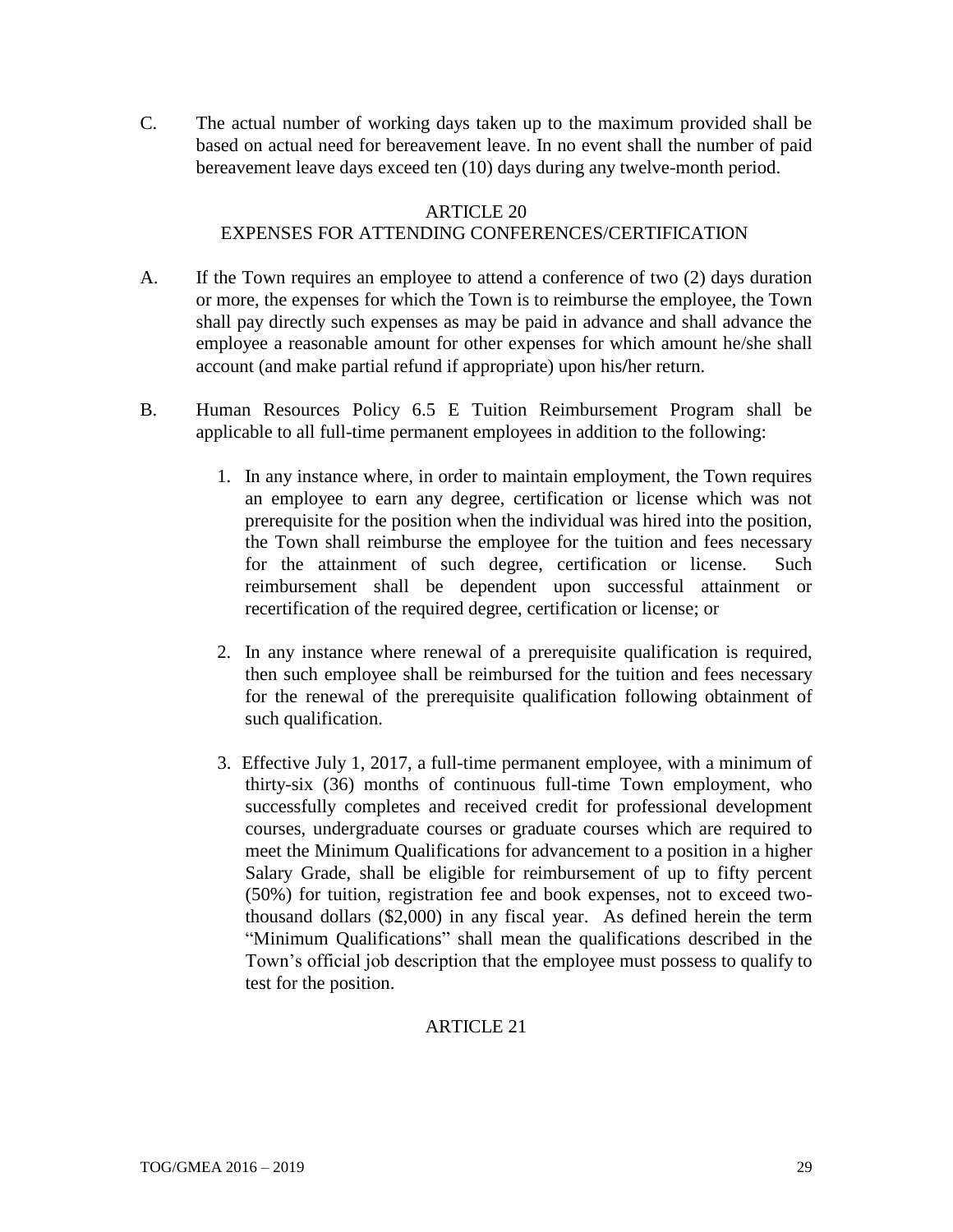C. The actual number of working days taken up to the maximum provided shall be based on actual need for bereavement leave. In no event shall the number of paid bereavement leave days exceed ten (10) days during any twelve-month period.

## ARTICLE 20
## EXPENSES FOR ATTENDING CONFERENCES/CERTIFICATION

A. If the Town requires an employee to attend a conference of two (2) days duration or more, the expenses for which the Town is to reimburse the employee, the Town shall pay directly such expenses as may be paid in advance and shall advance the employee a reasonable amount for other expenses for which amount he/she shall account (and make partial refund if appropriate) upon his/her return.

B. Human Resources Policy 6.5 E Tuition Reimbursement Program shall be applicable to all full-time permanent employees in addition to the following:

1. In any instance where, in order to maintain employment, the Town requires an employee to earn any degree, certification or license which was not prerequisite for the position when the individual was hired into the position, the Town shall reimburse the employee for the tuition and fees necessary for the attainment of such degree, certification or license. Such reimbursement shall be dependent upon successful attainment or recertification of the required degree, certification or license; or

2. In any instance where renewal of a prerequisite qualification is required, then such employee shall be reimbursed for the tuition and fees necessary for the renewal of the prerequisite qualification following obtainment of such qualification.

3. Effective July 1, 2017, a full-time permanent employee, with a minimum of thirty-six (36) months of continuous full-time Town employment, who successfully completes and received credit for professional development courses, undergraduate courses or graduate courses which are required to meet the Minimum Qualifications for advancement to a position in a higher Salary Grade, shall be eligible for reimbursement of up to fifty percent (50%) for tuition, registration fee and book expenses, not to exceed two-thousand dollars ($2,000) in any fiscal year. As defined herein the term "Minimum Qualifications" shall mean the qualifications described in the Town's official job description that the employee must possess to qualify to test for the position.

## ARTICLE 21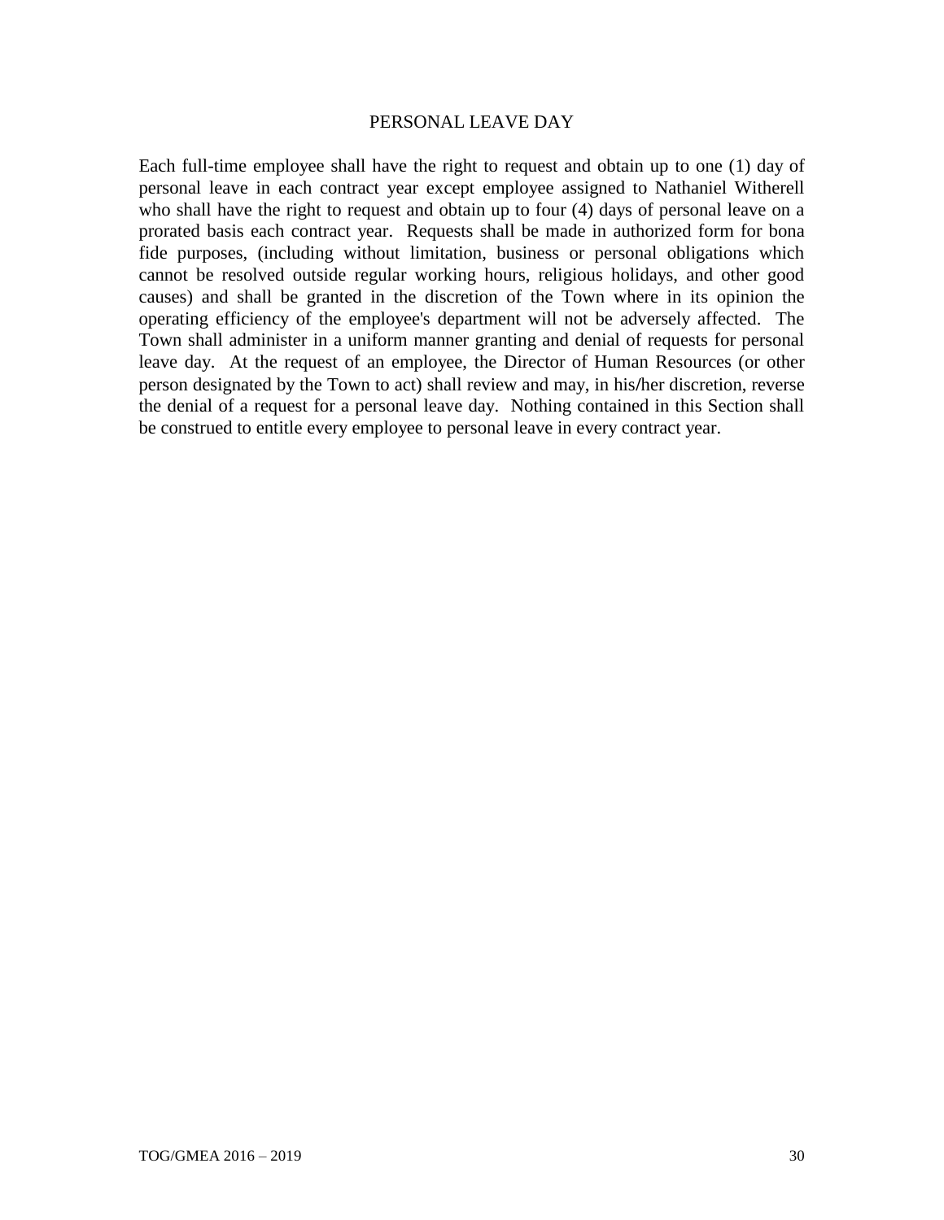## PERSONAL LEAVE DAY

Each full-time employee shall have the right to request and obtain up to one (1) day of personal leave in each contract year except employee assigned to Nathaniel Witherell who shall have the right to request and obtain up to four (4) days of personal leave on a prorated basis each contract year. Requests shall be made in authorized form for bona fide purposes, (including without limitation, business or personal obligations which cannot be resolved outside regular working hours, religious holidays, and other good causes) and shall be granted in the discretion of the Town where in its opinion the operating efficiency of the employee's department will not be adversely affected. The Town shall administer in a uniform manner granting and denial of requests for personal leave day. At the request of an employee, the Director of Human Resources (or other person designated by the Town to act) shall review and may, in his/her discretion, reverse the denial of a request for a personal leave day. Nothing contained in this Section shall be construed to entitle every employee to personal leave in every contract year.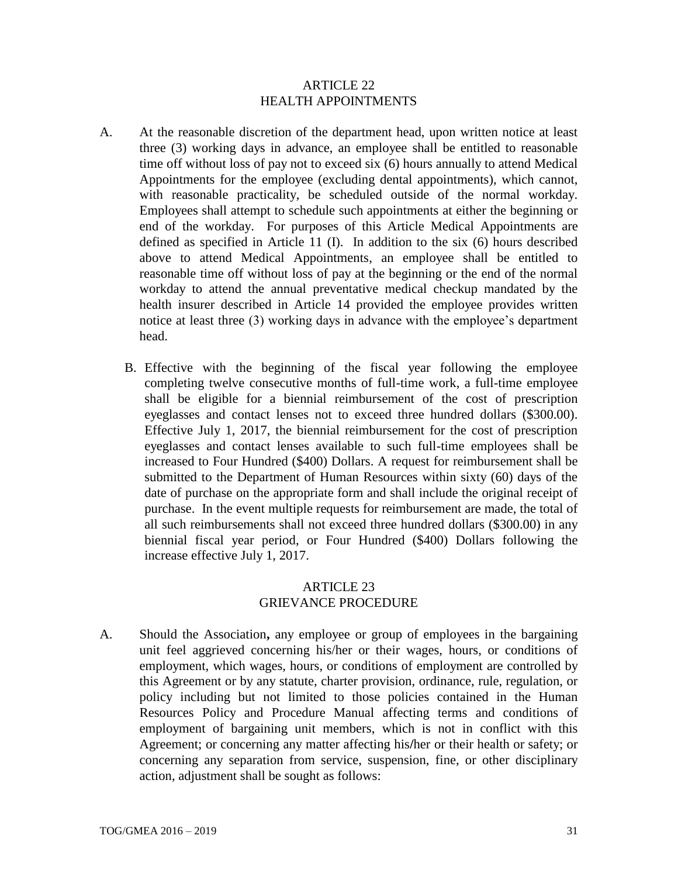# ARTICLE 22
# HEALTH APPOINTMENTS

A. At the reasonable discretion of the department head, upon written notice at least three (3) working days in advance, an employee shall be entitled to reasonable time off without loss of pay not to exceed six (6) hours annually to attend Medical Appointments for the employee (excluding dental appointments), which cannot, with reasonable practicality, be scheduled outside of the normal workday. Employees shall attempt to schedule such appointments at either the beginning or end of the workday. For purposes of this Article Medical Appointments are defined as specified in Article 11 (I). In addition to the six (6) hours described above to attend Medical Appointments, an employee shall be entitled to reasonable time off without loss of pay at the beginning or the end of the normal workday to attend the annual preventative medical checkup mandated by the health insurer described in Article 14 provided the employee provides written notice at least three (3) working days in advance with the employee's department head.

B. Effective with the beginning of the fiscal year following the employee completing twelve consecutive months of full-time work, a full-time employee shall be eligible for a biennial reimbursement of the cost of prescription eyeglasses and contact lenses not to exceed three hundred dollars ($300.00). Effective July 1, 2017, the biennial reimbursement for the cost of prescription eyeglasses and contact lenses available to such full-time employees shall be increased to Four Hundred ($400) Dollars. A request for reimbursement shall be submitted to the Department of Human Resources within sixty (60) days of the date of purchase on the appropriate form and shall include the original receipt of purchase. In the event multiple requests for reimbursement are made, the total of all such reimbursements shall not exceed three hundred dollars ($300.00) in any biennial fiscal year period, or Four Hundred ($400) Dollars following the increase effective July 1, 2017.

# ARTICLE 23
# GRIEVANCE PROCEDURE

A. Should the Association**,** any employee or group of employees in the bargaining unit feel aggrieved concerning his/her or their wages, hours, or conditions of employment, which wages, hours, or conditions of employment are controlled by this Agreement or by any statute, charter provision, ordinance, rule, regulation, or policy including but not limited to those policies contained in the Human Resources Policy and Procedure Manual affecting terms and conditions of employment of bargaining unit members, which is not in conflict with this Agreement; or concerning any matter affecting his/her or their health or safety; or concerning any separation from service, suspension, fine, or other disciplinary action, adjustment shall be sought as follows: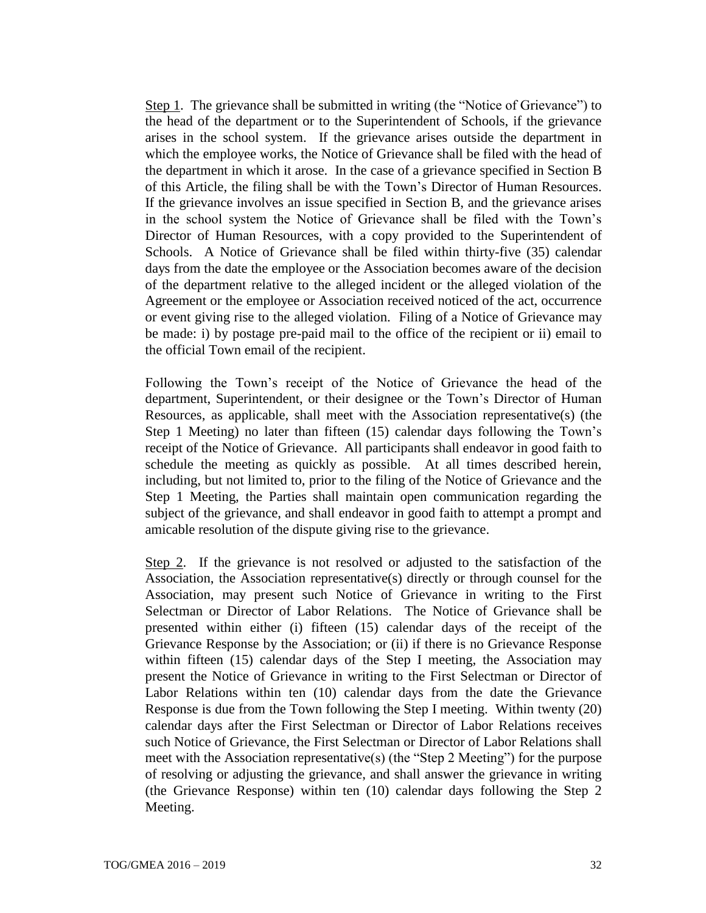Step 1. The grievance shall be submitted in writing (the "Notice of Grievance") to the head of the department or to the Superintendent of Schools, if the grievance arises in the school system. If the grievance arises outside the department in which the employee works, the Notice of Grievance shall be filed with the head of the department in which it arose. In the case of a grievance specified in Section B of this Article, the filing shall be with the Town's Director of Human Resources. If the grievance involves an issue specified in Section B, and the grievance arises in the school system the Notice of Grievance shall be filed with the Town's Director of Human Resources, with a copy provided to the Superintendent of Schools. A Notice of Grievance shall be filed within thirty-five (35) calendar days from the date the employee or the Association becomes aware of the decision of the department relative to the alleged incident or the alleged violation of the Agreement or the employee or Association received noticed of the act, occurrence or event giving rise to the alleged violation. Filing of a Notice of Grievance may be made: i) by postage pre-paid mail to the office of the recipient or ii) email to the official Town email of the recipient.

Following the Town's receipt of the Notice of Grievance the head of the department, Superintendent, or their designee or the Town's Director of Human Resources, as applicable, shall meet with the Association representative(s) (the Step 1 Meeting) no later than fifteen (15) calendar days following the Town's receipt of the Notice of Grievance. All participants shall endeavor in good faith to schedule the meeting as quickly as possible. At all times described herein, including, but not limited to, prior to the filing of the Notice of Grievance and the Step 1 Meeting, the Parties shall maintain open communication regarding the subject of the grievance, and shall endeavor in good faith to attempt a prompt and amicable resolution of the dispute giving rise to the grievance.

Step 2. If the grievance is not resolved or adjusted to the satisfaction of the Association, the Association representative(s) directly or through counsel for the Association, may present such Notice of Grievance in writing to the First Selectman or Director of Labor Relations. The Notice of Grievance shall be presented within either (i) fifteen (15) calendar days of the receipt of the Grievance Response by the Association; or (ii) if there is no Grievance Response within fifteen (15) calendar days of the Step I meeting, the Association may present the Notice of Grievance in writing to the First Selectman or Director of Labor Relations within ten (10) calendar days from the date the Grievance Response is due from the Town following the Step I meeting. Within twenty (20) calendar days after the First Selectman or Director of Labor Relations receives such Notice of Grievance, the First Selectman or Director of Labor Relations shall meet with the Association representative(s) (the "Step 2 Meeting") for the purpose of resolving or adjusting the grievance, and shall answer the grievance in writing (the Grievance Response) within ten (10) calendar days following the Step 2 Meeting.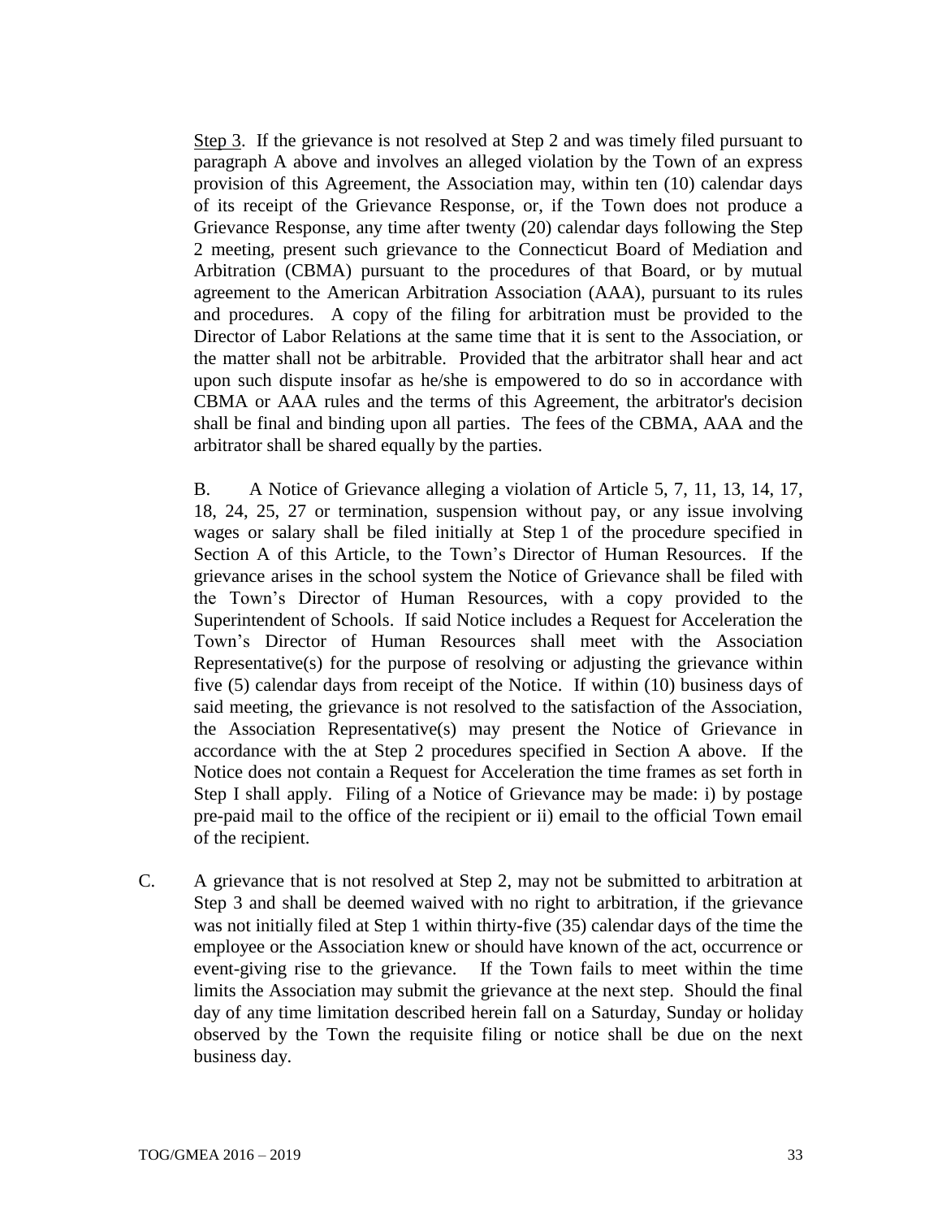Step 3. If the grievance is not resolved at Step 2 and was timely filed pursuant to paragraph A above and involves an alleged violation by the Town of an express provision of this Agreement, the Association may, within ten (10) calendar days of its receipt of the Grievance Response, or, if the Town does not produce a Grievance Response, any time after twenty (20) calendar days following the Step 2 meeting, present such grievance to the Connecticut Board of Mediation and Arbitration (CBMA) pursuant to the procedures of that Board, or by mutual agreement to the American Arbitration Association (AAA), pursuant to its rules and procedures. A copy of the filing for arbitration must be provided to the Director of Labor Relations at the same time that it is sent to the Association, or the matter shall not be arbitrable. Provided that the arbitrator shall hear and act upon such dispute insofar as he/she is empowered to do so in accordance with CBMA or AAA rules and the terms of this Agreement, the arbitrator's decision shall be final and binding upon all parties. The fees of the CBMA, AAA and the arbitrator shall be shared equally by the parties.

B. A Notice of Grievance alleging a violation of Article 5, 7, 11, 13, 14, 17, 18, 24, 25, 27 or termination, suspension without pay, or any issue involving wages or salary shall be filed initially at Step 1 of the procedure specified in Section A of this Article, to the Town's Director of Human Resources. If the grievance arises in the school system the Notice of Grievance shall be filed with the Town's Director of Human Resources, with a copy provided to the Superintendent of Schools. If said Notice includes a Request for Acceleration the Town's Director of Human Resources shall meet with the Association Representative(s) for the purpose of resolving or adjusting the grievance within five (5) calendar days from receipt of the Notice. If within (10) business days of said meeting, the grievance is not resolved to the satisfaction of the Association, the Association Representative(s) may present the Notice of Grievance in accordance with the at Step 2 procedures specified in Section A above. If the Notice does not contain a Request for Acceleration the time frames as set forth in Step I shall apply. Filing of a Notice of Grievance may be made: i) by postage pre-paid mail to the office of the recipient or ii) email to the official Town email of the recipient.

C. A grievance that is not resolved at Step 2, may not be submitted to arbitration at Step 3 and shall be deemed waived with no right to arbitration, if the grievance was not initially filed at Step 1 within thirty-five (35) calendar days of the time the employee or the Association knew or should have known of the act, occurrence or event-giving rise to the grievance. If the Town fails to meet within the time limits the Association may submit the grievance at the next step. Should the final day of any time limitation described herein fall on a Saturday, Sunday or holiday observed by the Town the requisite filing or notice shall be due on the next business day.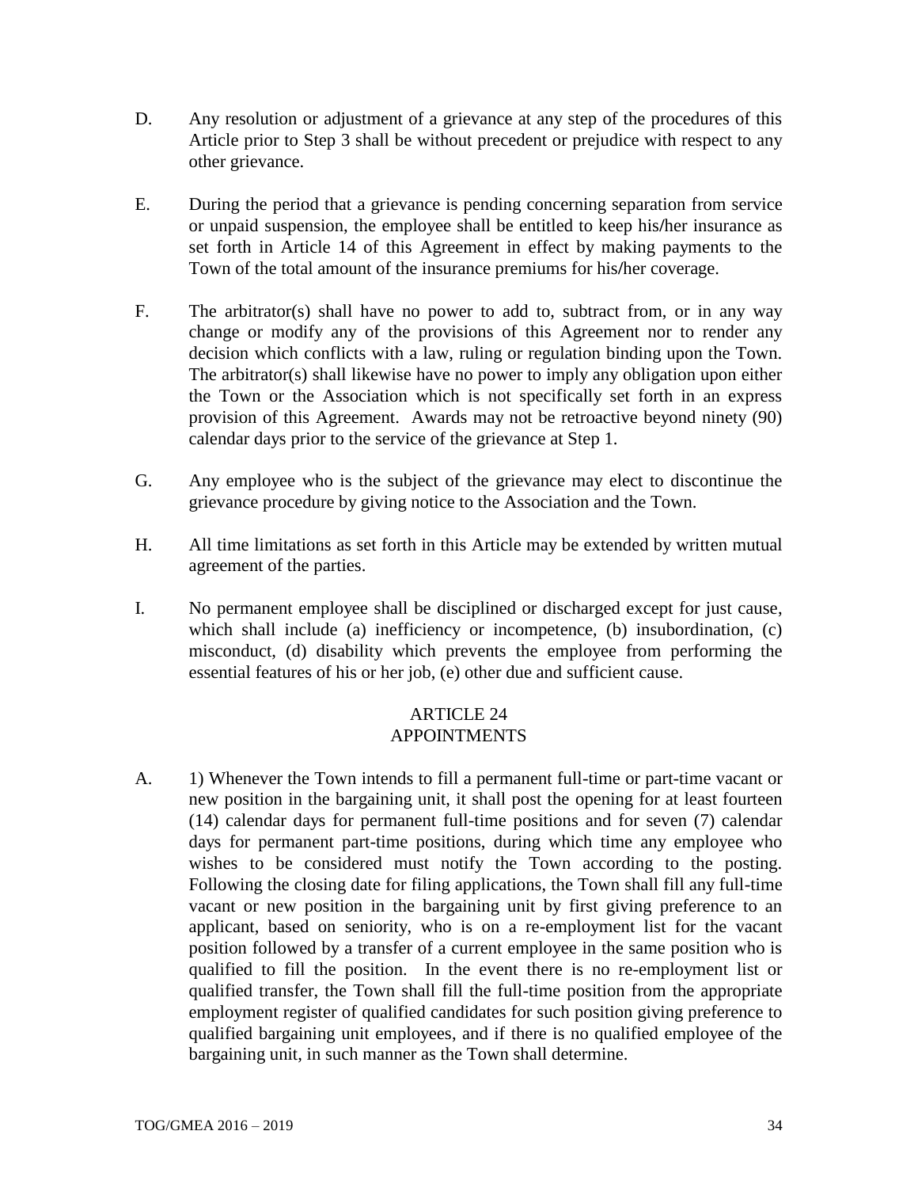D. Any resolution or adjustment of a grievance at any step of the procedures of this Article prior to Step 3 shall be without precedent or prejudice with respect to any other grievance.

E. During the period that a grievance is pending concerning separation from service or unpaid suspension, the employee shall be entitled to keep his/her insurance as set forth in Article 14 of this Agreement in effect by making payments to the Town of the total amount of the insurance premiums for his/her coverage.

F. The arbitrator(s) shall have no power to add to, subtract from, or in any way change or modify any of the provisions of this Agreement nor to render any decision which conflicts with a law, ruling or regulation binding upon the Town. The arbitrator(s) shall likewise have no power to imply any obligation upon either the Town or the Association which is not specifically set forth in an express provision of this Agreement. Awards may not be retroactive beyond ninety (90) calendar days prior to the service of the grievance at Step 1.

G. Any employee who is the subject of the grievance may elect to discontinue the grievance procedure by giving notice to the Association and the Town.

H. All time limitations as set forth in this Article may be extended by written mutual agreement of the parties.

I. No permanent employee shall be disciplined or discharged except for just cause, which shall include (a) inefficiency or incompetence, (b) insubordination, (c) misconduct, (d) disability which prevents the employee from performing the essential features of his or her job, (e) other due and sufficient cause.

## ARTICLE 24
## APPOINTMENTS

A. 1) Whenever the Town intends to fill a permanent full-time or part-time vacant or new position in the bargaining unit, it shall post the opening for at least fourteen (14) calendar days for permanent full-time positions and for seven (7) calendar days for permanent part-time positions, during which time any employee who wishes to be considered must notify the Town according to the posting. Following the closing date for filing applications, the Town shall fill any full-time vacant or new position in the bargaining unit by first giving preference to an applicant, based on seniority, who is on a re-employment list for the vacant position followed by a transfer of a current employee in the same position who is qualified to fill the position. In the event there is no re-employment list or qualified transfer, the Town shall fill the full-time position from the appropriate employment register of qualified candidates for such position giving preference to qualified bargaining unit employees, and if there is no qualified employee of the bargaining unit, in such manner as the Town shall determine.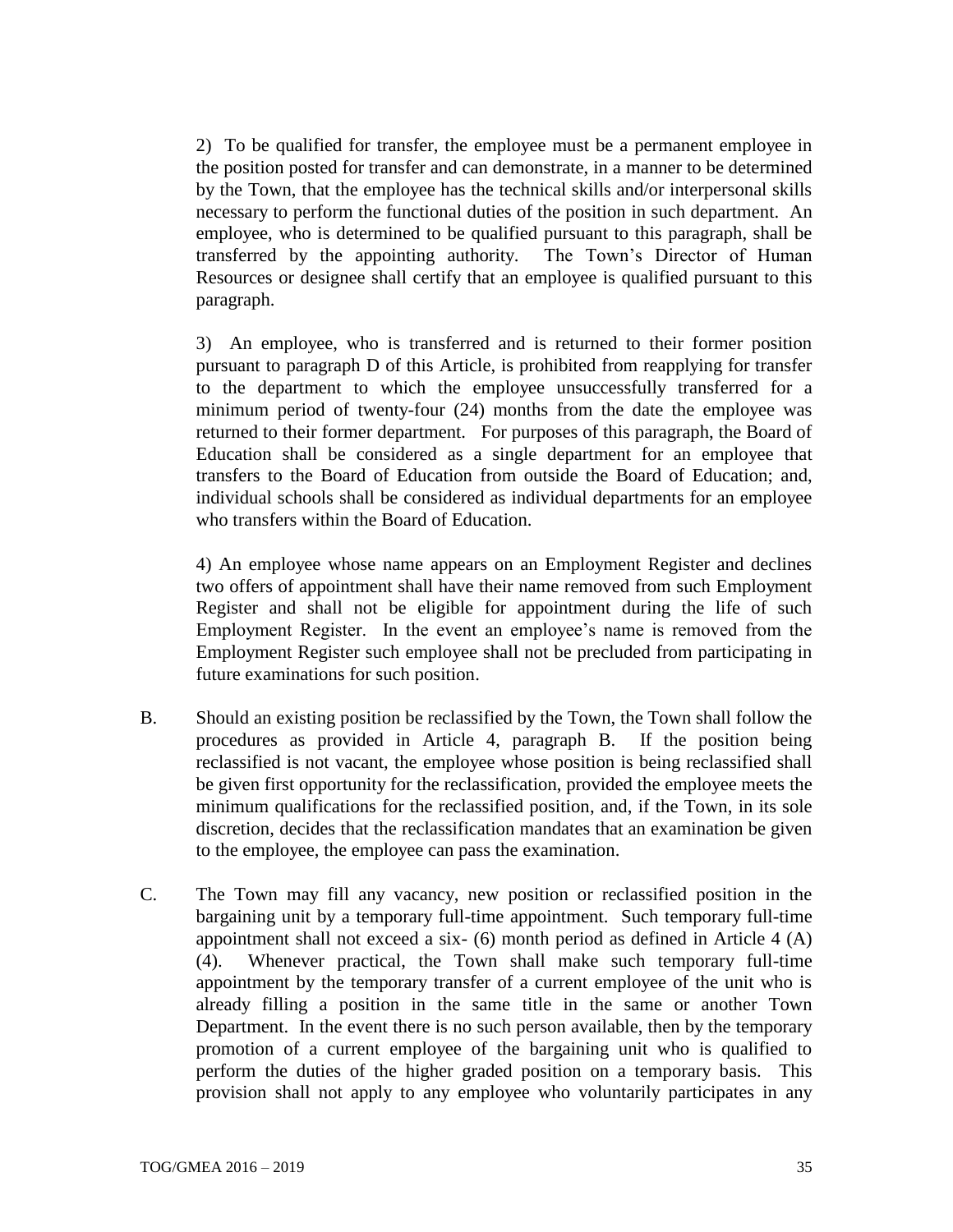2) To be qualified for transfer, the employee must be a permanent employee in the position posted for transfer and can demonstrate, in a manner to be determined by the Town, that the employee has the technical skills and/or interpersonal skills necessary to perform the functional duties of the position in such department. An employee, who is determined to be qualified pursuant to this paragraph, shall be transferred by the appointing authority. The Town's Director of Human Resources or designee shall certify that an employee is qualified pursuant to this paragraph.

3) An employee, who is transferred and is returned to their former position pursuant to paragraph D of this Article, is prohibited from reapplying for transfer to the department to which the employee unsuccessfully transferred for a minimum period of twenty-four (24) months from the date the employee was returned to their former department. For purposes of this paragraph, the Board of Education shall be considered as a single department for an employee that transfers to the Board of Education from outside the Board of Education; and, individual schools shall be considered as individual departments for an employee who transfers within the Board of Education.

4) An employee whose name appears on an Employment Register and declines two offers of appointment shall have their name removed from such Employment Register and shall not be eligible for appointment during the life of such Employment Register. In the event an employee's name is removed from the Employment Register such employee shall not be precluded from participating in future examinations for such position.

B. Should an existing position be reclassified by the Town, the Town shall follow the procedures as provided in Article 4, paragraph B. If the position being reclassified is not vacant, the employee whose position is being reclassified shall be given first opportunity for the reclassification, provided the employee meets the minimum qualifications for the reclassified position, and, if the Town, in its sole discretion, decides that the reclassification mandates that an examination be given to the employee, the employee can pass the examination.

C. The Town may fill any vacancy, new position or reclassified position in the bargaining unit by a temporary full-time appointment. Such temporary full-time appointment shall not exceed a six- (6) month period as defined in Article 4 (A) (4). Whenever practical, the Town shall make such temporary full-time appointment by the temporary transfer of a current employee of the unit who is already filling a position in the same title in the same or another Town Department. In the event there is no such person available, then by the temporary promotion of a current employee of the bargaining unit who is qualified to perform the duties of the higher graded position on a temporary basis. This provision shall not apply to any employee who voluntarily participates in any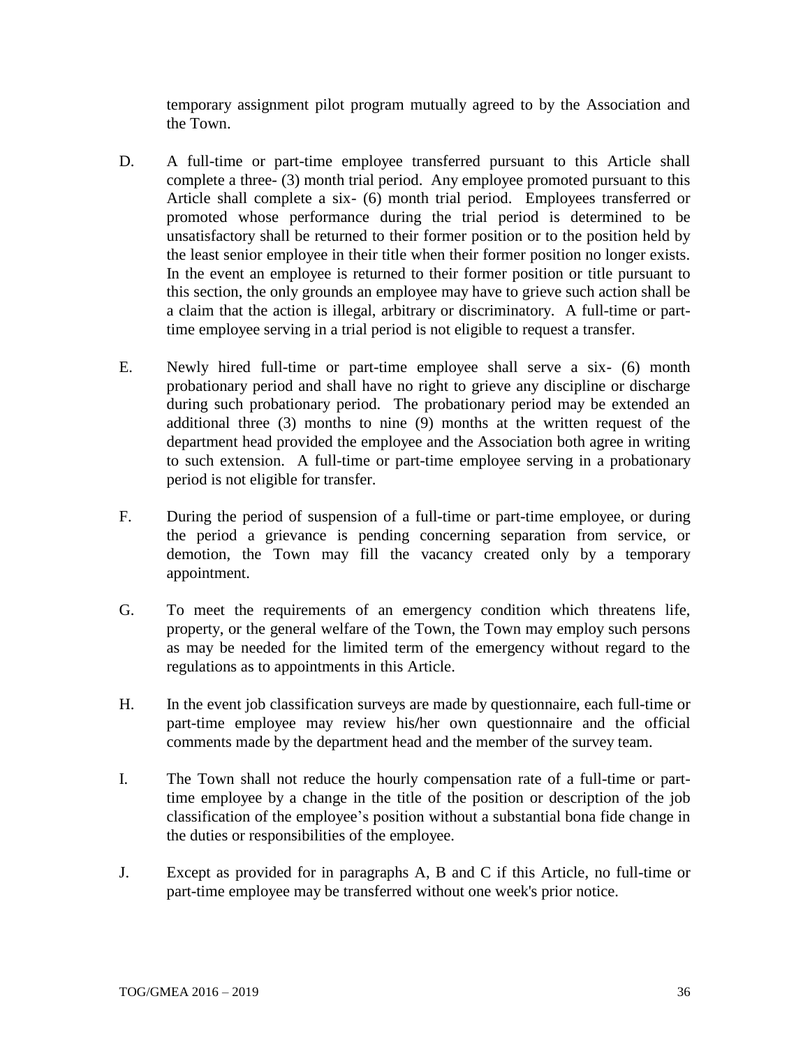temporary assignment pilot program mutually agreed to by the Association and the Town.

D. A full-time or part-time employee transferred pursuant to this Article shall complete a three- (3) month trial period. Any employee promoted pursuant to this Article shall complete a six- (6) month trial period. Employees transferred or promoted whose performance during the trial period is determined to be unsatisfactory shall be returned to their former position or to the position held by the least senior employee in their title when their former position no longer exists. In the event an employee is returned to their former position or title pursuant to this section, the only grounds an employee may have to grieve such action shall be a claim that the action is illegal, arbitrary or discriminatory. A full-time or part-time employee serving in a trial period is not eligible to request a transfer.

E. Newly hired full-time or part-time employee shall serve a six- (6) month probationary period and shall have no right to grieve any discipline or discharge during such probationary period. The probationary period may be extended an additional three (3) months to nine (9) months at the written request of the department head provided the employee and the Association both agree in writing to such extension. A full-time or part-time employee serving in a probationary period is not eligible for transfer.

F. During the period of suspension of a full-time or part-time employee, or during the period a grievance is pending concerning separation from service, or demotion, the Town may fill the vacancy created only by a temporary appointment.

G. To meet the requirements of an emergency condition which threatens life, property, or the general welfare of the Town, the Town may employ such persons as may be needed for the limited term of the emergency without regard to the regulations as to appointments in this Article.

H. In the event job classification surveys are made by questionnaire, each full-time or part-time employee may review his/her own questionnaire and the official comments made by the department head and the member of the survey team.

I. The Town shall not reduce the hourly compensation rate of a full-time or part-time employee by a change in the title of the position or description of the job classification of the employee's position without a substantial bona fide change in the duties or responsibilities of the employee.

J. Except as provided for in paragraphs A, B and C if this Article, no full-time or part-time employee may be transferred without one week's prior notice.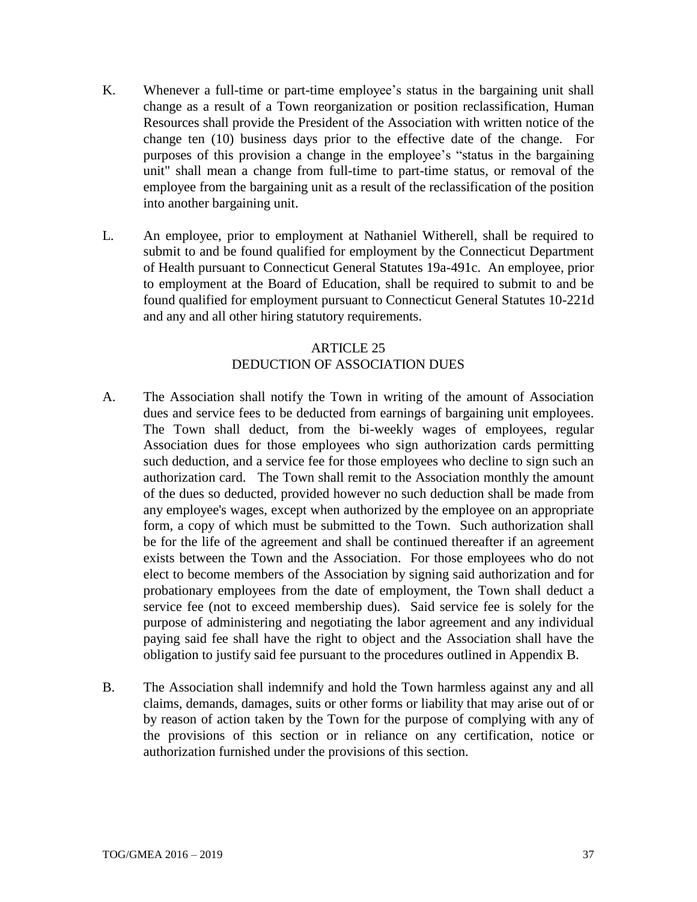K. Whenever a full-time or part-time employee's status in the bargaining unit shall change as a result of a Town reorganization or position reclassification, Human Resources shall provide the President of the Association with written notice of the change ten (10) business days prior to the effective date of the change. For purposes of this provision a change in the employee's "status in the bargaining unit" shall mean a change from full-time to part-time status, or removal of the employee from the bargaining unit as a result of the reclassification of the position into another bargaining unit.

L. An employee, prior to employment at Nathaniel Witherell, shall be required to submit to and be found qualified for employment by the Connecticut Department of Health pursuant to Connecticut General Statutes 19a-491c. An employee, prior to employment at the Board of Education, shall be required to submit to and be found qualified for employment pursuant to Connecticut General Statutes 10-221d and any and all other hiring statutory requirements.

## ARTICLE 25
## DEDUCTION OF ASSOCIATION DUES

A. The Association shall notify the Town in writing of the amount of Association dues and service fees to be deducted from earnings of bargaining unit employees. The Town shall deduct, from the bi-weekly wages of employees, regular Association dues for those employees who sign authorization cards permitting such deduction, and a service fee for those employees who decline to sign such an authorization card. The Town shall remit to the Association monthly the amount of the dues so deducted, provided however no such deduction shall be made from any employee's wages, except when authorized by the employee on an appropriate form, a copy of which must be submitted to the Town. Such authorization shall be for the life of the agreement and shall be continued thereafter if an agreement exists between the Town and the Association. For those employees who do not elect to become members of the Association by signing said authorization and for probationary employees from the date of employment, the Town shall deduct a service fee (not to exceed membership dues). Said service fee is solely for the purpose of administering and negotiating the labor agreement and any individual paying said fee shall have the right to object and the Association shall have the obligation to justify said fee pursuant to the procedures outlined in Appendix B.

B. The Association shall indemnify and hold the Town harmless against any and all claims, demands, damages, suits or other forms or liability that may arise out of or by reason of action taken by the Town for the purpose of complying with any of the provisions of this section or in reliance on any certification, notice or authorization furnished under the provisions of this section.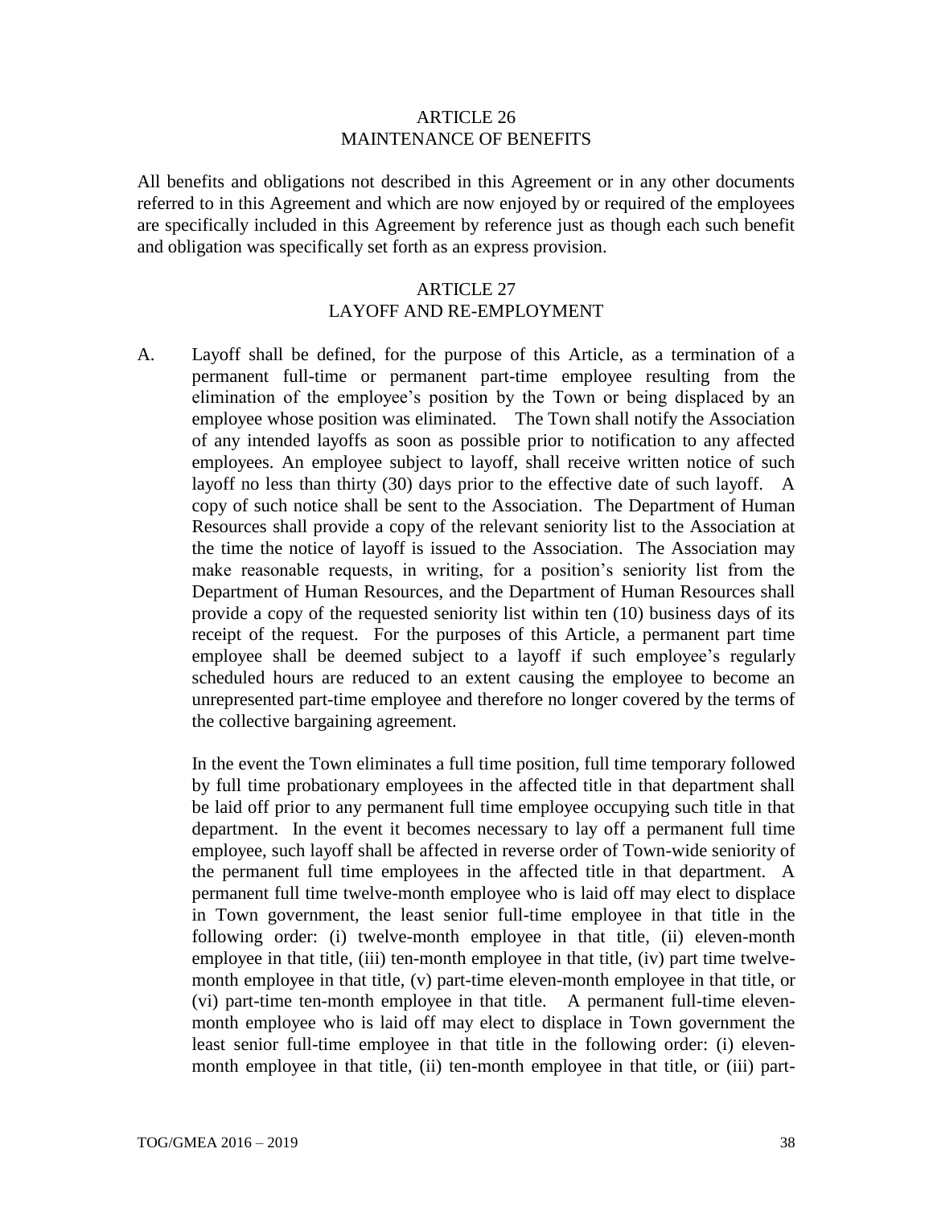## ARTICLE 26
## MAINTENANCE OF BENEFITS

All benefits and obligations not described in this Agreement or in any other documents referred to in this Agreement and which are now enjoyed by or required of the employees are specifically included in this Agreement by reference just as though each such benefit and obligation was specifically set forth as an express provision.

## ARTICLE 27
## LAYOFF AND RE-EMPLOYMENT

A. Layoff shall be defined, for the purpose of this Article, as a termination of a permanent full-time or permanent part-time employee resulting from the elimination of the employee's position by the Town or being displaced by an employee whose position was eliminated. The Town shall notify the Association of any intended layoffs as soon as possible prior to notification to any affected employees. An employee subject to layoff, shall receive written notice of such layoff no less than thirty (30) days prior to the effective date of such layoff. A copy of such notice shall be sent to the Association. The Department of Human Resources shall provide a copy of the relevant seniority list to the Association at the time the notice of layoff is issued to the Association. The Association may make reasonable requests, in writing, for a position's seniority list from the Department of Human Resources, and the Department of Human Resources shall provide a copy of the requested seniority list within ten (10) business days of its receipt of the request. For the purposes of this Article, a permanent part time employee shall be deemed subject to a layoff if such employee's regularly scheduled hours are reduced to an extent causing the employee to become an unrepresented part-time employee and therefore no longer covered by the terms of the collective bargaining agreement.

In the event the Town eliminates a full time position, full time temporary followed by full time probationary employees in the affected title in that department shall be laid off prior to any permanent full time employee occupying such title in that department. In the event it becomes necessary to lay off a permanent full time employee, such layoff shall be affected in reverse order of Town-wide seniority of the permanent full time employees in the affected title in that department. A permanent full time twelve-month employee who is laid off may elect to displace in Town government, the least senior full-time employee in that title in the following order: (i) twelve-month employee in that title, (ii) eleven-month employee in that title, (iii) ten-month employee in that title, (iv) part time twelve-month employee in that title, (v) part-time eleven-month employee in that title, or (vi) part-time ten-month employee in that title. A permanent full-time eleven-month employee who is laid off may elect to displace in Town government the least senior full-time employee in that title in the following order: (i) eleven-month employee in that title, (ii) ten-month employee in that title, or (iii) part-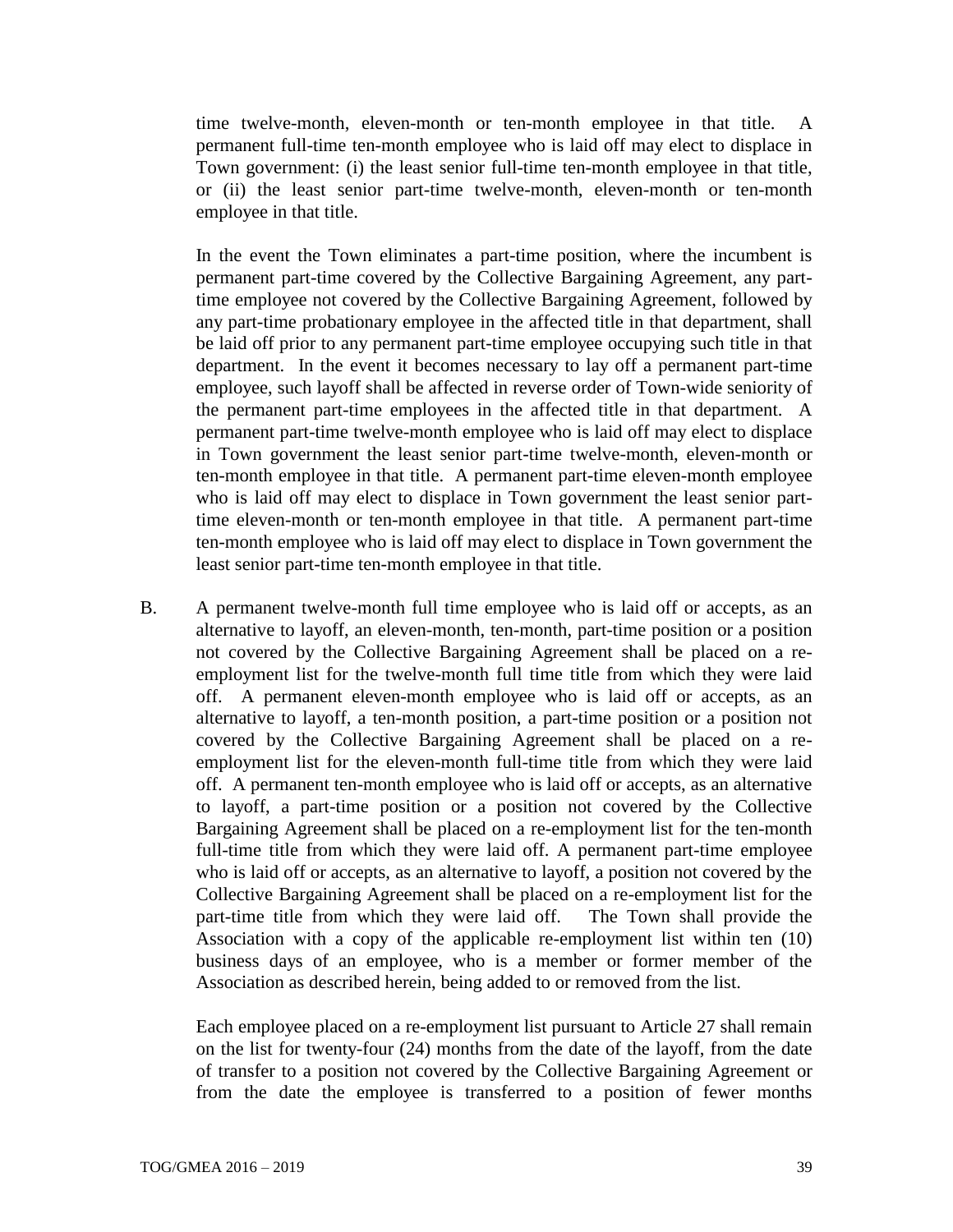time twelve-month, eleven-month or ten-month employee in that title. A permanent full-time ten-month employee who is laid off may elect to displace in Town government: (i) the least senior full-time ten-month employee in that title, or (ii) the least senior part-time twelve-month, eleven-month or ten-month employee in that title.

In the event the Town eliminates a part-time position, where the incumbent is permanent part-time covered by the Collective Bargaining Agreement, any part-time employee not covered by the Collective Bargaining Agreement, followed by any part-time probationary employee in the affected title in that department, shall be laid off prior to any permanent part-time employee occupying such title in that department. In the event it becomes necessary to lay off a permanent part-time employee, such layoff shall be affected in reverse order of Town-wide seniority of the permanent part-time employees in the affected title in that department. A permanent part-time twelve-month employee who is laid off may elect to displace in Town government the least senior part-time twelve-month, eleven-month or ten-month employee in that title. A permanent part-time eleven-month employee who is laid off may elect to displace in Town government the least senior part-time eleven-month or ten-month employee in that title. A permanent part-time ten-month employee who is laid off may elect to displace in Town government the least senior part-time ten-month employee in that title.

B. A permanent twelve-month full time employee who is laid off or accepts, as an alternative to layoff, an eleven-month, ten-month, part-time position or a position not covered by the Collective Bargaining Agreement shall be placed on a re-employment list for the twelve-month full time title from which they were laid off. A permanent eleven-month employee who is laid off or accepts, as an alternative to layoff, a ten-month position, a part-time position or a position not covered by the Collective Bargaining Agreement shall be placed on a re-employment list for the eleven-month full-time title from which they were laid off. A permanent ten-month employee who is laid off or accepts, as an alternative to layoff, a part-time position or a position not covered by the Collective Bargaining Agreement shall be placed on a re-employment list for the ten-month full-time title from which they were laid off. A permanent part-time employee who is laid off or accepts, as an alternative to layoff, a position not covered by the Collective Bargaining Agreement shall be placed on a re-employment list for the part-time title from which they were laid off. The Town shall provide the Association with a copy of the applicable re-employment list within ten (10) business days of an employee, who is a member or former member of the Association as described herein, being added to or removed from the list.

Each employee placed on a re-employment list pursuant to Article 27 shall remain on the list for twenty-four (24) months from the date of the layoff, from the date of transfer to a position not covered by the Collective Bargaining Agreement or from the date the employee is transferred to a position of fewer months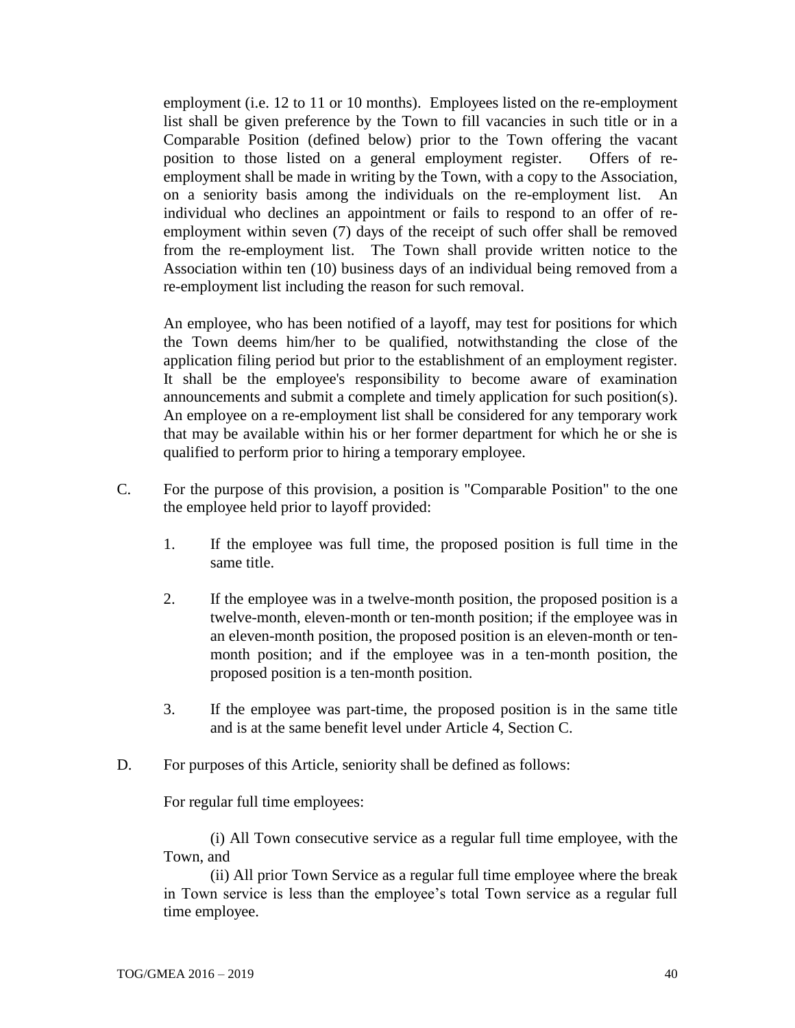employment (i.e. 12 to 11 or 10 months). Employees listed on the re-employment list shall be given preference by the Town to fill vacancies in such title or in a Comparable Position (defined below) prior to the Town offering the vacant position to those listed on a general employment register. Offers of re-employment shall be made in writing by the Town, with a copy to the Association, on a seniority basis among the individuals on the re-employment list. An individual who declines an appointment or fails to respond to an offer of re-employment within seven (7) days of the receipt of such offer shall be removed from the re-employment list. The Town shall provide written notice to the Association within ten (10) business days of an individual being removed from a re-employment list including the reason for such removal.

An employee, who has been notified of a layoff, may test for positions for which the Town deems him/her to be qualified, notwithstanding the close of the application filing period but prior to the establishment of an employment register. It shall be the employee's responsibility to become aware of examination announcements and submit a complete and timely application for such position(s). An employee on a re-employment list shall be considered for any temporary work that may be available within his or her former department for which he or she is qualified to perform prior to hiring a temporary employee.

C. For the purpose of this provision, a position is "Comparable Position" to the one the employee held prior to layoff provided:

1. If the employee was full time, the proposed position is full time in the same title.

2. If the employee was in a twelve-month position, the proposed position is a twelve-month, eleven-month or ten-month position; if the employee was in an eleven-month position, the proposed position is an eleven-month or ten-month position; and if the employee was in a ten-month position, the proposed position is a ten-month position.

3. If the employee was part-time, the proposed position is in the same title and is at the same benefit level under Article 4, Section C.

D. For purposes of this Article, seniority shall be defined as follows:

For regular full time employees:

(i) All Town consecutive service as a regular full time employee, with the Town, and

(ii) All prior Town Service as a regular full time employee where the break in Town service is less than the employee's total Town service as a regular full time employee.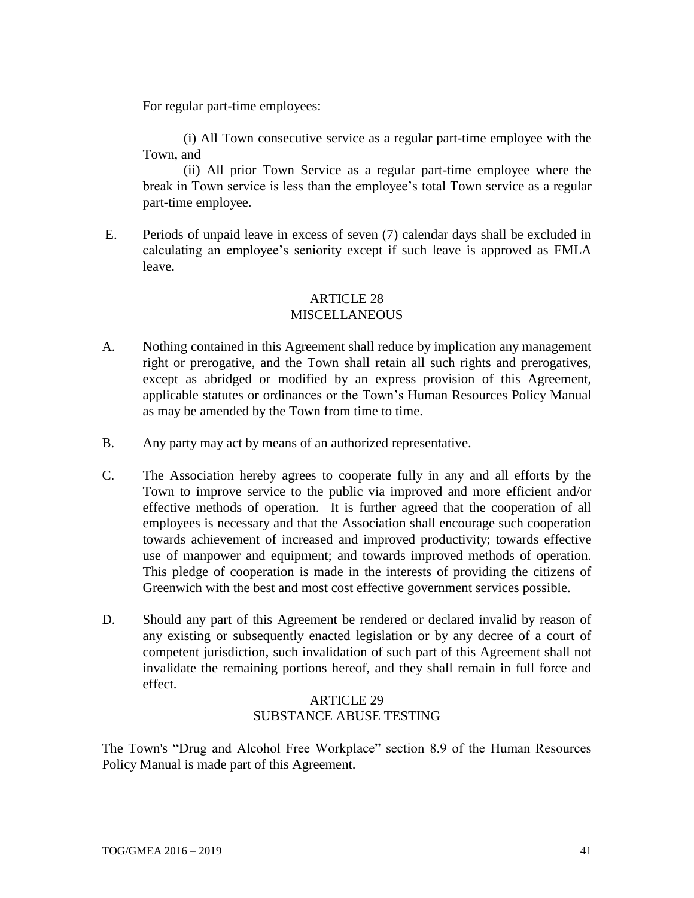For regular part-time employees:

(i) All Town consecutive service as a regular part-time employee with the Town, and

(ii) All prior Town Service as a regular part-time employee where the break in Town service is less than the employee's total Town service as a regular part-time employee.

E. Periods of unpaid leave in excess of seven (7) calendar days shall be excluded in calculating an employee's seniority except if such leave is approved as FMLA leave.

## ARTICLE 28
## MISCELLANEOUS

A. Nothing contained in this Agreement shall reduce by implication any management right or prerogative, and the Town shall retain all such rights and prerogatives, except as abridged or modified by an express provision of this Agreement, applicable statutes or ordinances or the Town's Human Resources Policy Manual as may be amended by the Town from time to time.

B. Any party may act by means of an authorized representative.

C. The Association hereby agrees to cooperate fully in any and all efforts by the Town to improve service to the public via improved and more efficient and/or effective methods of operation. It is further agreed that the cooperation of all employees is necessary and that the Association shall encourage such cooperation towards achievement of increased and improved productivity; towards effective use of manpower and equipment; and towards improved methods of operation. This pledge of cooperation is made in the interests of providing the citizens of Greenwich with the best and most cost effective government services possible.

D. Should any part of this Agreement be rendered or declared invalid by reason of any existing or subsequently enacted legislation or by any decree of a court of competent jurisdiction, such invalidation of such part of this Agreement shall not invalidate the remaining portions hereof, and they shall remain in full force and effect.

## ARTICLE 29
## SUBSTANCE ABUSE TESTING

The Town's "Drug and Alcohol Free Workplace" section 8.9 of the Human Resources Policy Manual is made part of this Agreement.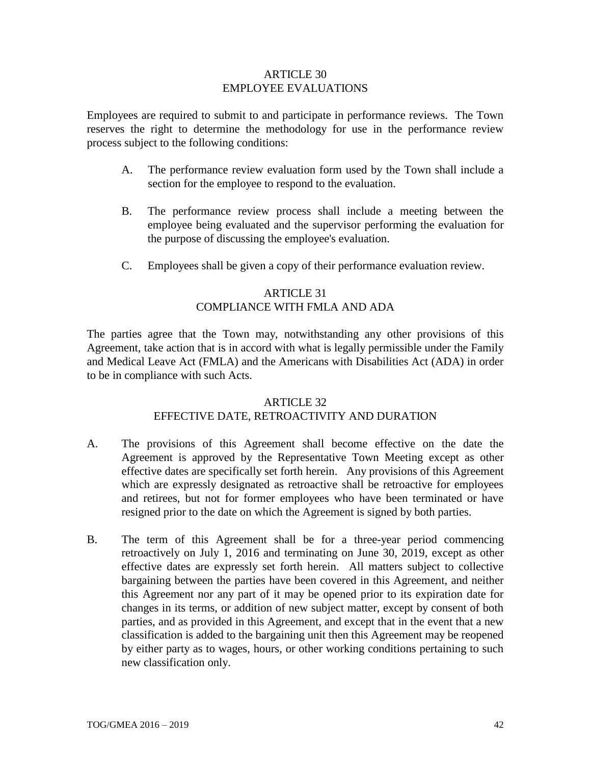## ARTICLE 30
## EMPLOYEE EVALUATIONS

Employees are required to submit to and participate in performance reviews. The Town reserves the right to determine the methodology for use in the performance review process subject to the following conditions:

A. The performance review evaluation form used by the Town shall include a section for the employee to respond to the evaluation.

B. The performance review process shall include a meeting between the employee being evaluated and the supervisor performing the evaluation for the purpose of discussing the employee's evaluation.

C. Employees shall be given a copy of their performance evaluation review.

## ARTICLE 31
## COMPLIANCE WITH FMLA AND ADA

The parties agree that the Town may, notwithstanding any other provisions of this Agreement, take action that is in accord with what is legally permissible under the Family and Medical Leave Act (FMLA) and the Americans with Disabilities Act (ADA) in order to be in compliance with such Acts.

## ARTICLE 32
## EFFECTIVE DATE, RETROACTIVITY AND DURATION

A. The provisions of this Agreement shall become effective on the date the Agreement is approved by the Representative Town Meeting except as other effective dates are specifically set forth herein. Any provisions of this Agreement which are expressly designated as retroactive shall be retroactive for employees and retirees, but not for former employees who have been terminated or have resigned prior to the date on which the Agreement is signed by both parties.

B. The term of this Agreement shall be for a three-year period commencing retroactively on July 1, 2016 and terminating on June 30, 2019, except as other effective dates are expressly set forth herein. All matters subject to collective bargaining between the parties have been covered in this Agreement, and neither this Agreement nor any part of it may be opened prior to its expiration date for changes in its terms, or addition of new subject matter, except by consent of both parties, and as provided in this Agreement, and except that in the event that a new classification is added to the bargaining unit then this Agreement may be reopened by either party as to wages, hours, or other working conditions pertaining to such new classification only.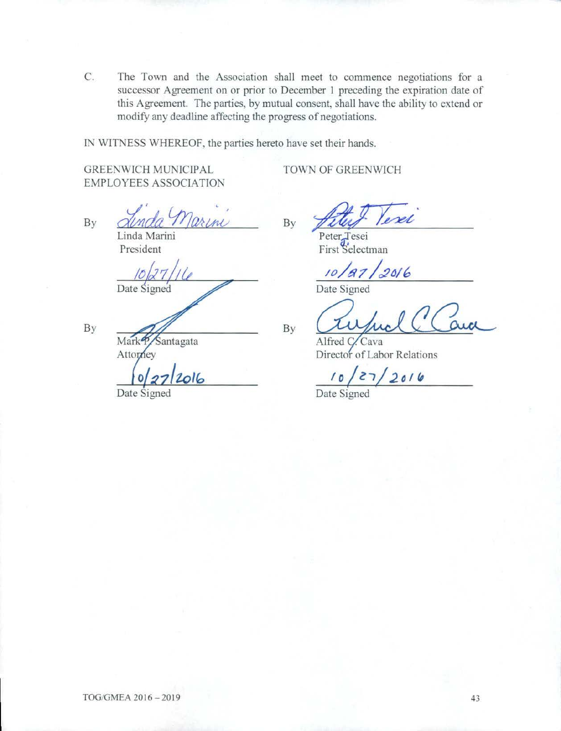C. The Town and the Association shall meet to commence negotiations for a successor Agreement on or prior to December 1 preceding the expiration date of this Agreement. The parties, by mutual consent, shall have the ability to extend or modify any deadline affecting the progress of negotiations.

IN WITNESS WHEREOF, the parties hereto have set their hands.

| GREENWICH MUNICIPAL EMPLOYEES ASSOCIATION | TOWN OF GREENWICH |
|---|---|
| By *Linda Marini* | By *Peter J. Tesei* |
| Linda Marini<br>President | Peter J. Tesei<br>First Selectman |
| *10/27/16*<br>Date Signed | *10/27/2016*<br>Date Signed |
| By *[signature]* | By *Alfred C. Cava* |
| Mark P. Santagata<br>Attorney | Alfred C. Cava<br>Director of Labor Relations |
| *10/27/2016*<br>Date Signed | *10/27/2016*<br>Date Signed |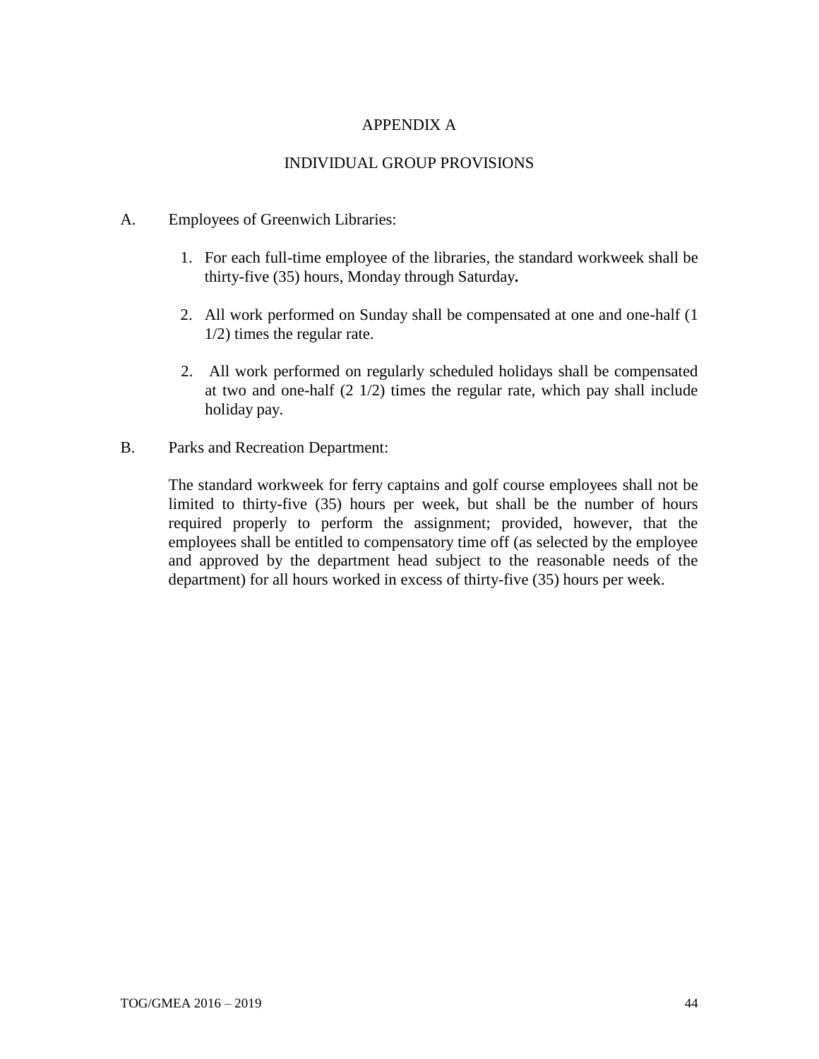# APPENDIX A

## INDIVIDUAL GROUP PROVISIONS

A. Employees of Greenwich Libraries:

1. For each full-time employee of the libraries, the standard workweek shall be thirty-five (35) hours, Monday through Saturday**.**

2. All work performed on Sunday shall be compensated at one and one-half (1 1/2) times the regular rate.

2. All work performed on regularly scheduled holidays shall be compensated at two and one-half (2 1/2) times the regular rate, which pay shall include holiday pay.

B. Parks and Recreation Department:

The standard workweek for ferry captains and golf course employees shall not be limited to thirty-five (35) hours per week, but shall be the number of hours required properly to perform the assignment; provided, however, that the employees shall be entitled to compensatory time off (as selected by the employee and approved by the department head subject to the reasonable needs of the department) for all hours worked in excess of thirty-five (35) hours per week.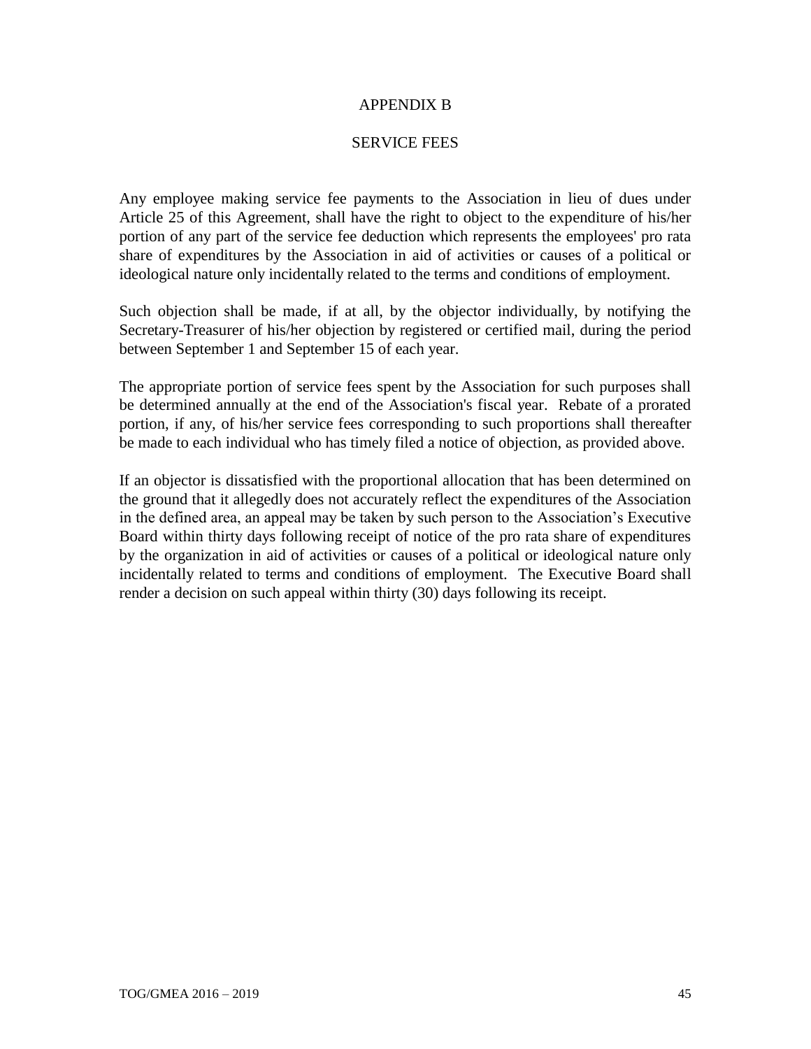# APPENDIX B

## SERVICE FEES

Any employee making service fee payments to the Association in lieu of dues under Article 25 of this Agreement, shall have the right to object to the expenditure of his/her portion of any part of the service fee deduction which represents the employees' pro rata share of expenditures by the Association in aid of activities or causes of a political or ideological nature only incidentally related to the terms and conditions of employment.

Such objection shall be made, if at all, by the objector individually, by notifying the Secretary-Treasurer of his/her objection by registered or certified mail, during the period between September 1 and September 15 of each year.

The appropriate portion of service fees spent by the Association for such purposes shall be determined annually at the end of the Association's fiscal year. Rebate of a prorated portion, if any, of his/her service fees corresponding to such proportions shall thereafter be made to each individual who has timely filed a notice of objection, as provided above.

If an objector is dissatisfied with the proportional allocation that has been determined on the ground that it allegedly does not accurately reflect the expenditures of the Association in the defined area, an appeal may be taken by such person to the Association's Executive Board within thirty days following receipt of notice of the pro rata share of expenditures by the organization in aid of activities or causes of a political or ideological nature only incidentally related to terms and conditions of employment. The Executive Board shall render a decision on such appeal within thirty (30) days following its receipt.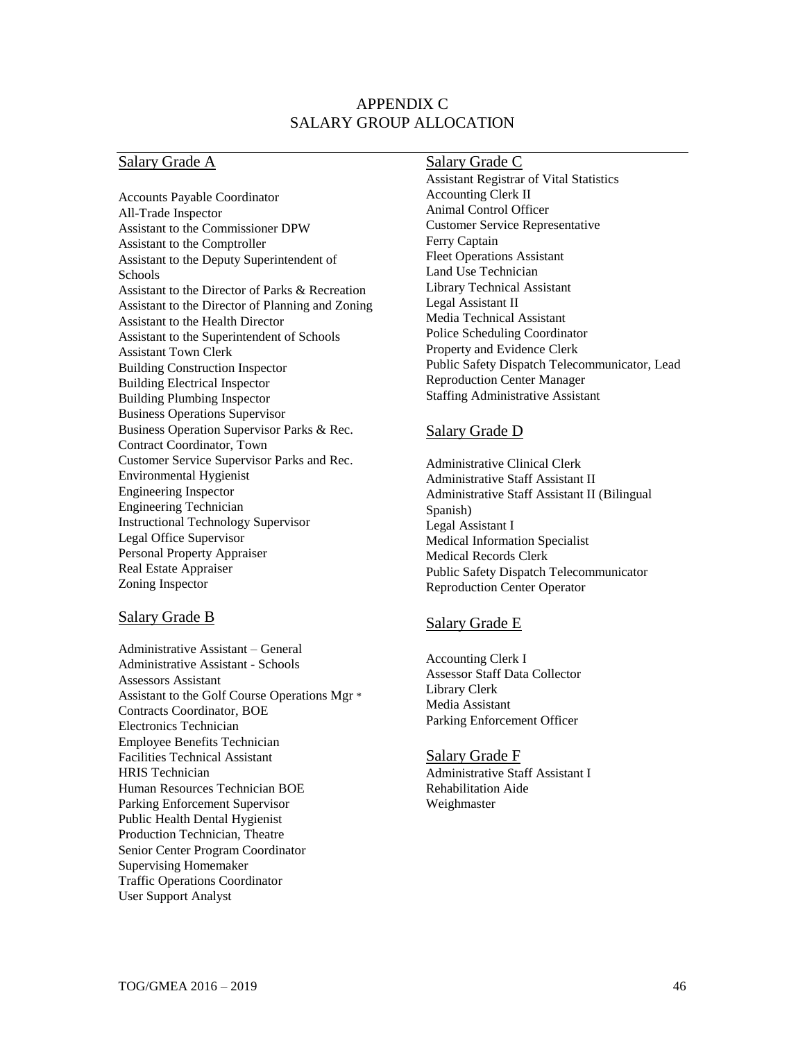# APPENDIX C
# SALARY GROUP ALLOCATION

## Salary Grade A

Accounts Payable Coordinator
All-Trade Inspector
Assistant to the Commissioner DPW
Assistant to the Comptroller
Assistant to the Deputy Superintendent of Schools
Assistant to the Director of Parks & Recreation
Assistant to the Director of Planning and Zoning
Assistant to the Health Director
Assistant to the Superintendent of Schools
Assistant Town Clerk
Building Construction Inspector
Building Electrical Inspector
Building Plumbing Inspector
Business Operations Supervisor
Business Operation Supervisor Parks & Rec.
Contract Coordinator, Town
Customer Service Supervisor Parks and Rec.
Environmental Hygienist
Engineering Inspector
Engineering Technician
Instructional Technology Supervisor
Legal Office Supervisor
Personal Property Appraiser
Real Estate Appraiser
Zoning Inspector

## Salary Grade B

Administrative Assistant – General
Administrative Assistant - Schools
Assessors Assistant
Assistant to the Golf Course Operations Mgr *
Contracts Coordinator, BOE
Electronics Technician
Employee Benefits Technician
Facilities Technical Assistant
HRIS Technician
Human Resources Technician BOE
Parking Enforcement Supervisor
Public Health Dental Hygienist
Production Technician, Theatre
Senior Center Program Coordinator
Supervising Homemaker
Traffic Operations Coordinator
User Support Analyst

## Salary Grade C

Assistant Registrar of Vital Statistics
Accounting Clerk II
Animal Control Officer
Customer Service Representative
Ferry Captain
Fleet Operations Assistant
Land Use Technician
Library Technical Assistant
Legal Assistant II
Media Technical Assistant
Police Scheduling Coordinator
Property and Evidence Clerk
Public Safety Dispatch Telecommunicator, Lead
Reproduction Center Manager
Staffing Administrative Assistant

## Salary Grade D

Administrative Clinical Clerk
Administrative Staff Assistant II
Administrative Staff Assistant II (Bilingual Spanish)
Legal Assistant I
Medical Information Specialist
Medical Records Clerk
Public Safety Dispatch Telecommunicator
Reproduction Center Operator

## Salary Grade E

Accounting Clerk I
Assessor Staff Data Collector
Library Clerk
Media Assistant
Parking Enforcement Officer

## Salary Grade F

Administrative Staff Assistant I
Rehabilitation Aide
Weighmaster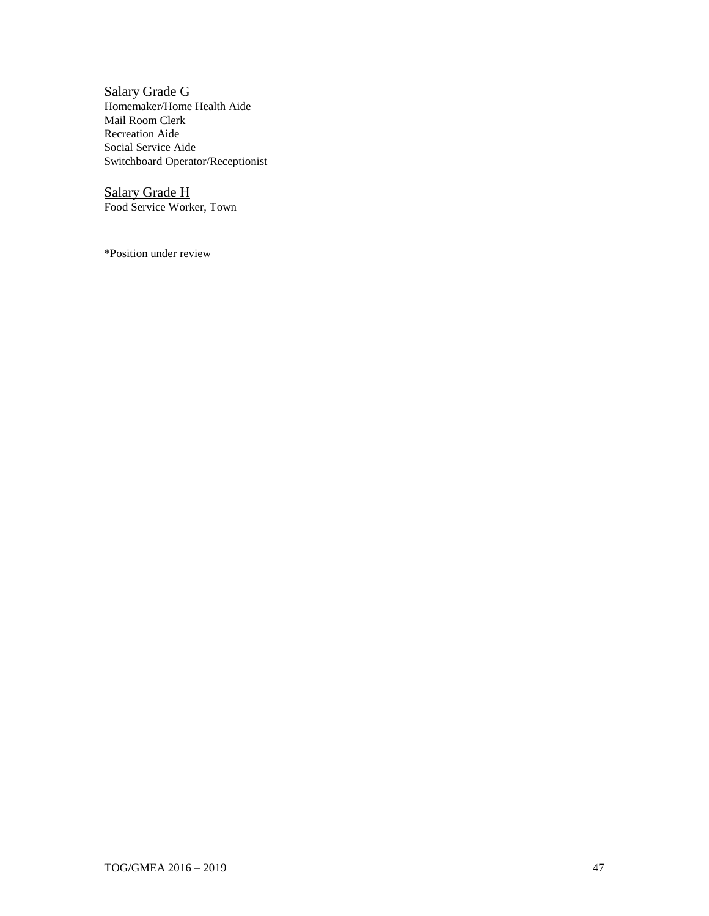<u>Salary Grade G</u>

Homemaker/Home Health Aide
Mail Room Clerk
Recreation Aide
Social Service Aide
Switchboard Operator/Receptionist

<u>Salary Grade H</u>

Food Service Worker, Town

*Position under review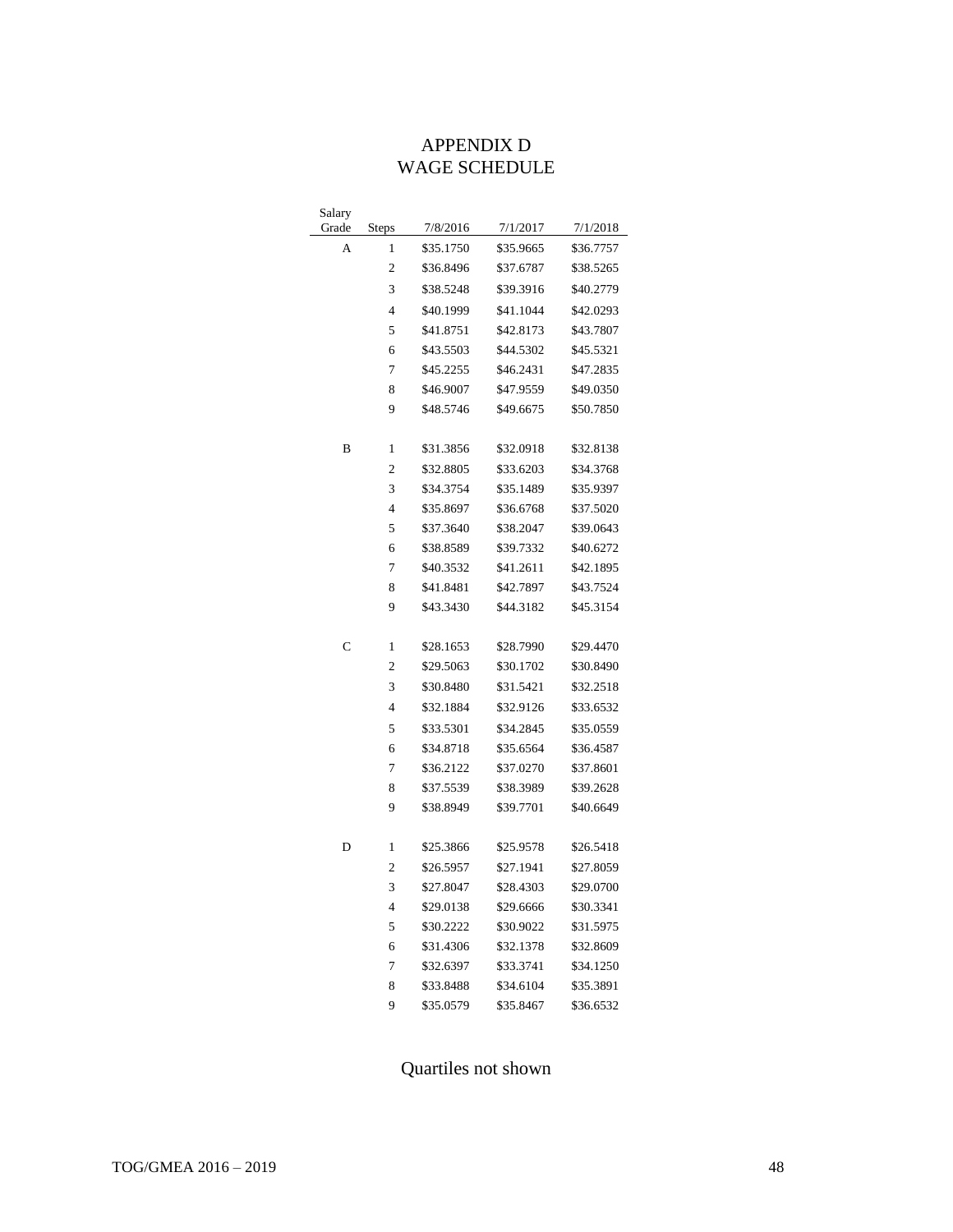# APPENDIX D
# WAGE SCHEDULE

| Salary Grade | Steps | 7/8/2016 | 7/1/2017 | 7/1/2018 |
|---|---|---|---|---|
| A | 1 | $35.1750 | $35.9665 | $36.7757 |
| | 2 | $36.8496 | $37.6787 | $38.5265 |
| | 3 | $38.5248 | $39.3916 | $40.2779 |
| | 4 | $40.1999 | $41.1044 | $42.0293 |
| | 5 | $41.8751 | $42.8173 | $43.7807 |
| | 6 | $43.5503 | $44.5302 | $45.5321 |
| | 7 | $45.2255 | $46.2431 | $47.2835 |
| | 8 | $46.9007 | $47.9559 | $49.0350 |
| | 9 | $48.5746 | $49.6675 | $50.7850 |
| B | 1 | $31.3856 | $32.0918 | $32.8138 |
| | 2 | $32.8805 | $33.6203 | $34.3768 |
| | 3 | $34.3754 | $35.1489 | $35.9397 |
| | 4 | $35.8697 | $36.6768 | $37.5020 |
| | 5 | $37.3640 | $38.2047 | $39.0643 |
| | 6 | $38.8589 | $39.7332 | $40.6272 |
| | 7 | $40.3532 | $41.2611 | $42.1895 |
| | 8 | $41.8481 | $42.7897 | $43.7524 |
| | 9 | $43.3430 | $44.3182 | $45.3154 |
| C | 1 | $28.1653 | $28.7990 | $29.4470 |
| | 2 | $29.5063 | $30.1702 | $30.8490 |
| | 3 | $30.8480 | $31.5421 | $32.2518 |
| | 4 | $32.1884 | $32.9126 | $33.6532 |
| | 5 | $33.5301 | $34.2845 | $35.0559 |
| | 6 | $34.8718 | $35.6564 | $36.4587 |
| | 7 | $36.2122 | $37.0270 | $37.8601 |
| | 8 | $37.5539 | $38.3989 | $39.2628 |
| | 9 | $38.8949 | $39.7701 | $40.6649 |
| D | 1 | $25.3866 | $25.9578 | $26.5418 |
| | 2 | $26.5957 | $27.1941 | $27.8059 |
| | 3 | $27.8047 | $28.4303 | $29.0700 |
| | 4 | $29.0138 | $29.6666 | $30.3341 |
| | 5 | $30.2222 | $30.9022 | $31.5975 |
| | 6 | $31.4306 | $32.1378 | $32.8609 |
| | 7 | $32.6397 | $33.3741 | $34.1250 |
| | 8 | $33.8488 | $34.6104 | $35.3891 |
| | 9 | $35.0579 | $35.8467 | $36.6532 |

Quartiles not shown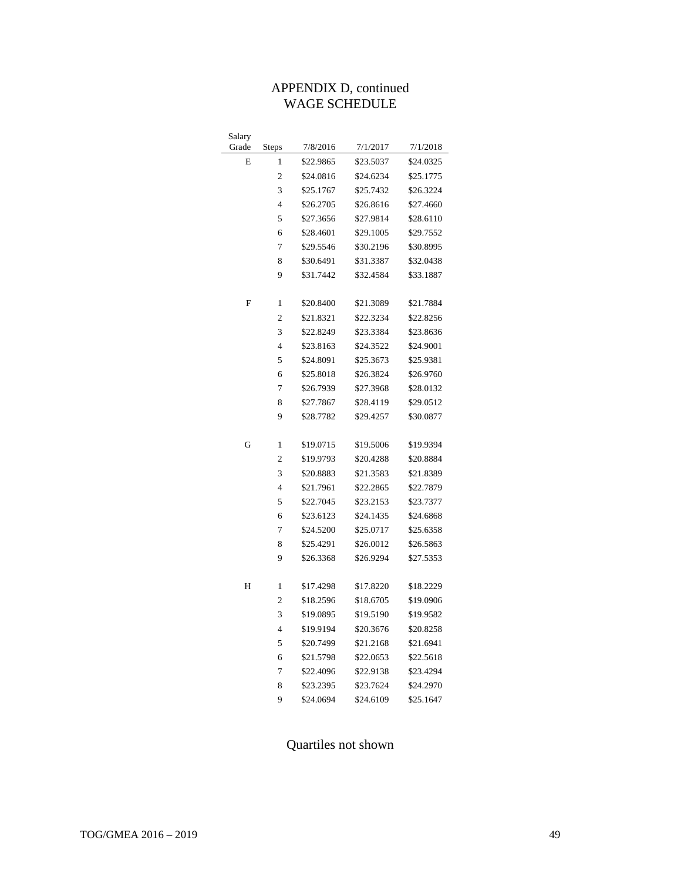# APPENDIX D, continued
## WAGE SCHEDULE

| Salary Grade | Steps | 7/8/2016 | 7/1/2017 | 7/1/2018 |
|---|---|---|---|---|
| E | 1 | $22.9865 | $23.5037 | $24.0325 |
| | 2 | $24.0816 | $24.6234 | $25.1775 |
| | 3 | $25.1767 | $25.7432 | $26.3224 |
| | 4 | $26.2705 | $26.8616 | $27.4660 |
| | 5 | $27.3656 | $27.9814 | $28.6110 |
| | 6 | $28.4601 | $29.1005 | $29.7552 |
| | 7 | $29.5546 | $30.2196 | $30.8995 |
| | 8 | $30.6491 | $31.3387 | $32.0438 |
| | 9 | $31.7442 | $32.4584 | $33.1887 |
| F | 1 | $20.8400 | $21.3089 | $21.7884 |
| | 2 | $21.8321 | $22.3234 | $22.8256 |
| | 3 | $22.8249 | $23.3384 | $23.8636 |
| | 4 | $23.8163 | $24.3522 | $24.9001 |
| | 5 | $24.8091 | $25.3673 | $25.9381 |
| | 6 | $25.8018 | $26.3824 | $26.9760 |
| | 7 | $26.7939 | $27.3968 | $28.0132 |
| | 8 | $27.7867 | $28.4119 | $29.0512 |
| | 9 | $28.7782 | $29.4257 | $30.0877 |
| G | 1 | $19.0715 | $19.5006 | $19.9394 |
| | 2 | $19.9793 | $20.4288 | $20.8884 |
| | 3 | $20.8883 | $21.3583 | $21.8389 |
| | 4 | $21.7961 | $22.2865 | $22.7879 |
| | 5 | $22.7045 | $23.2153 | $23.7377 |
| | 6 | $23.6123 | $24.1435 | $24.6868 |
| | 7 | $24.5200 | $25.0717 | $25.6358 |
| | 8 | $25.4291 | $26.0012 | $26.5863 |
| | 9 | $26.3368 | $26.9294 | $27.5353 |
| H | 1 | $17.4298 | $17.8220 | $18.2229 |
| | 2 | $18.2596 | $18.6705 | $19.0906 |
| | 3 | $19.0895 | $19.5190 | $19.9582 |
| | 4 | $19.9194 | $20.3676 | $20.8258 |
| | 5 | $20.7499 | $21.2168 | $21.6941 |
| | 6 | $21.5798 | $22.0653 | $22.5618 |
| | 7 | $22.4096 | $22.9138 | $23.4294 |
| | 8 | $23.2395 | $23.7624 | $24.2970 |
| | 9 | $24.0694 | $24.6109 | $25.1647 |

Quartiles not shown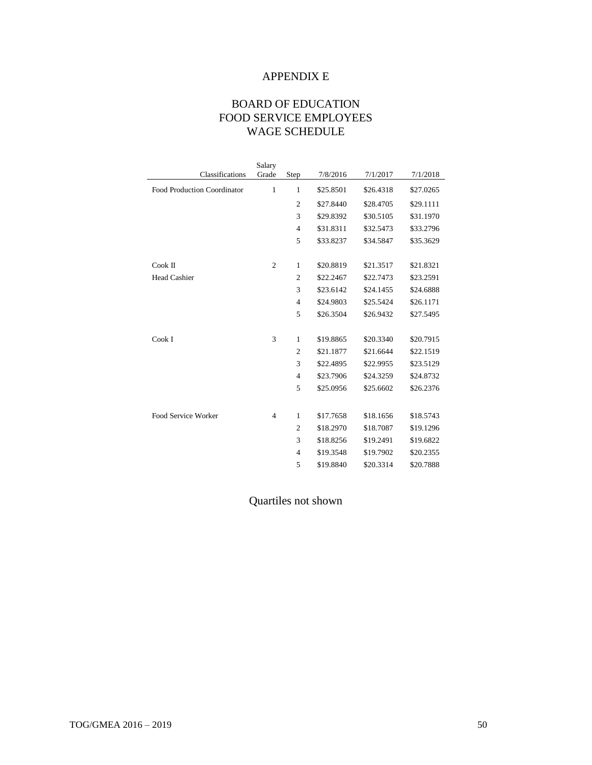# APPENDIX E

## BOARD OF EDUCATION
## FOOD SERVICE EMPLOYEES
## WAGE SCHEDULE

| Classifications | Salary Grade | Step | 7/8/2016 | 7/1/2017 | 7/1/2018 |
|---|---|---|---|---|---|
| Food Production Coordinator | 1 | 1 | $25.8501 | $26.4318 | $27.0265 |
| | | 2 | $27.8440 | $28.4705 | $29.1111 |
| | | 3 | $29.8392 | $30.5105 | $31.1970 |
| | | 4 | $31.8311 | $32.5473 | $33.2796 |
| | | 5 | $33.8237 | $34.5847 | $35.3629 |
| Cook II | 2 | 1 | $20.8819 | $21.3517 | $21.8321 |
| Head Cashier | | 2 | $22.2467 | $22.7473 | $23.2591 |
| | | 3 | $23.6142 | $24.1455 | $24.6888 |
| | | 4 | $24.9803 | $25.5424 | $26.1171 |
| | | 5 | $26.3504 | $26.9432 | $27.5495 |
| Cook I | 3 | 1 | $19.8865 | $20.3340 | $20.7915 |
| | | 2 | $21.1877 | $21.6644 | $22.1519 |
| | | 3 | $22.4895 | $22.9955 | $23.5129 |
| | | 4 | $23.7906 | $24.3259 | $24.8732 |
| | | 5 | $25.0956 | $25.6602 | $26.2376 |
| Food Service Worker | 4 | 1 | $17.7658 | $18.1656 | $18.5743 |
| | | 2 | $18.2970 | $18.7087 | $19.1296 |
| | | 3 | $18.8256 | $19.2491 | $19.6822 |
| | | 4 | $19.3548 | $19.7902 | $20.2355 |
| | | 5 | $19.8840 | $20.3314 | $20.7888 |

Quartiles not shown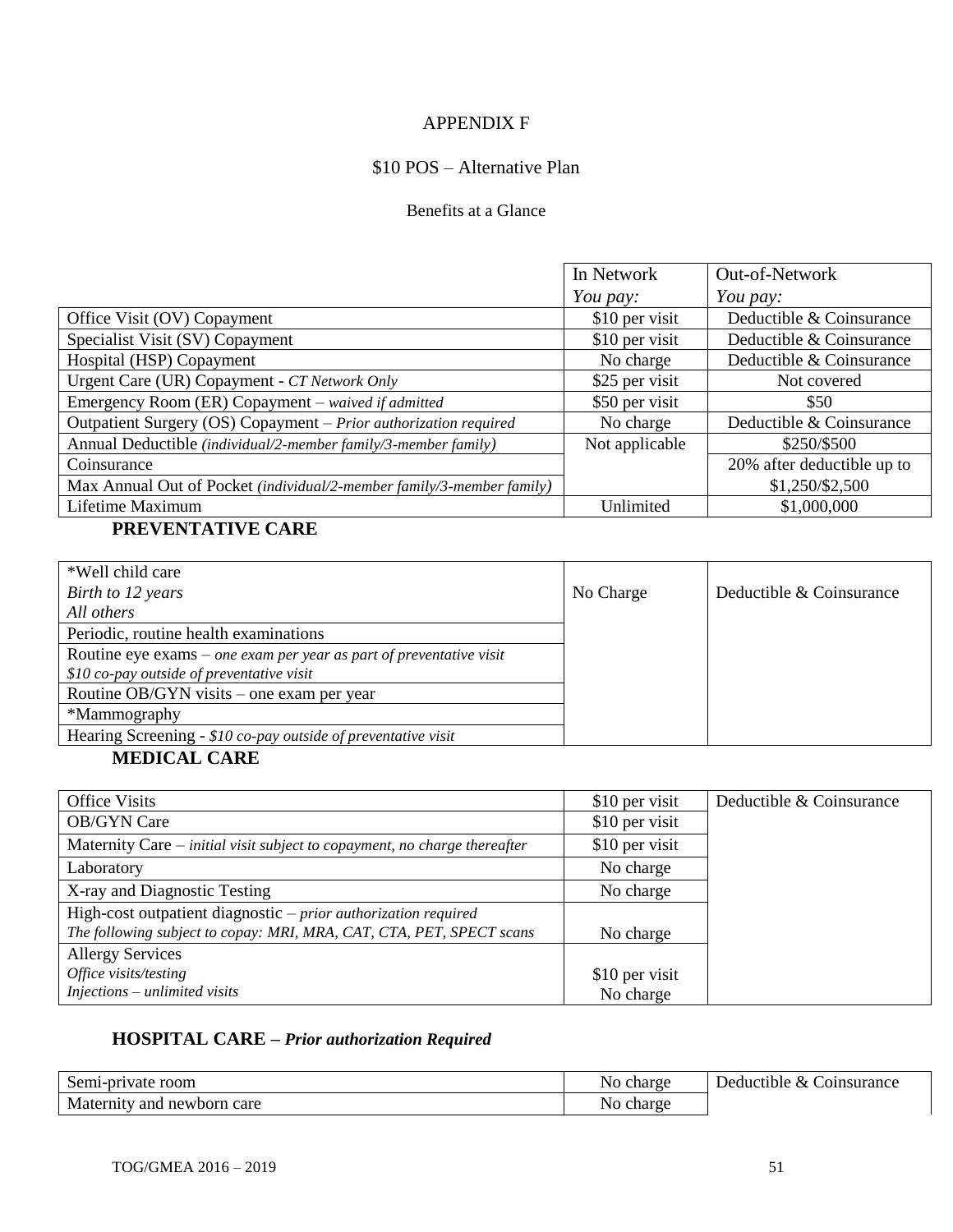# APPENDIX F

## $10 POS – Alternative Plan

### Benefits at a Glance

| | In Network *You pay:* | Out-of-Network *You pay:* |
|---|---|---|
| Office Visit (OV) Copayment | $10 per visit | Deductible & Coinsurance |
| Specialist Visit (SV) Copayment | $10 per visit | Deductible & Coinsurance |
| Hospital (HSP) Copayment | No charge | Deductible & Coinsurance |
| Urgent Care (UR) Copayment - *CT Network Only* | $25 per visit | Not covered |
| Emergency Room (ER) Copayment – *waived if admitted* | $50 per visit | $50 |
| Outpatient Surgery (OS) Copayment – *Prior authorization required* | No charge | Deductible & Coinsurance |
| Annual Deductible *(individual/2-member family/3-member family)* | Not applicable | $250/$500 |
| Coinsurance | | 20% after deductible up to |
| Max Annual Out of Pocket *(individual/2-member family/3-member family)* | | $1,250/$2,500 |
| Lifetime Maximum | Unlimited | $1,000,000 |

**PREVENTATIVE CARE**

| | | |
|---|---|---|
| *Well child care *Birth to 12 years* *All others* | No Charge | Deductible & Coinsurance |
| Periodic, routine health examinations | | |
| Routine eye exams – *one exam per year as part of preventative visit* *$10 co-pay outside of preventative visit* | | |
| Routine OB/GYN visits – one exam per year | | |
| *Mammography | | |
| Hearing Screening - *$10 co-pay outside of preventative visit* | | |

**MEDICAL CARE**

| | | |
|---|---|---|
| Office Visits | $10 per visit | Deductible & Coinsurance |
| OB/GYN Care | $10 per visit | |
| Maternity Care – *initial visit subject to copayment, no charge thereafter* | $10 per visit | |
| Laboratory | No charge | |
| X-ray and Diagnostic Testing | No charge | |
| High-cost outpatient diagnostic – *prior authorization required* *The following subject to copay: MRI, MRA, CAT, CTA, PET, SPECT scans* | No charge | |
| Allergy Services *Office visits/testing* *Injections – unlimited visits* | $10 per visit No charge | |

**HOSPITAL CARE –** ***Prior authorization Required***

| | | |
|---|---|---|
| Semi-private room | No charge | Deductible & Coinsurance |
| Maternity and newborn care | No charge | |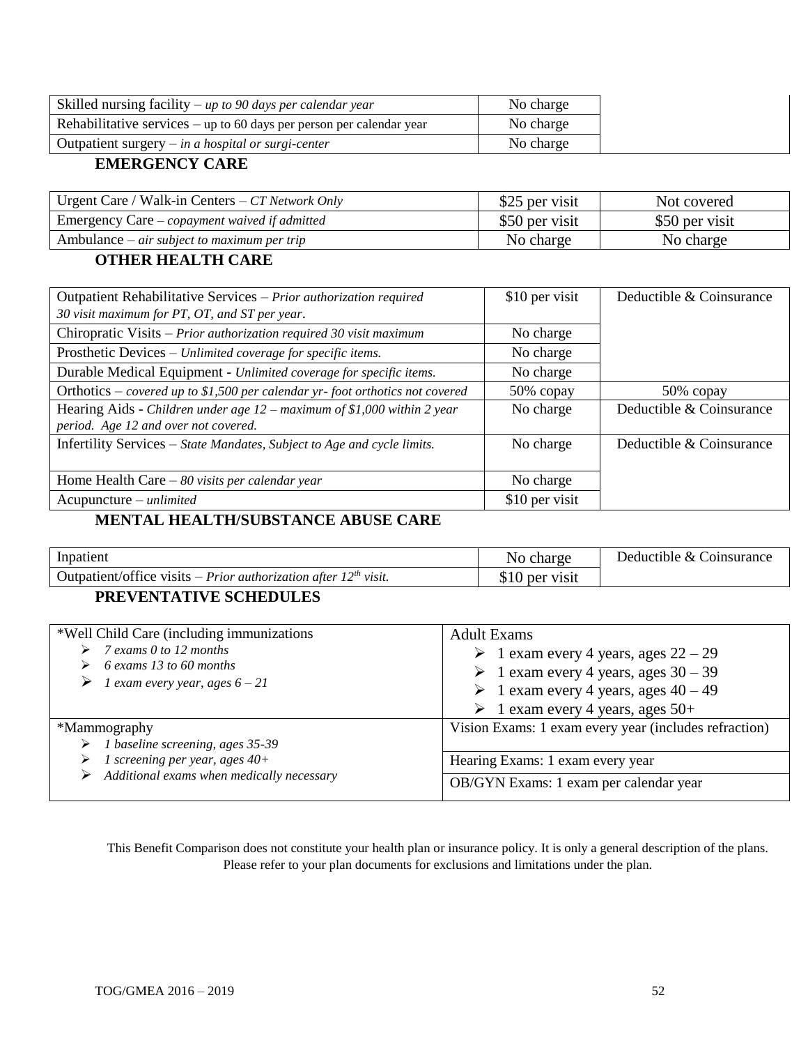| | | |
|---|---|---|
| Skilled nursing facility – *up to 90 days per calendar year* | No charge | |
| Rehabilitative services – up to 60 days per person per calendar year | No charge | |
| Outpatient surgery – *in a hospital or surgi-center* | No charge | |

**EMERGENCY CARE**

| | | |
|---|---|---|
| Urgent Care / Walk-in Centers – *CT Network Only* | $25 per visit | Not covered |
| Emergency Care – *copayment waived if admitted* | $50 per visit | $50 per visit |
| Ambulance – *air subject to maximum per trip* | No charge | No charge |

**OTHER HEALTH CARE**

| | | |
|---|---|---|
| Outpatient Rehabilitative Services – *Prior authorization required 30 visit maximum for PT, OT, and ST per year*. | $10 per visit | Deductible & Coinsurance |
| Chiropratic Visits – *Prior authorization required 30 visit maximum* | No charge | |
| Prosthetic Devices – *Unlimited coverage for specific items.* | No charge | |
| Durable Medical Equipment - *Unlimited coverage for specific items.* | No charge | |
| Orthotics – *covered up to $1,500 per calendar yr- foot orthotics not covered* | 50% copay | 50% copay |
| Hearing Aids - *Children under age 12 – maximum of $1,000 within 2 year period. Age 12 and over not covered.* | No charge | Deductible & Coinsurance |
| Infertility Services – *State Mandates, Subject to Age and cycle limits.* | No charge | Deductible & Coinsurance |
| Home Health Care – *80 visits per calendar year* | No charge | |
| Acupuncture – *unlimited* | $10 per visit | |

**MENTAL HEALTH/SUBSTANCE ABUSE CARE**

| | | |
|---|---|---|
| Inpatient | No charge | Deductible & Coinsurance |
| Outpatient/office visits – *Prior authorization after 12th visit.* | $10 per visit | |

**PREVENTATIVE SCHEDULES**

| | |
|---|---|
| *Well Child Care (including immunizations<br>➢ *7 exams 0 to 12 months*<br>➢ *6 exams 13 to 60 months*<br>➢ *1 exam every year, ages 6 – 21* | Adult Exams<br>➢ 1 exam every 4 years, ages 22 – 29<br>➢ 1 exam every 4 years, ages 30 – 39<br>➢ 1 exam every 4 years, ages 40 – 49<br>➢ 1 exam every 4 years, ages 50+ |
| *Mammography<br>➢ *1 baseline screening, ages 35-39*<br>➢ *1 screening per year, ages 40+*<br>➢ *Additional exams when medically necessary* | Vision Exams: 1 exam every year (includes refraction)<br>Hearing Exams: 1 exam every year<br>OB/GYN Exams: 1 exam per calendar year |

This Benefit Comparison does not constitute your health plan or insurance policy. It is only a general description of the plans. Please refer to your plan documents for exclusions and limitations under the plan.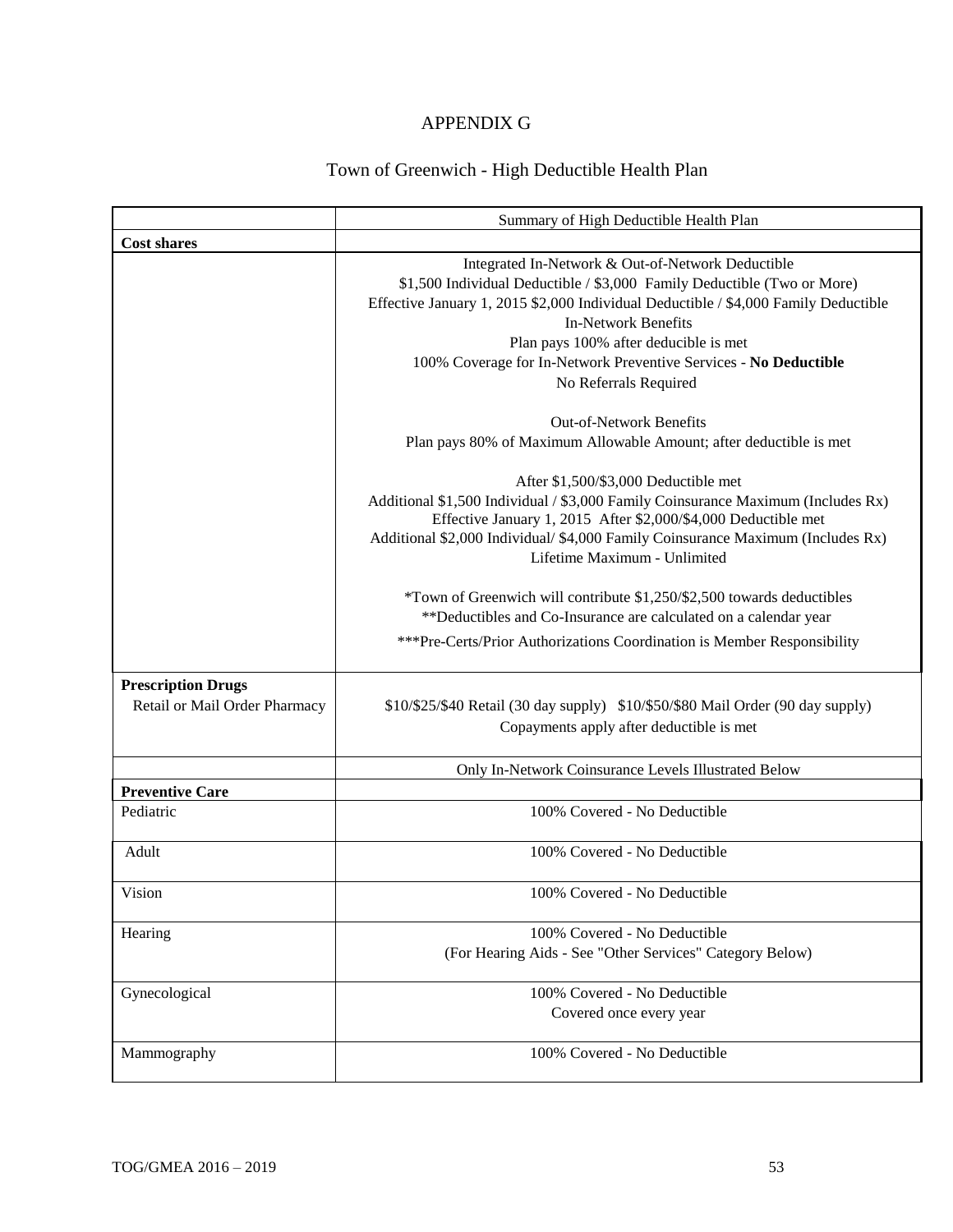# APPENDIX G

## Town of Greenwich - High Deductible Health Plan

| | Summary of High Deductible Health Plan |
|---|---|
| **Cost shares** | |
| | Integrated In-Network & Out-of-Network Deductible<br>$1,500 Individual Deductible / $3,000 Family Deductible (Two or More)<br>Effective January 1, 2015 $2,000 Individual Deductible / $4,000 Family Deductible<br>In-Network Benefits<br>Plan pays 100% after deducible is met<br>100% Coverage for In-Network Preventive Services - **No Deductible**<br>No Referrals Required<br><br>Out-of-Network Benefits<br>Plan pays 80% of Maximum Allowable Amount; after deductible is met<br><br>After $1,500/$3,000 Deductible met<br>Additional $1,500 Individual / $3,000 Family Coinsurance Maximum (Includes Rx)<br>Effective January 1, 2015 After $2,000/$4,000 Deductible met<br>Additional $2,000 Individual/ $4,000 Family Coinsurance Maximum (Includes Rx)<br>Lifetime Maximum - Unlimited<br><br>*Town of Greenwich will contribute $1,250/$2,500 towards deductibles<br>**Deductibles and Co-Insurance are calculated on a calendar year<br>***Pre-Certs/Prior Authorizations Coordination is Member Responsibility |
| **Prescription Drugs**<br>Retail or Mail Order Pharmacy | $10/$25/$40 Retail (30 day supply) $10/$50/$80 Mail Order (90 day supply)<br>Copayments apply after deductible is met |
| | Only In-Network Coinsurance Levels Illustrated Below |
| **Preventive Care** | |
| Pediatric | 100% Covered - No Deductible |
| Adult | 100% Covered - No Deductible |
| Vision | 100% Covered - No Deductible |
| Hearing | 100% Covered - No Deductible<br>(For Hearing Aids - See "Other Services" Category Below) |
| Gynecological | 100% Covered - No Deductible<br>Covered once every year |
| Mammography | 100% Covered - No Deductible |

TOG/GMEA 2016 – 2019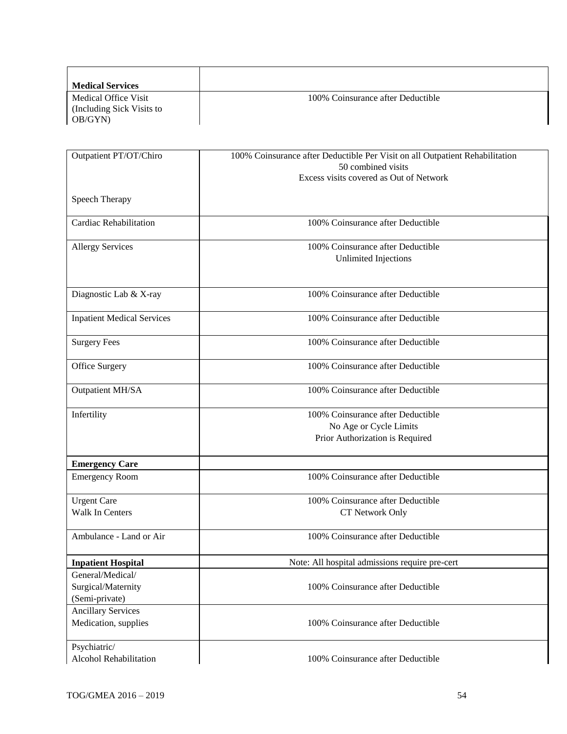| **Medical Services** | |
|---|---|
| Medical Office Visit (Including Sick Visits to OB/GYN) | 100% Coinsurance after Deductible |

| | |
|---|---|
| Outpatient PT/OT/Chiro<br><br>Speech Therapy | 100% Coinsurance after Deductible Per Visit on all Outpatient Rehabilitation<br>50 combined visits<br>Excess visits covered as Out of Network |
| Cardiac Rehabilitation | 100% Coinsurance after Deductible |
| Allergy Services | 100% Coinsurance after Deductible<br>Unlimited Injections |
| Diagnostic Lab & X-ray | 100% Coinsurance after Deductible |
| Inpatient Medical Services | 100% Coinsurance after Deductible |
| Surgery Fees | 100% Coinsurance after Deductible |
| Office Surgery | 100% Coinsurance after Deductible |
| Outpatient MH/SA | 100% Coinsurance after Deductible |
| Infertility | 100% Coinsurance after Deductible<br>No Age or Cycle Limits<br>Prior Authorization is Required |
| **Emergency Care** | |
| Emergency Room | 100% Coinsurance after Deductible |
| Urgent Care<br>Walk In Centers | 100% Coinsurance after Deductible<br>CT Network Only |
| Ambulance - Land or Air | 100% Coinsurance after Deductible |
| **Inpatient Hospital** | Note: All hospital admissions require pre-cert |
| General/Medical/<br>Surgical/Maternity<br>(Semi-private) | 100% Coinsurance after Deductible |
| Ancillary Services<br>Medication, supplies | 100% Coinsurance after Deductible |
| Psychiatric/<br>Alcohol Rehabilitation | 100% Coinsurance after Deductible |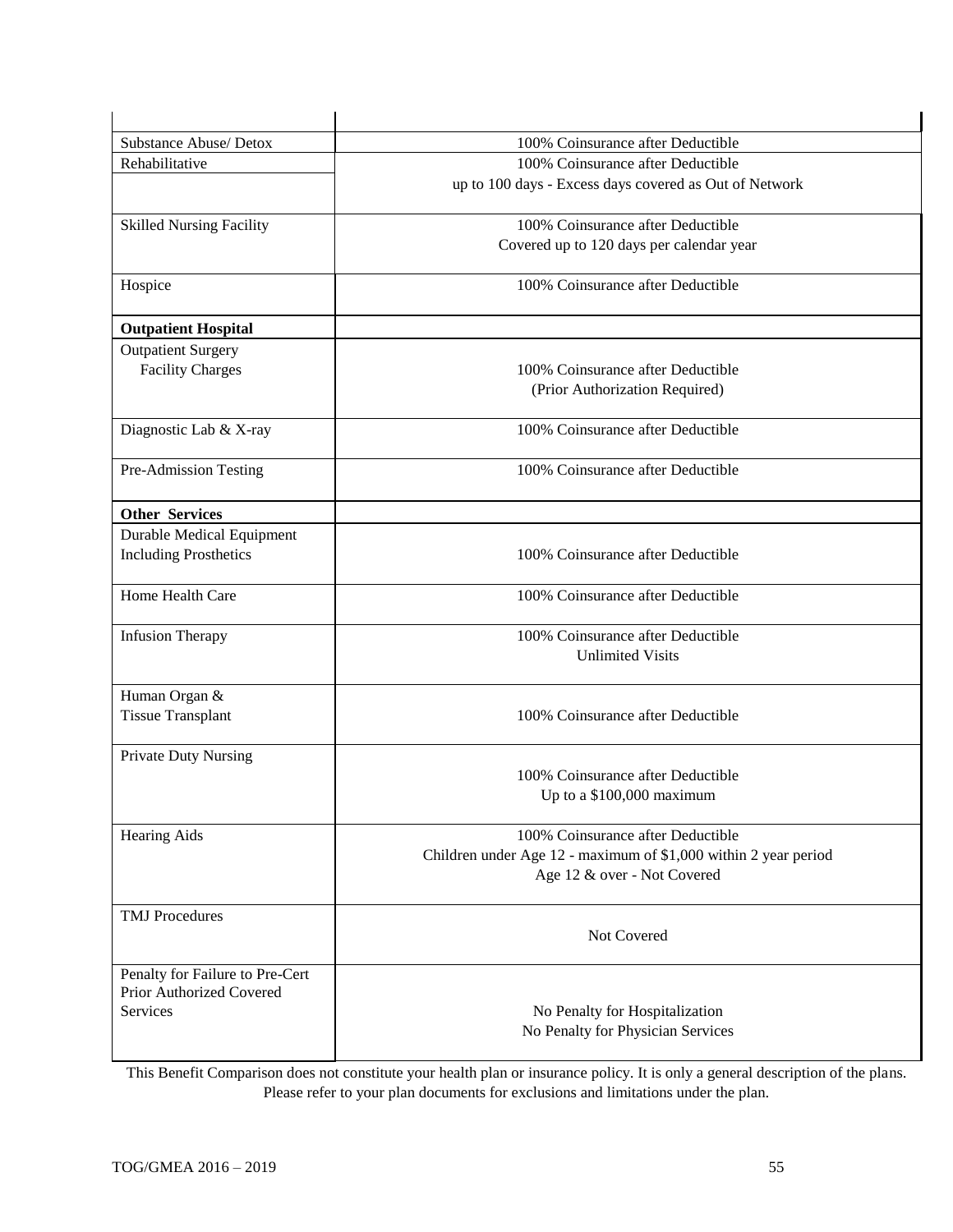| | |
|---|---|
| Substance Abuse/ Detox | 100% Coinsurance after Deductible |
| Rehabilitative | 100% Coinsurance after Deductible<br>up to 100 days - Excess days covered as Out of Network |
| Skilled Nursing Facility | 100% Coinsurance after Deductible<br>Covered up to 120 days per calendar year |
| Hospice | 100% Coinsurance after Deductible |
| **Outpatient Hospital** | |
| Outpatient Surgery<br>Facility Charges | 100% Coinsurance after Deductible<br>(Prior Authorization Required) |
| Diagnostic Lab & X-ray | 100% Coinsurance after Deductible |
| Pre-Admission Testing | 100% Coinsurance after Deductible |
| **Other Services** | |
| Durable Medical Equipment<br>Including Prosthetics | 100% Coinsurance after Deductible |
| Home Health Care | 100% Coinsurance after Deductible |
| Infusion Therapy | 100% Coinsurance after Deductible<br>Unlimited Visits |
| Human Organ &<br>Tissue Transplant | 100% Coinsurance after Deductible |
| Private Duty Nursing | 100% Coinsurance after Deductible<br>Up to a $100,000 maximum |
| Hearing Aids | 100% Coinsurance after Deductible<br>Children under Age 12 - maximum of $1,000 within 2 year period<br>Age 12 & over - Not Covered |
| TMJ Procedures | Not Covered |
| Penalty for Failure to Pre-Cert Prior Authorized Covered Services | No Penalty for Hospitalization<br>No Penalty for Physician Services |

This Benefit Comparison does not constitute your health plan or insurance policy. It is only a general description of the plans. Please refer to your plan documents for exclusions and limitations under the plan.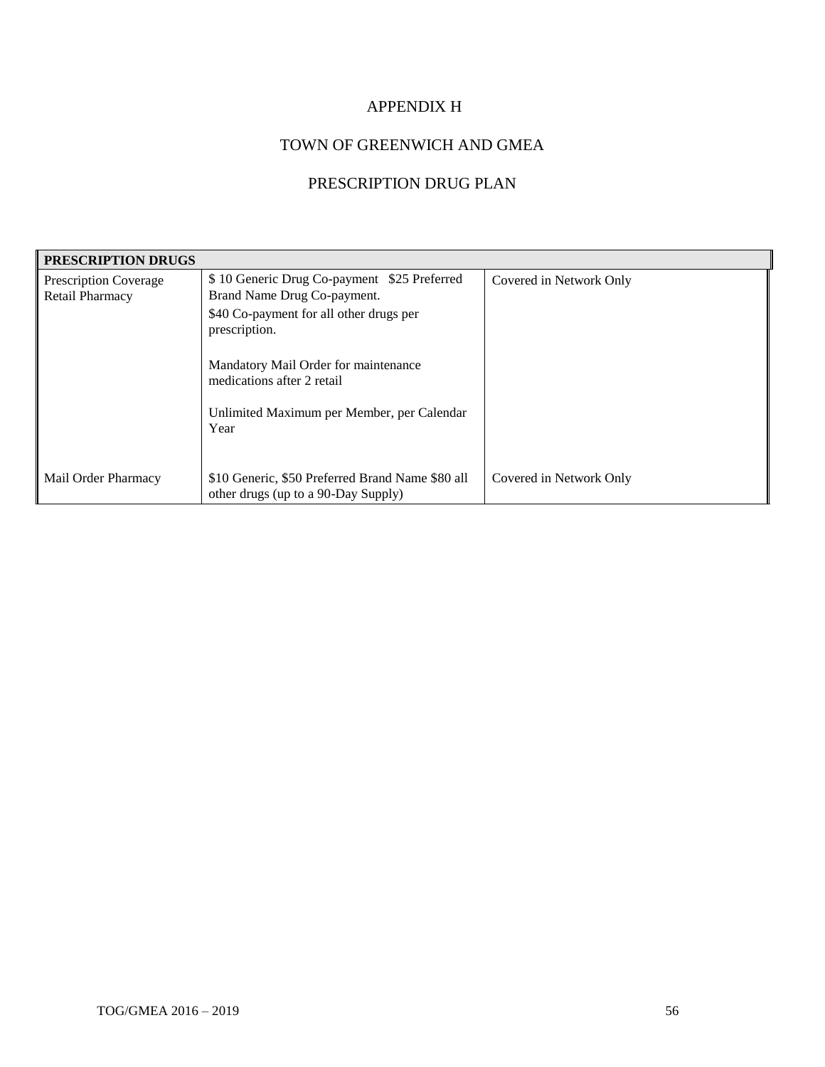# APPENDIX H

# TOWN OF GREENWICH AND GMEA

# PRESCRIPTION DRUG PLAN

| PRESCRIPTION DRUGS | | |
|---|---|---|
| Prescription Coverage Retail Pharmacy | $ 10 Generic Drug Co-payment $25 Preferred Brand Name Drug Co-payment.<br>$40 Co-payment for all other drugs per prescription.<br><br>Mandatory Mail Order for maintenance medications after 2 retail<br><br>Unlimited Maximum per Member, per Calendar Year | Covered in Network Only |
| Mail Order Pharmacy | $10 Generic, $50 Preferred Brand Name $80 all other drugs (up to a 90-Day Supply) | Covered in Network Only |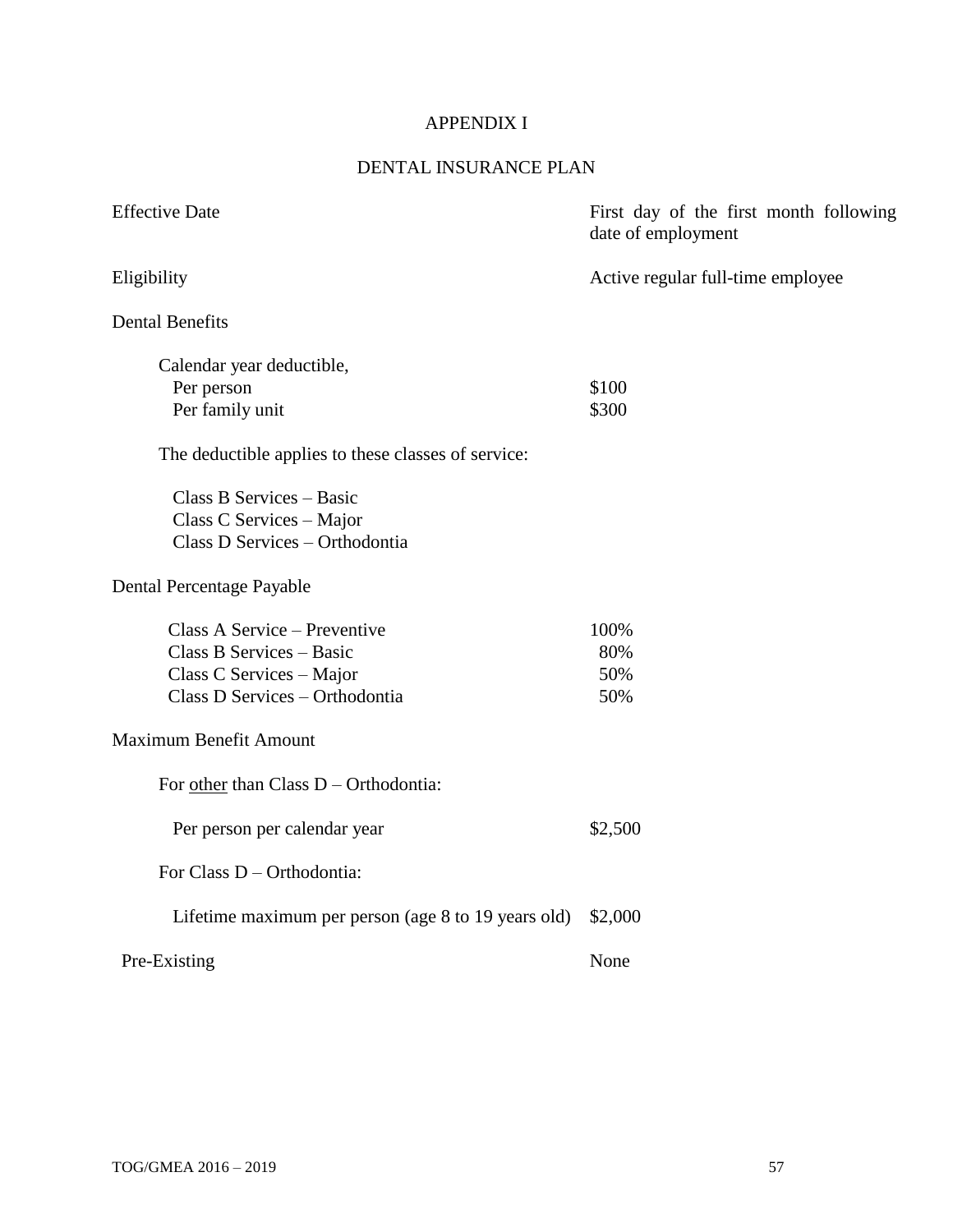# APPENDIX I

## DENTAL INSURANCE PLAN

| | |
|---|---|
| Effective Date | First day of the first month following date of employment |
| Eligibility | Active regular full-time employee |

Dental Benefits

| | |
|---|---|
| Calendar year deductible, | |
| Per person | $100 |
| Per family unit | $300 |

The deductible applies to these classes of service:

- Class B Services – Basic
- Class C Services – Major
- Class D Services – Orthodontia

Dental Percentage Payable

| | |
|---|---|
| Class A Service – Preventive | 100% |
| Class B Services – Basic | 80% |
| Class C Services – Major | 50% |
| Class D Services – Orthodontia | 50% |

Maximum Benefit Amount

For <u>other</u> than Class D – Orthodontia:

| | |
|---|---|
| Per person per calendar year | $2,500 |

For Class D – Orthodontia:

| | |
|---|---|
| Lifetime maximum per person (age 8 to 19 years old) | $2,000 |

| | |
|---|---|
| Pre-Existing | None |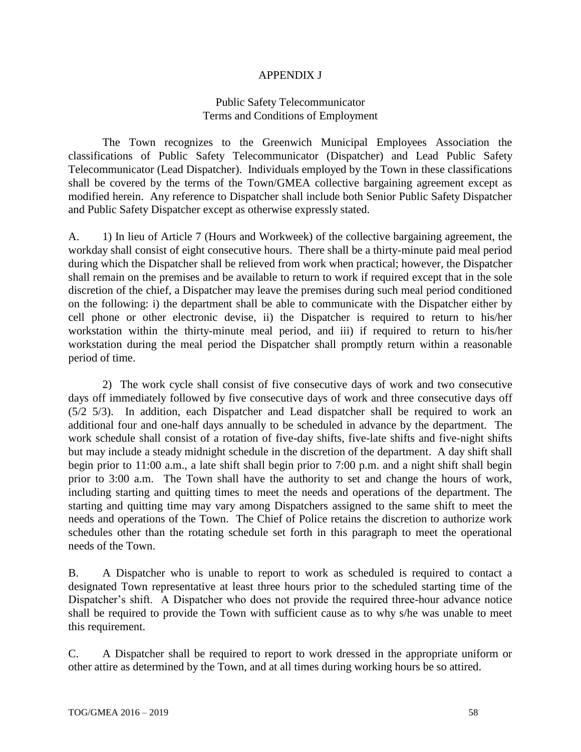# APPENDIX J

## Public Safety Telecommunicator
## Terms and Conditions of Employment

The Town recognizes to the Greenwich Municipal Employees Association the classifications of Public Safety Telecommunicator (Dispatcher) and Lead Public Safety Telecommunicator (Lead Dispatcher). Individuals employed by the Town in these classifications shall be covered by the terms of the Town/GMEA collective bargaining agreement except as modified herein. Any reference to Dispatcher shall include both Senior Public Safety Dispatcher and Public Safety Dispatcher except as otherwise expressly stated.

A. 1) In lieu of Article 7 (Hours and Workweek) of the collective bargaining agreement, the workday shall consist of eight consecutive hours. There shall be a thirty-minute paid meal period during which the Dispatcher shall be relieved from work when practical; however, the Dispatcher shall remain on the premises and be available to return to work if required except that in the sole discretion of the chief, a Dispatcher may leave the premises during such meal period conditioned on the following: i) the department shall be able to communicate with the Dispatcher either by cell phone or other electronic devise, ii) the Dispatcher is required to return to his/her workstation within the thirty-minute meal period, and iii) if required to return to his/her workstation during the meal period the Dispatcher shall promptly return within a reasonable period of time.

2) The work cycle shall consist of five consecutive days of work and two consecutive days off immediately followed by five consecutive days of work and three consecutive days off (5/2 5/3). In addition, each Dispatcher and Lead dispatcher shall be required to work an additional four and one-half days annually to be scheduled in advance by the department. The work schedule shall consist of a rotation of five-day shifts, five-late shifts and five-night shifts but may include a steady midnight schedule in the discretion of the department. A day shift shall begin prior to 11:00 a.m., a late shift shall begin prior to 7:00 p.m. and a night shift shall begin prior to 3:00 a.m. The Town shall have the authority to set and change the hours of work, including starting and quitting times to meet the needs and operations of the department. The starting and quitting time may vary among Dispatchers assigned to the same shift to meet the needs and operations of the Town. The Chief of Police retains the discretion to authorize work schedules other than the rotating schedule set forth in this paragraph to meet the operational needs of the Town.

B. A Dispatcher who is unable to report to work as scheduled is required to contact a designated Town representative at least three hours prior to the scheduled starting time of the Dispatcher's shift. A Dispatcher who does not provide the required three-hour advance notice shall be required to provide the Town with sufficient cause as to why s/he was unable to meet this requirement.

C. A Dispatcher shall be required to report to work dressed in the appropriate uniform or other attire as determined by the Town, and at all times during working hours be so attired.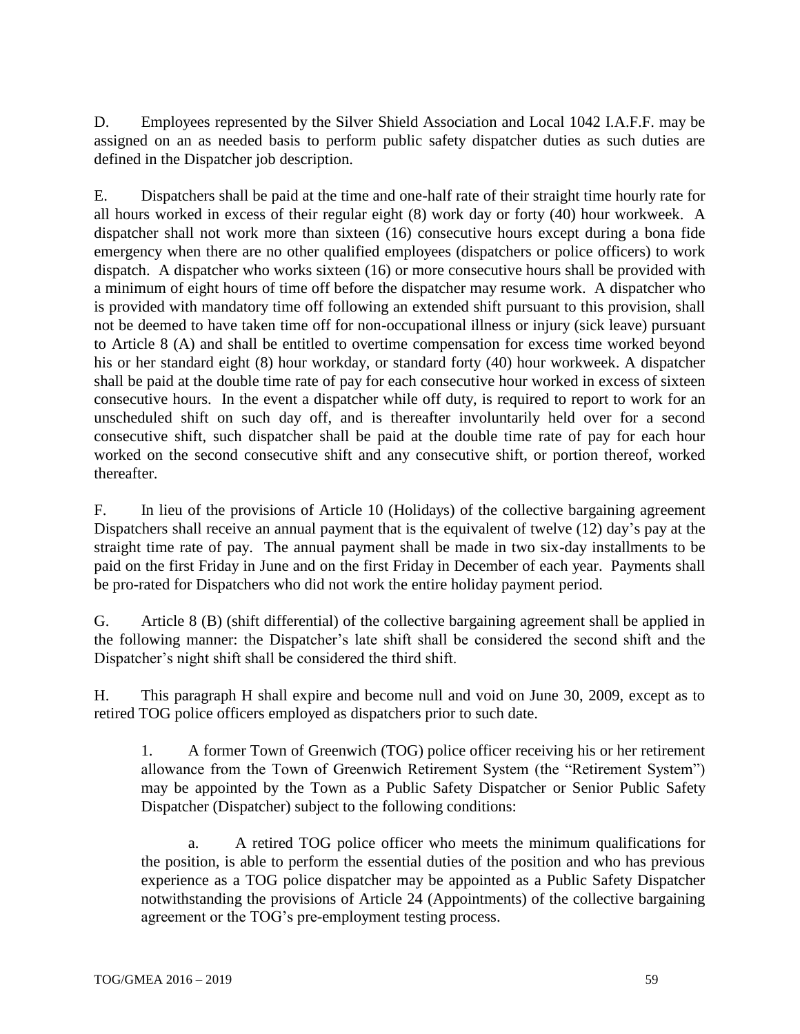D. Employees represented by the Silver Shield Association and Local 1042 I.A.F.F. may be assigned on an as needed basis to perform public safety dispatcher duties as such duties are defined in the Dispatcher job description.

E. Dispatchers shall be paid at the time and one-half rate of their straight time hourly rate for all hours worked in excess of their regular eight (8) work day or forty (40) hour workweek. A dispatcher shall not work more than sixteen (16) consecutive hours except during a bona fide emergency when there are no other qualified employees (dispatchers or police officers) to work dispatch. A dispatcher who works sixteen (16) or more consecutive hours shall be provided with a minimum of eight hours of time off before the dispatcher may resume work. A dispatcher who is provided with mandatory time off following an extended shift pursuant to this provision, shall not be deemed to have taken time off for non-occupational illness or injury (sick leave) pursuant to Article 8 (A) and shall be entitled to overtime compensation for excess time worked beyond his or her standard eight (8) hour workday, or standard forty (40) hour workweek. A dispatcher shall be paid at the double time rate of pay for each consecutive hour worked in excess of sixteen consecutive hours. In the event a dispatcher while off duty, is required to report to work for an unscheduled shift on such day off, and is thereafter involuntarily held over for a second consecutive shift, such dispatcher shall be paid at the double time rate of pay for each hour worked on the second consecutive shift and any consecutive shift, or portion thereof, worked thereafter.

F. In lieu of the provisions of Article 10 (Holidays) of the collective bargaining agreement Dispatchers shall receive an annual payment that is the equivalent of twelve (12) day's pay at the straight time rate of pay. The annual payment shall be made in two six-day installments to be paid on the first Friday in June and on the first Friday in December of each year. Payments shall be pro-rated for Dispatchers who did not work the entire holiday payment period.

G. Article 8 (B) (shift differential) of the collective bargaining agreement shall be applied in the following manner: the Dispatcher's late shift shall be considered the second shift and the Dispatcher's night shift shall be considered the third shift.

H. This paragraph H shall expire and become null and void on June 30, 2009, except as to retired TOG police officers employed as dispatchers prior to such date.

1. A former Town of Greenwich (TOG) police officer receiving his or her retirement allowance from the Town of Greenwich Retirement System (the "Retirement System") may be appointed by the Town as a Public Safety Dispatcher or Senior Public Safety Dispatcher (Dispatcher) subject to the following conditions:

a. A retired TOG police officer who meets the minimum qualifications for the position, is able to perform the essential duties of the position and who has previous experience as a TOG police dispatcher may be appointed as a Public Safety Dispatcher notwithstanding the provisions of Article 24 (Appointments) of the collective bargaining agreement or the TOG's pre-employment testing process.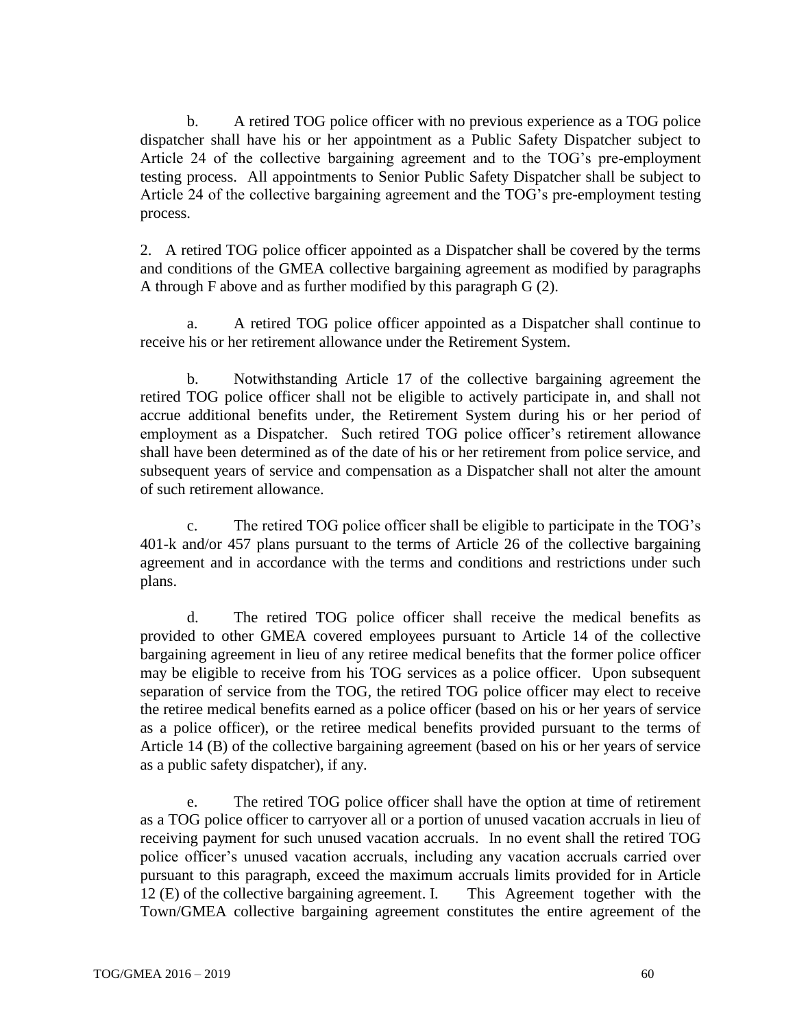b. A retired TOG police officer with no previous experience as a TOG police dispatcher shall have his or her appointment as a Public Safety Dispatcher subject to Article 24 of the collective bargaining agreement and to the TOG's pre-employment testing process. All appointments to Senior Public Safety Dispatcher shall be subject to Article 24 of the collective bargaining agreement and the TOG's pre-employment testing process.

2. A retired TOG police officer appointed as a Dispatcher shall be covered by the terms and conditions of the GMEA collective bargaining agreement as modified by paragraphs A through F above and as further modified by this paragraph G (2).

a. A retired TOG police officer appointed as a Dispatcher shall continue to receive his or her retirement allowance under the Retirement System.

b. Notwithstanding Article 17 of the collective bargaining agreement the retired TOG police officer shall not be eligible to actively participate in, and shall not accrue additional benefits under, the Retirement System during his or her period of employment as a Dispatcher. Such retired TOG police officer's retirement allowance shall have been determined as of the date of his or her retirement from police service, and subsequent years of service and compensation as a Dispatcher shall not alter the amount of such retirement allowance.

c. The retired TOG police officer shall be eligible to participate in the TOG's 401-k and/or 457 plans pursuant to the terms of Article 26 of the collective bargaining agreement and in accordance with the terms and conditions and restrictions under such plans.

d. The retired TOG police officer shall receive the medical benefits as provided to other GMEA covered employees pursuant to Article 14 of the collective bargaining agreement in lieu of any retiree medical benefits that the former police officer may be eligible to receive from his TOG services as a police officer. Upon subsequent separation of service from the TOG, the retired TOG police officer may elect to receive the retiree medical benefits earned as a police officer (based on his or her years of service as a police officer), or the retiree medical benefits provided pursuant to the terms of Article 14 (B) of the collective bargaining agreement (based on his or her years of service as a public safety dispatcher), if any.

e. The retired TOG police officer shall have the option at time of retirement as a TOG police officer to carryover all or a portion of unused vacation accruals in lieu of receiving payment for such unused vacation accruals. In no event shall the retired TOG police officer's unused vacation accruals, including any vacation accruals carried over pursuant to this paragraph, exceed the maximum accruals limits provided for in Article 12 (E) of the collective bargaining agreement. I. This Agreement together with the Town/GMEA collective bargaining agreement constitutes the entire agreement of the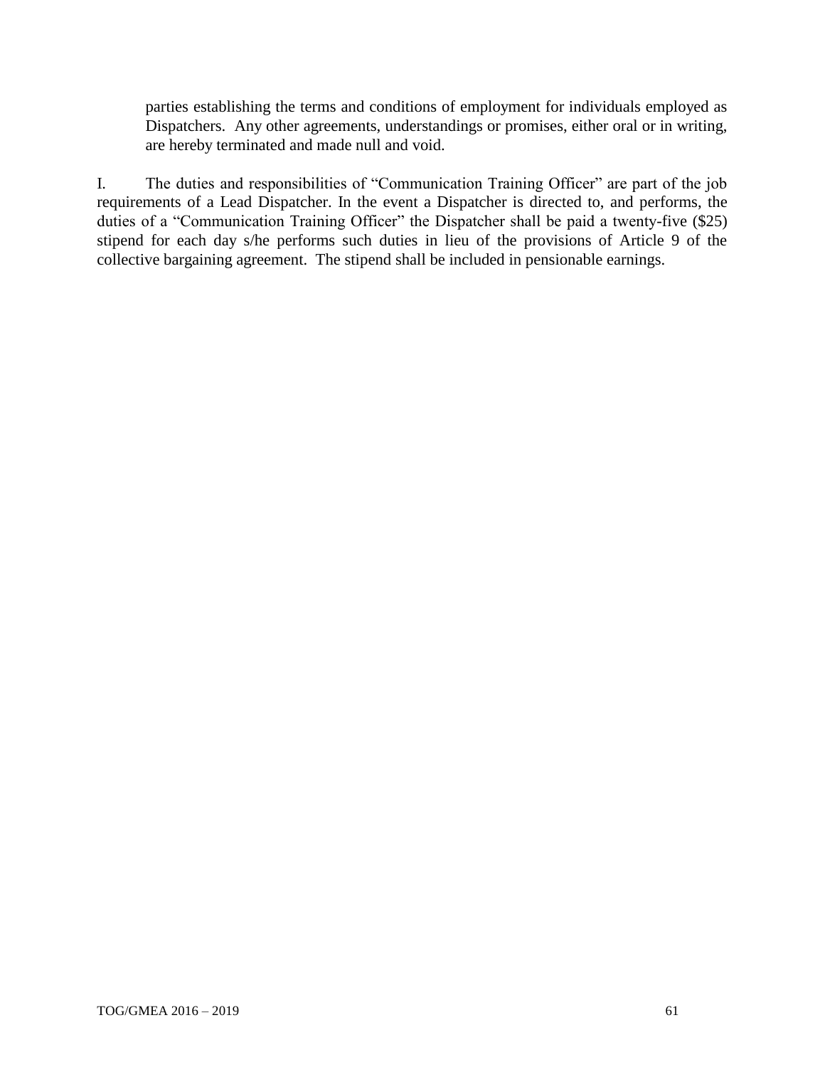parties establishing the terms and conditions of employment for individuals employed as Dispatchers. Any other agreements, understandings or promises, either oral or in writing, are hereby terminated and made null and void.

I. The duties and responsibilities of "Communication Training Officer" are part of the job requirements of a Lead Dispatcher. In the event a Dispatcher is directed to, and performs, the duties of a "Communication Training Officer" the Dispatcher shall be paid a twenty-five ($25) stipend for each day s/he performs such duties in lieu of the provisions of Article 9 of the collective bargaining agreement. The stipend shall be included in pensionable earnings.